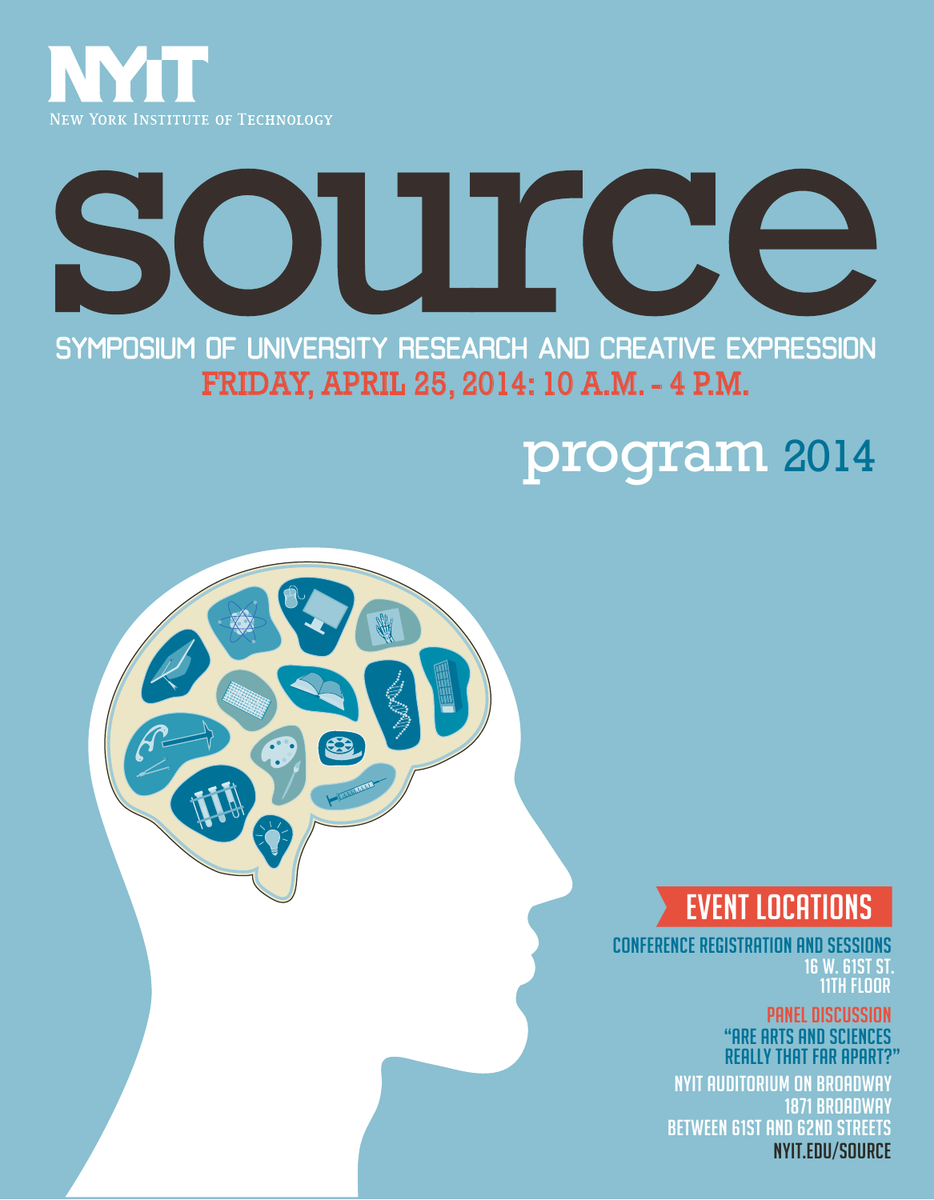NYIT

New York Institute of Technology

# source

## SYMPOSIUM OF UNIVERSITY RESEARCH AND CREATIVE EXPRESSION

**FRIDAY, APRIL 25, 2014: 10 A.M. - 4 P.M.**

## program 2014

### EVENT LOCATIONS

**CONFERENCE REGISTRATION AND SESSIONS**
16 W. 61ST ST.
11TH FLOOR

**PANEL DISCUSSION**
"ARE ARTS AND SCIENCES REALLY THAT FAR APART?"
NYIT AUDITORIUM ON BROADWAY
1871 BROADWAY
BETWEEN 61ST AND 62ND STREETS

NYIT.EDU/SOURCE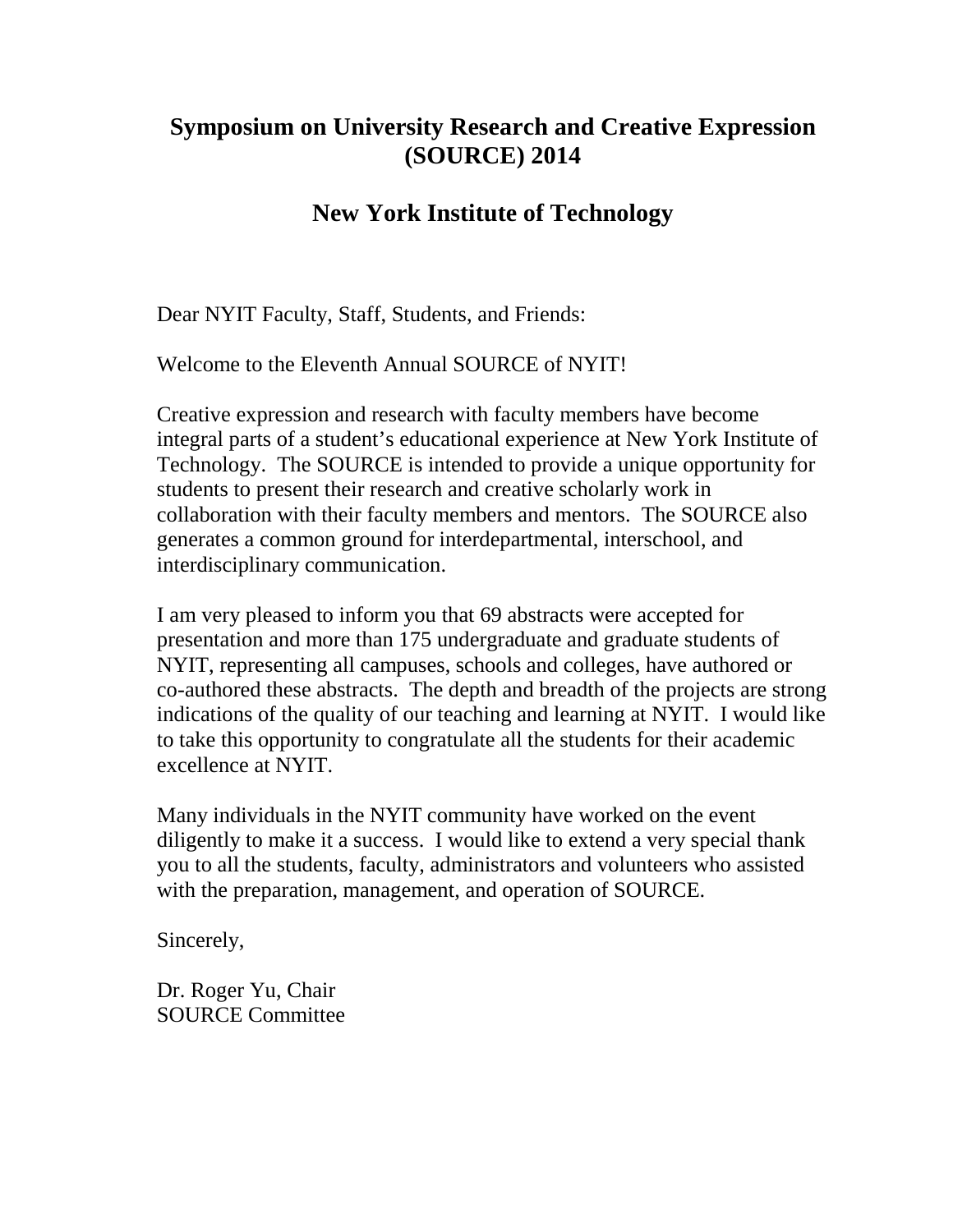# Symposium on University Research and Creative Expression (SOURCE) 2014

## New York Institute of Technology

Dear NYIT Faculty, Staff, Students, and Friends:

Welcome to the Eleventh Annual SOURCE of NYIT!

Creative expression and research with faculty members have become integral parts of a student's educational experience at New York Institute of Technology. The SOURCE is intended to provide a unique opportunity for students to present their research and creative scholarly work in collaboration with their faculty members and mentors. The SOURCE also generates a common ground for interdepartmental, interschool, and interdisciplinary communication.

I am very pleased to inform you that 69 abstracts were accepted for presentation and more than 175 undergraduate and graduate students of NYIT, representing all campuses, schools and colleges, have authored or co-authored these abstracts. The depth and breadth of the projects are strong indications of the quality of our teaching and learning at NYIT. I would like to take this opportunity to congratulate all the students for their academic excellence at NYIT.

Many individuals in the NYIT community have worked on the event diligently to make it a success. I would like to extend a very special thank you to all the students, faculty, administrators and volunteers who assisted with the preparation, management, and operation of SOURCE.

Sincerely,

Dr. Roger Yu, Chair
SOURCE Committee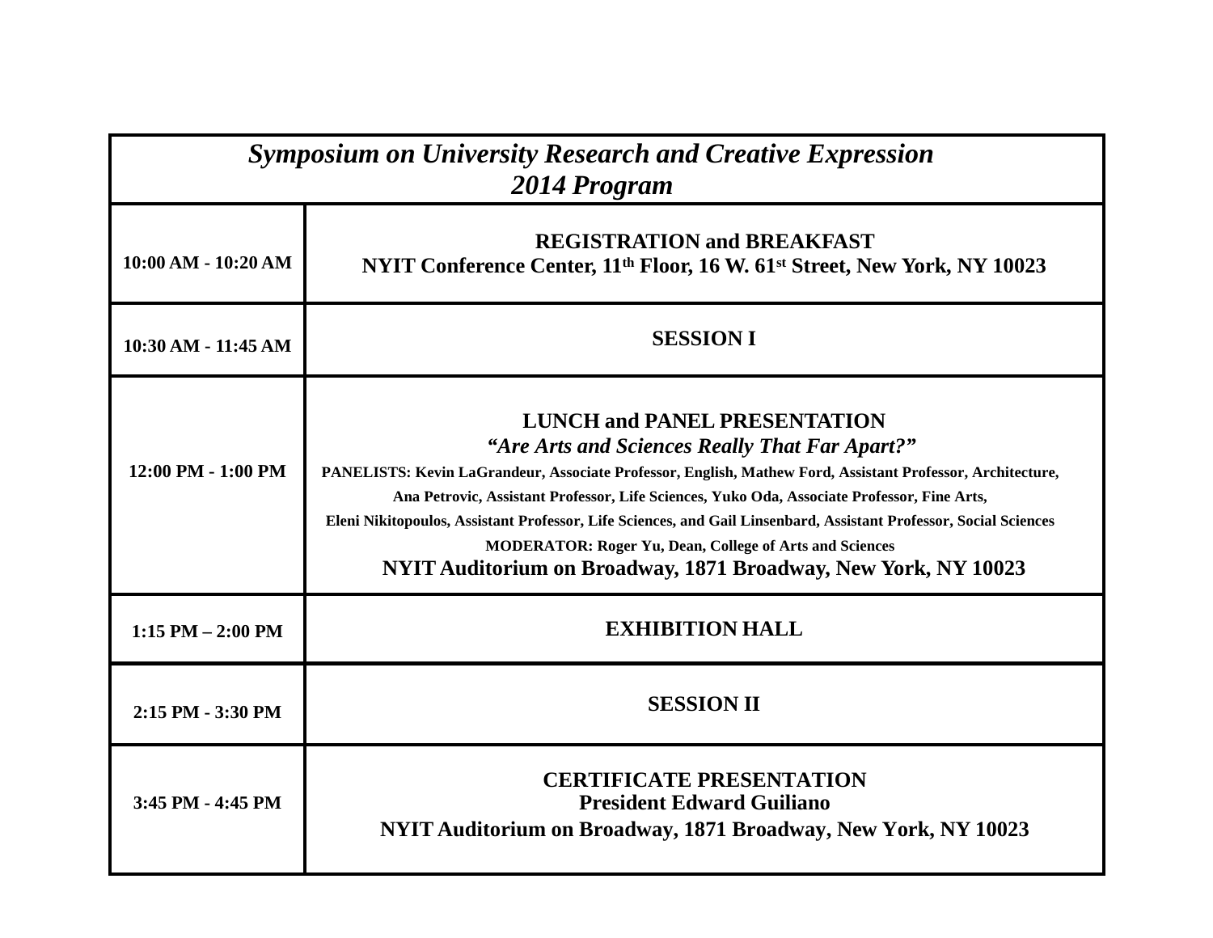| *Symposium on University Research and Creative Expression* *2014 Program* | |
|---|---|
| **10:00 AM - 10:20 AM** | **REGISTRATION and BREAKFAST** **NYIT Conference Center, 11th Floor, 16 W. 61st Street, New York, NY 10023** |
| **10:30 AM - 11:45 AM** | **SESSION I** |
| **12:00 PM - 1:00 PM** | **LUNCH and PANEL PRESENTATION** ***"Are Arts and Sciences Really That Far Apart?"*** **PANELISTS: Kevin LaGrandeur, Associate Professor, English, Mathew Ford, Assistant Professor, Architecture, Ana Petrovic, Assistant Professor, Life Sciences, Yuko Oda, Associate Professor, Fine Arts, Eleni Nikitopoulos, Assistant Professor, Life Sciences, and Gail Linsenbard, Assistant Professor, Social Sciences** **MODERATOR: Roger Yu, Dean, College of Arts and Sciences** **NYIT Auditorium on Broadway, 1871 Broadway, New York, NY 10023** |
| **1:15 PM – 2:00 PM** | **EXHIBITION HALL** |
| **2:15 PM - 3:30 PM** | **SESSION II** |
| **3:45 PM - 4:45 PM** | **CERTIFICATE PRESENTATION** **President Edward Guiliano** **NYIT Auditorium on Broadway, 1871 Broadway, New York, NY 10023** |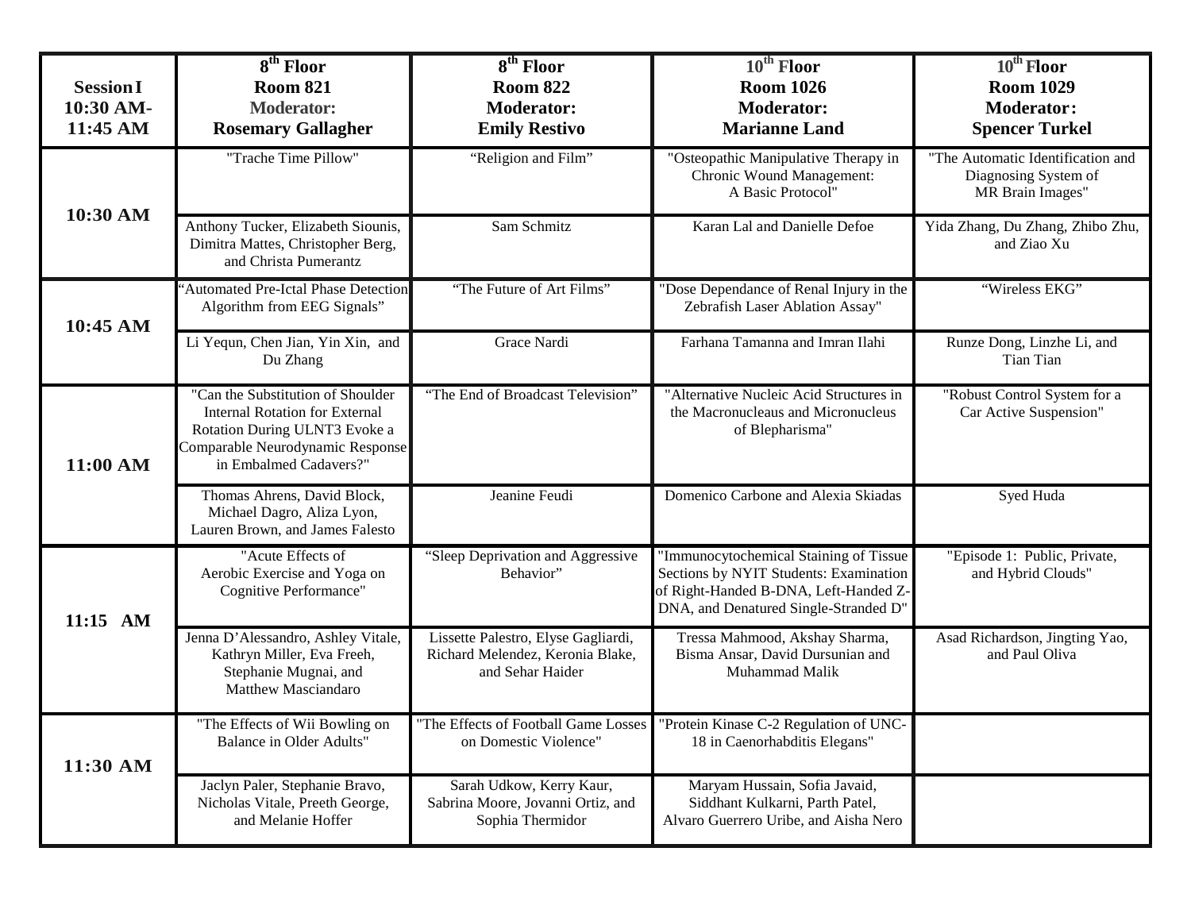| Session I 10:30 AM-11:45 AM | 8th Floor Room 821 Moderator: Rosemary Gallagher | 8th Floor Room 822 Moderator: Emily Restivo | 10th Floor Room 1026 Moderator: Marianne Land | 10th Floor Room 1029 Moderator: Spencer Turkel |
|---|---|---|---|---|
| 10:30 AM | "Trache Time Pillow" | "Religion and Film" | "Osteopathic Manipulative Therapy in Chronic Wound Management: A Basic Protocol" | "The Automatic Identification and Diagnosing System of MR Brain Images" |
| | Anthony Tucker, Elizabeth Siounis, Dimitra Mattes, Christopher Berg, and Christa Pumerantz | Sam Schmitz | Karan Lal and Danielle Defoe | Yida Zhang, Du Zhang, Zhibo Zhu, and Ziao Xu |
| 10:45 AM | "Automated Pre-Ictal Phase Detection Algorithm from EEG Signals" | "The Future of Art Films" | "Dose Dependance of Renal Injury in the Zebrafish Laser Ablation Assay" | "Wireless EKG" |
| | Li Yequn, Chen Jian, Yin Xin, and Du Zhang | Grace Nardi | Farhana Tamanna and Imran Ilahi | Runze Dong, Linzhe Li, and Tian Tian |
| 11:00 AM | "Can the Substitution of Shoulder Internal Rotation for External Rotation During ULNT3 Evoke a Comparable Neurodynamic Response in Embalmed Cadavers?" | "The End of Broadcast Television" | "Alternative Nucleic Acid Structures in the Macronucleaus and Micronucleus of Blepharisma" | "Robust Control System for a Car Active Suspension" |
| | Thomas Ahrens, David Block, Michael Dagro, Aliza Lyon, Lauren Brown, and James Falesto | Jeanine Feudi | Domenico Carbone and Alexia Skiadas | Syed Huda |
| 11:15 AM | "Acute Effects of Aerobic Exercise and Yoga on Cognitive Performance" | "Sleep Deprivation and Aggressive Behavior" | "Immunocytochemical Staining of Tissue Sections by NYIT Students: Examination of Right-Handed B-DNA, Left-Handed Z-DNA, and Denatured Single-Stranded D" | "Episode 1: Public, Private, and Hybrid Clouds" |
| | Jenna D'Alessandro, Ashley Vitale, Kathryn Miller, Eva Freeh, Stephanie Mugnai, and Matthew Masciandaro | Lissette Palestro, Elyse Gagliardi, Richard Melendez, Keronia Blake, and Sehar Haider | Tressa Mahmood, Akshay Sharma, Bisma Ansar, David Dursunian and Muhammad Malik | Asad Richardson, Jingting Yao, and Paul Oliva |
| 11:30 AM | "The Effects of Wii Bowling on Balance in Older Adults" | "The Effects of Football Game Losses on Domestic Violence" | "Protein Kinase C-2 Regulation of UNC-18 in Caenorhabditis Elegans" | |
| | Jaclyn Paler, Stephanie Bravo, Nicholas Vitale, Preeth George, and Melanie Hoffer | Sarah Udkow, Kerry Kaur, Sabrina Moore, Jovanni Ortiz, and Sophia Thermidor | Maryam Hussain, Sofia Javaid, Siddhant Kulkarni, Parth Patel, Alvaro Guerrero Uribe, and Aisha Nero | |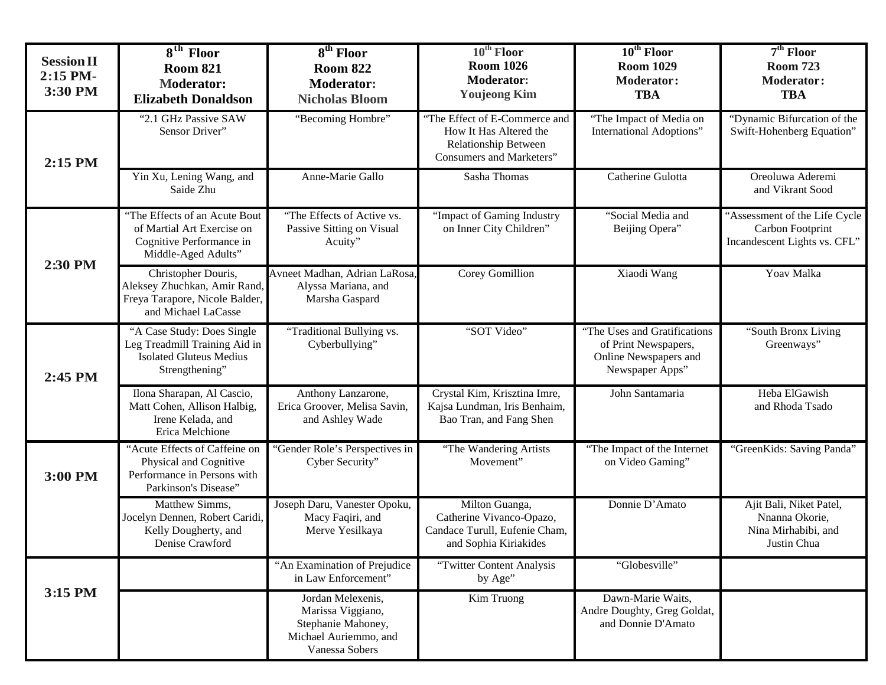| Session II 2:15 PM- 3:30 PM | 8th Floor Room 821 Moderator: Elizabeth Donaldson | 8th Floor Room 822 Moderator: Nicholas Bloom | 10th Floor Room 1026 Moderator: Youjeong Kim | 10th Floor Room 1029 Moderator: TBA | 7th Floor Room 723 Moderator: TBA |
|---|---|---|---|---|---|
| 2:15 PM | "2.1 GHz Passive SAW Sensor Driver" | "Becoming Hombre" | "The Effect of E-Commerce and How It Has Altered the Relationship Between Consumers and Marketers" | "The Impact of Media on International Adoptions" | "Dynamic Bifurcation of the Swift-Hohenberg Equation" |
| | Yin Xu, Lening Wang, and Saide Zhu | Anne-Marie Gallo | Sasha Thomas | Catherine Gulotta | Oreoluwa Aderemi and Vikrant Sood |
| 2:30 PM | "The Effects of an Acute Bout of Martial Art Exercise on Cognitive Performance in Middle-Aged Adults" | "The Effects of Active vs. Passive Sitting on Visual Acuity" | "Impact of Gaming Industry on Inner City Children" | "Social Media and Beijing Opera" | "Assessment of the Life Cycle Carbon Footprint Incandescent Lights vs. CFL" |
| | Christopher Douris, Aleksey Zhuchkan, Amir Rand, Freya Tarapore, Nicole Balder, and Michael LaCasse | Avneet Madhan, Adrian LaRosa, Alyssa Mariana, and Marsha Gaspard | Corey Gomillion | Xiaodi Wang | Yoav Malka |
| 2:45 PM | "A Case Study: Does Single Leg Treadmill Training Aid in Isolated Gluteus Medius Strengthening" | "Traditional Bullying vs. Cyberbullying" | "SOT Video" | "The Uses and Gratifications of Print Newspapers, Online Newspapers and Newspaper Apps" | "South Bronx Living Greenways" |
| | Ilona Sharapan, Al Cascio, Matt Cohen, Allison Halbig, Irene Kelada, and Erica Melchione | Anthony Lanzarone, Erica Groover, Melisa Savin, and Ashley Wade | Crystal Kim, Krisztina Imre, Kajsa Lundman, Iris Benhaim, Bao Tran, and Fang Shen | John Santamaria | Heba ElGawish and Rhoda Tsado |
| 3:00 PM | "Acute Effects of Caffeine on Physical and Cognitive Performance in Persons with Parkinson's Disease" | "Gender Role's Perspectives in Cyber Security" | "The Wandering Artists Movement" | "The Impact of the Internet on Video Gaming" | "GreenKids: Saving Panda" |
| | Matthew Simms, Jocelyn Dennen, Robert Caridi, Kelly Dougherty, and Denise Crawford | Joseph Daru, Vanester Opoku, Macy Faqiri, and Merve Yesilkaya | Milton Guanga, Catherine Vivanco-Opazo, Candace Turull, Eufenie Cham, and Sophia Kiriakides | Donnie D'Amato | Ajit Bali, Niket Patel, Nnanna Okorie, Nina Mirhabibi, and Justin Chua |
| 3:15 PM | | "An Examination of Prejudice in Law Enforcement" | "Twitter Content Analysis by Age" | "Globesville" | |
| | | Jordan Melexenis, Marissa Viggiano, Stephanie Mahoney, Michael Auriemmo, and Vanessa Sobers | Kim Truong | Dawn-Marie Waits, Andre Doughty, Greg Goldat, and Donnie D'Amato | |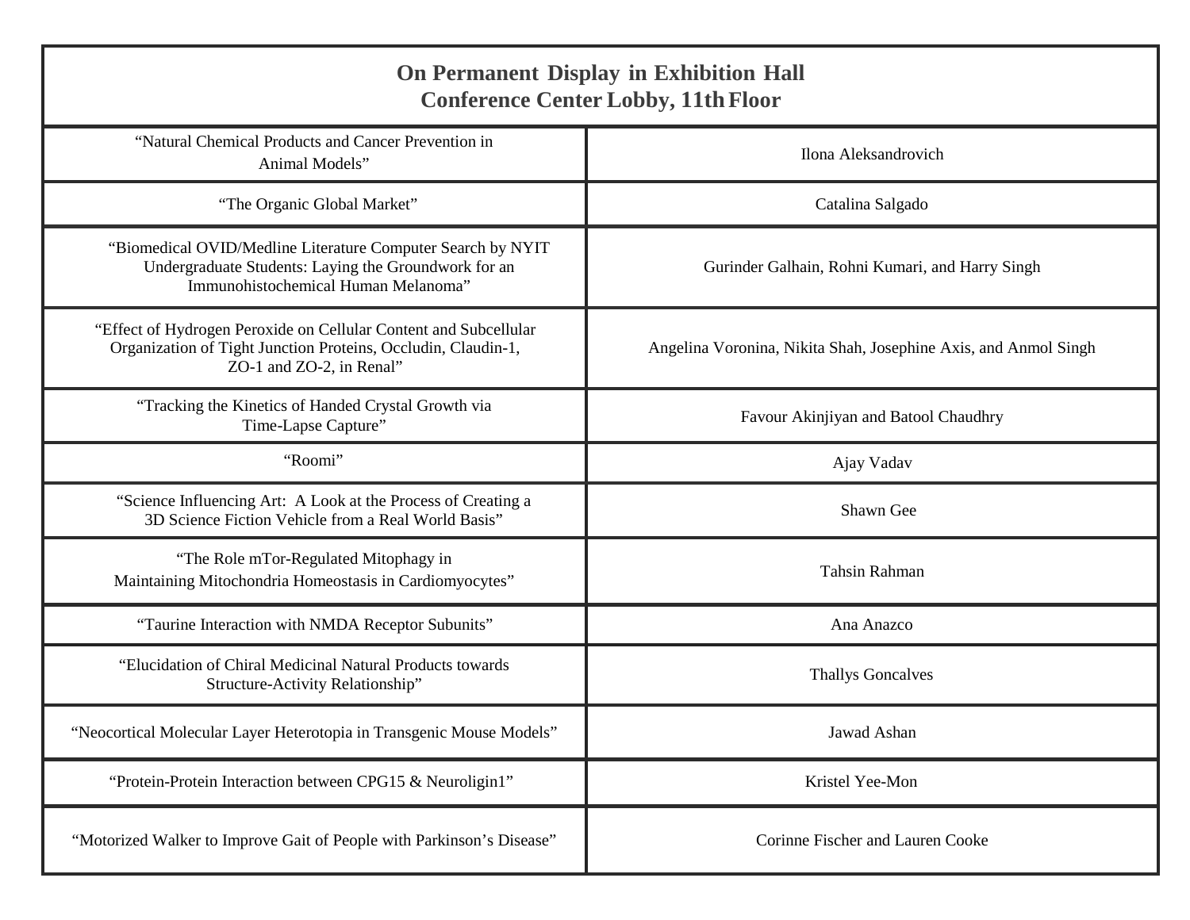| On Permanent Display in Exhibition Hall<br>Conference Center Lobby, 11th Floor | |
|---|---|
| "Natural Chemical Products and Cancer Prevention in Animal Models" | Ilona Aleksandrovich |
| "The Organic Global Market" | Catalina Salgado |
| "Biomedical OVID/Medline Literature Computer Search by NYIT Undergraduate Students: Laying the Groundwork for an Immunohistochemical Human Melanoma" | Gurinder Galhain, Rohni Kumari, and Harry Singh |
| "Effect of Hydrogen Peroxide on Cellular Content and Subcellular Organization of Tight Junction Proteins, Occludin, Claudin-1, ZO-1 and ZO-2, in Renal" | Angelina Voronina, Nikita Shah, Josephine Axis, and Anmol Singh |
| "Tracking the Kinetics of Handed Crystal Growth via Time-Lapse Capture" | Favour Akinjiyan and Batool Chaudhry |
| "Roomi" | Ajay Vadav |
| "Science Influencing Art: A Look at the Process of Creating a 3D Science Fiction Vehicle from a Real World Basis" | Shawn Gee |
| "The Role mTor-Regulated Mitophagy in Maintaining Mitochondria Homeostasis in Cardiomyocytes" | Tahsin Rahman |
| "Taurine Interaction with NMDA Receptor Subunits" | Ana Anazco |
| "Elucidation of Chiral Medicinal Natural Products towards Structure-Activity Relationship" | Thallys Goncalves |
| "Neocortical Molecular Layer Heterotopia in Transgenic Mouse Models" | Jawad Ashan |
| "Protein-Protein Interaction between CPG15 & Neuroligin1" | Kristel Yee-Mon |
| "Motorized Walker to Improve Gait of People with Parkinson's Disease" | Corinne Fischer and Lauren Cooke |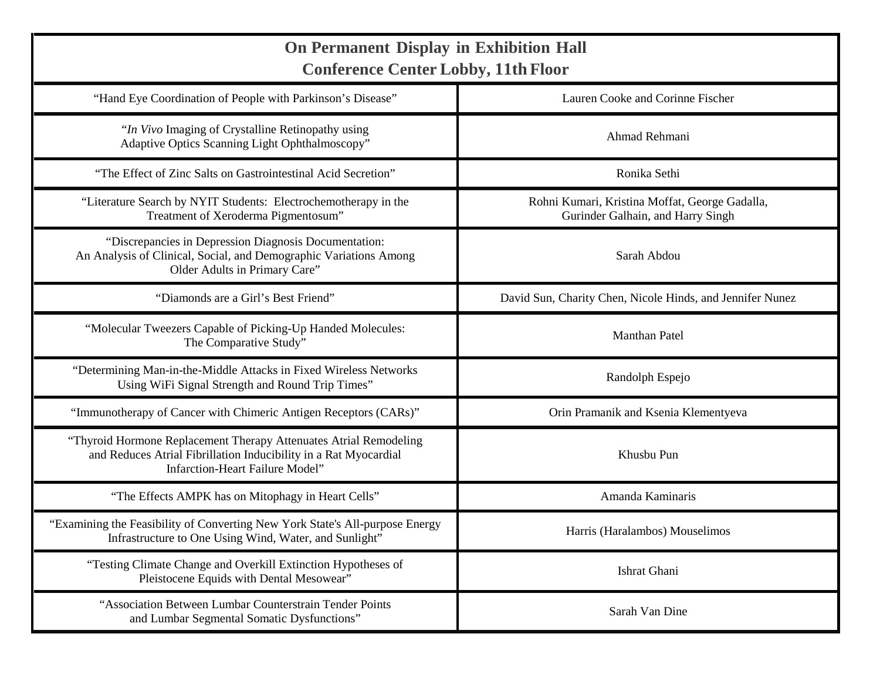| On Permanent Display in Exhibition Hall<br>Conference Center Lobby, 11th Floor | |
|---|---|
| "Hand Eye Coordination of People with Parkinson's Disease" | Lauren Cooke and Corinne Fischer |
| "*In Vivo* Imaging of Crystalline Retinopathy using Adaptive Optics Scanning Light Ophthalmoscopy" | Ahmad Rehmani |
| "The Effect of Zinc Salts on Gastrointestinal Acid Secretion" | Ronika Sethi |
| "Literature Search by NYIT Students: Electrochemotherapy in the Treatment of Xeroderma Pigmentosum" | Rohni Kumari, Kristina Moffat, George Gadalla, Gurinder Galhain, and Harry Singh |
| "Discrepancies in Depression Diagnosis Documentation: An Analysis of Clinical, Social, and Demographic Variations Among Older Adults in Primary Care" | Sarah Abdou |
| "Diamonds are a Girl's Best Friend" | David Sun, Charity Chen, Nicole Hinds, and Jennifer Nunez |
| "Molecular Tweezers Capable of Picking-Up Handed Molecules: The Comparative Study" | Manthan Patel |
| "Determining Man-in-the-Middle Attacks in Fixed Wireless Networks Using WiFi Signal Strength and Round Trip Times" | Randolph Espejo |
| "Immunotherapy of Cancer with Chimeric Antigen Receptors (CARs)" | Orin Pramanik and Ksenia Klementyeva |
| "Thyroid Hormone Replacement Therapy Attenuates Atrial Remodeling and Reduces Atrial Fibrillation Inducibility in a Rat Myocardial Infarction-Heart Failure Model" | Khusbu Pun |
| "The Effects AMPK has on Mitophagy in Heart Cells" | Amanda Kaminaris |
| "Examining the Feasibility of Converting New York State's All-purpose Energy Infrastructure to One Using Wind, Water, and Sunlight" | Harris (Haralambos) Mouselimos |
| "Testing Climate Change and Overkill Extinction Hypotheses of Pleistocene Equids with Dental Mesowear" | Ishrat Ghani |
| "Association Between Lumbar Counterstrain Tender Points and Lumbar Segmental Somatic Dysfunctions" | Sarah Van Dine |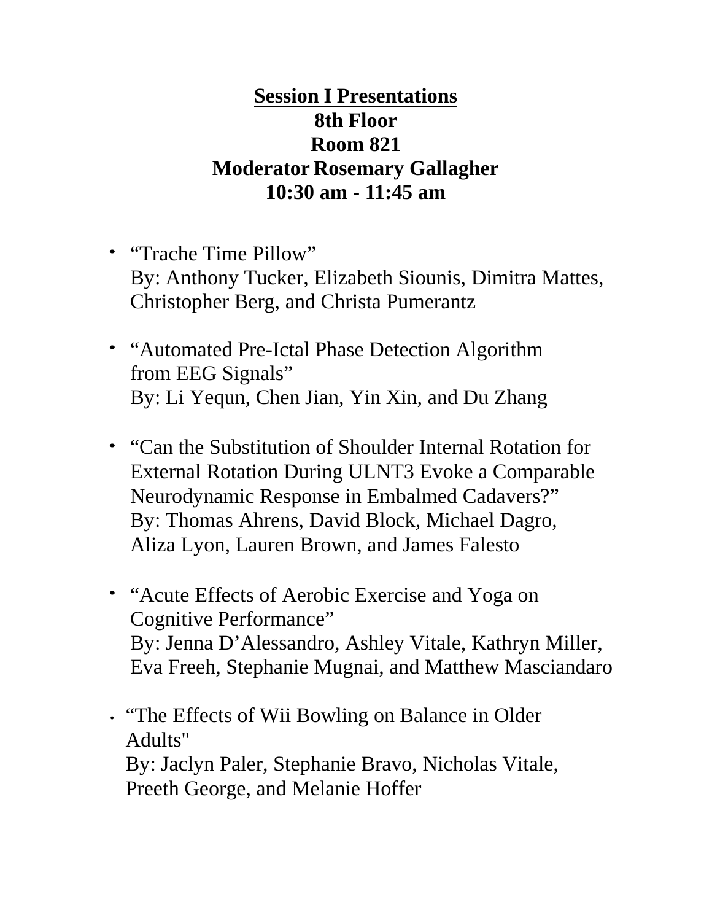## Session I Presentations

**8th Floor**
**Room 821**
**Moderator Rosemary Gallagher**
**10:30 am - 11:45 am**

- "Trache Time Pillow"
  By: Anthony Tucker, Elizabeth Siounis, Dimitra Mattes, Christopher Berg, and Christa Pumerantz

- "Automated Pre-Ictal Phase Detection Algorithm from EEG Signals"
  By: Li Yequn, Chen Jian, Yin Xin, and Du Zhang

- "Can the Substitution of Shoulder Internal Rotation for External Rotation During ULNT3 Evoke a Comparable Neurodynamic Response in Embalmed Cadavers?"
  By: Thomas Ahrens, David Block, Michael Dagro, Aliza Lyon, Lauren Brown, and James Falesto

- "Acute Effects of Aerobic Exercise and Yoga on Cognitive Performance"
  By: Jenna D'Alessandro, Ashley Vitale, Kathryn Miller, Eva Freeh, Stephanie Mugnai, and Matthew Masciandaro

- "The Effects of Wii Bowling on Balance in Older Adults"
  By: Jaclyn Paler, Stephanie Bravo, Nicholas Vitale, Preeth George, and Melanie Hoffer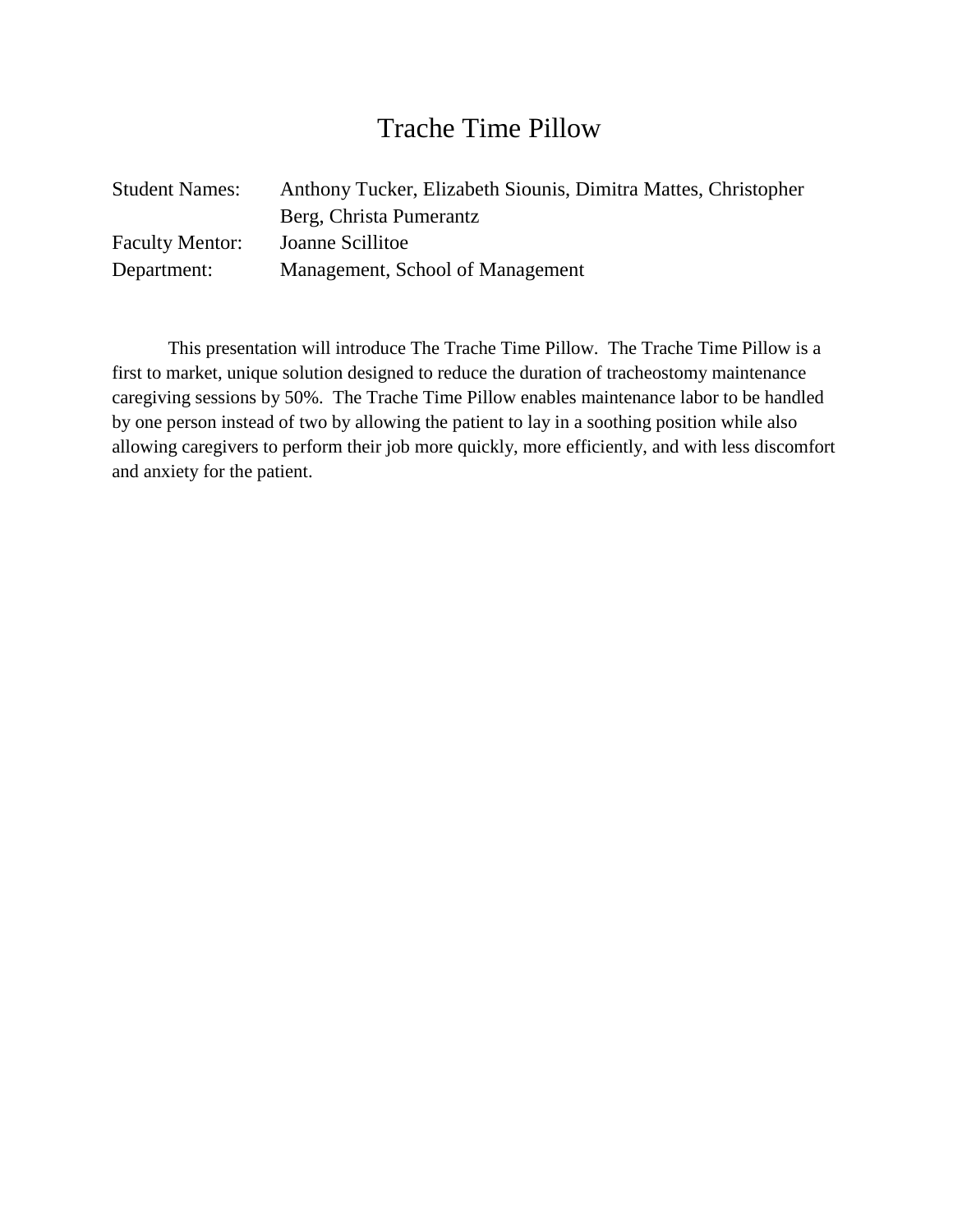# Trache Time Pillow

| | |
|---|---|
| Student Names: | Anthony Tucker, Elizabeth Siounis, Dimitra Mattes, Christopher Berg, Christa Pumerantz |
| Faculty Mentor: | Joanne Scillitoe |
| Department: | Management, School of Management |

This presentation will introduce The Trache Time Pillow. The Trache Time Pillow is a first to market, unique solution designed to reduce the duration of tracheostomy maintenance caregiving sessions by 50%. The Trache Time Pillow enables maintenance labor to be handled by one person instead of two by allowing the patient to lay in a soothing position while also allowing caregivers to perform their job more quickly, more efficiently, and with less discomfort and anxiety for the patient.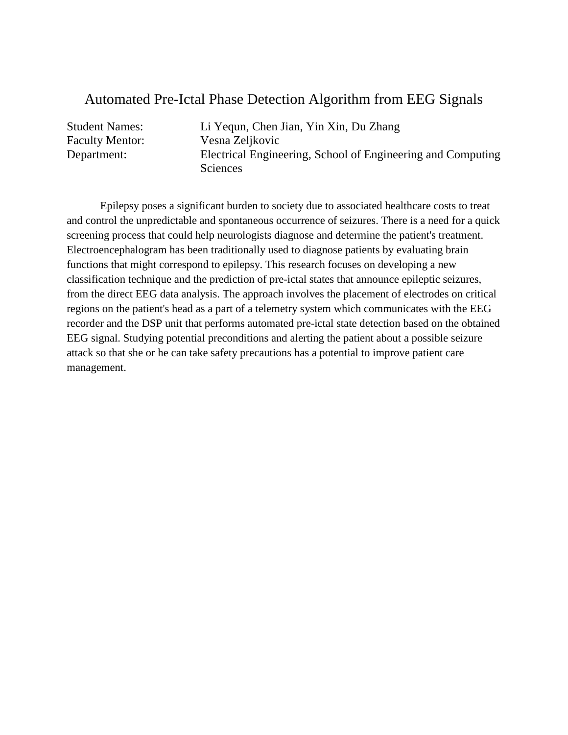# Automated Pre-Ictal Phase Detection Algorithm from EEG Signals

Student Names: Li Yequn, Chen Jian, Yin Xin, Du Zhang
Faculty Mentor: Vesna Zeljkovic
Department: Electrical Engineering, School of Engineering and Computing Sciences

Epilepsy poses a significant burden to society due to associated healthcare costs to treat and control the unpredictable and spontaneous occurrence of seizures. There is a need for a quick screening process that could help neurologists diagnose and determine the patient's treatment. Electroencephalogram has been traditionally used to diagnose patients by evaluating brain functions that might correspond to epilepsy. This research focuses on developing a new classification technique and the prediction of pre-ictal states that announce epileptic seizures, from the direct EEG data analysis. The approach involves the placement of electrodes on critical regions on the patient's head as a part of a telemetry system which communicates with the EEG recorder and the DSP unit that performs automated pre-ictal state detection based on the obtained EEG signal. Studying potential preconditions and alerting the patient about a possible seizure attack so that she or he can take safety precautions has a potential to improve patient care management.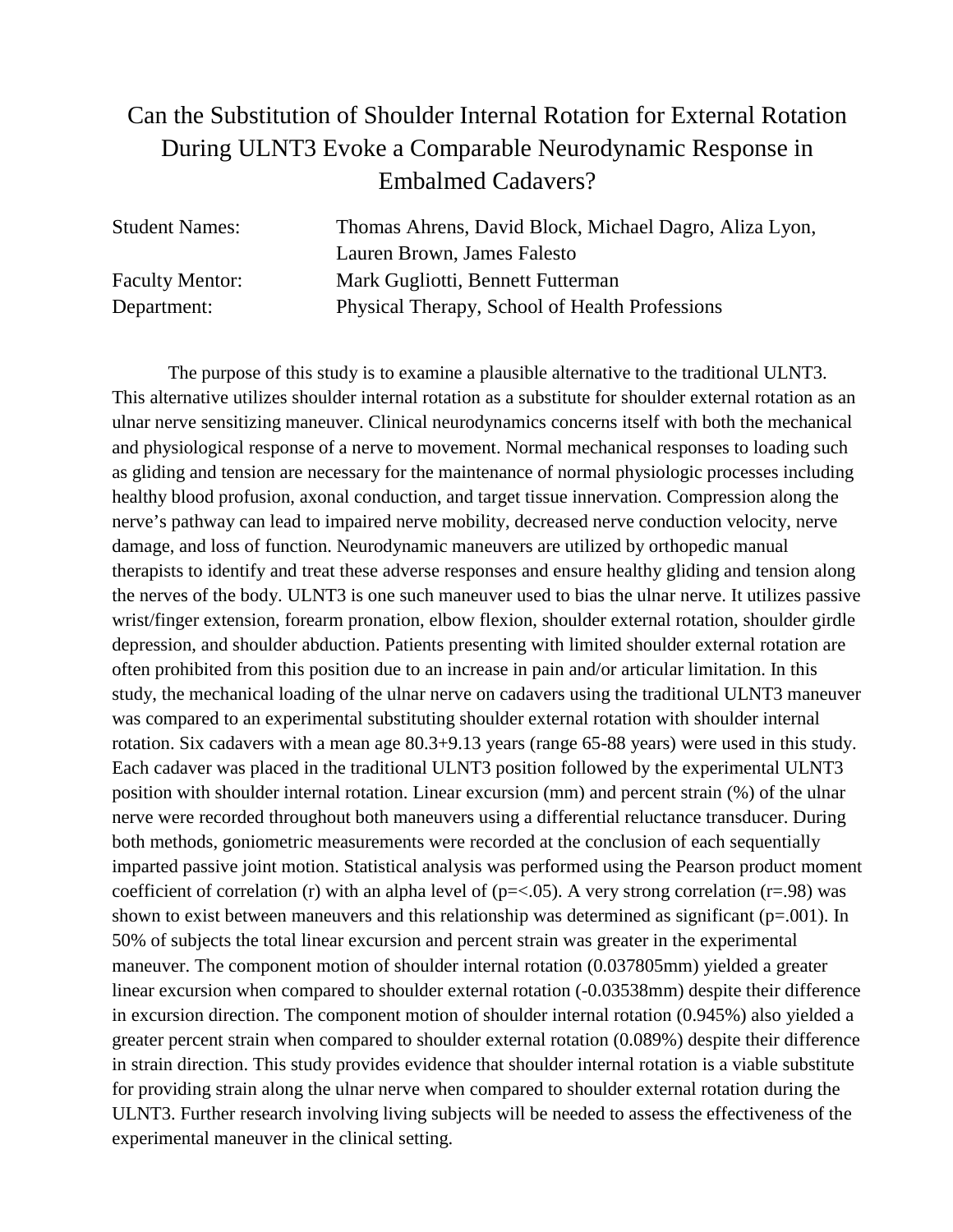# Can the Substitution of Shoulder Internal Rotation for External Rotation During ULNT3 Evoke a Comparable Neurodynamic Response in Embalmed Cadavers?

| | |
|---|---|
| Student Names: | Thomas Ahrens, David Block, Michael Dagro, Aliza Lyon, Lauren Brown, James Falesto |
| Faculty Mentor: | Mark Gugliotti, Bennett Futterman |
| Department: | Physical Therapy, School of Health Professions |

The purpose of this study is to examine a plausible alternative to the traditional ULNT3. This alternative utilizes shoulder internal rotation as a substitute for shoulder external rotation as an ulnar nerve sensitizing maneuver. Clinical neurodynamics concerns itself with both the mechanical and physiological response of a nerve to movement. Normal mechanical responses to loading such as gliding and tension are necessary for the maintenance of normal physiologic processes including healthy blood profusion, axonal conduction, and target tissue innervation. Compression along the nerve's pathway can lead to impaired nerve mobility, decreased nerve conduction velocity, nerve damage, and loss of function. Neurodynamic maneuvers are utilized by orthopedic manual therapists to identify and treat these adverse responses and ensure healthy gliding and tension along the nerves of the body. ULNT3 is one such maneuver used to bias the ulnar nerve. It utilizes passive wrist/finger extension, forearm pronation, elbow flexion, shoulder external rotation, shoulder girdle depression, and shoulder abduction. Patients presenting with limited shoulder external rotation are often prohibited from this position due to an increase in pain and/or articular limitation. In this study, the mechanical loading of the ulnar nerve on cadavers using the traditional ULNT3 maneuver was compared to an experimental substituting shoulder external rotation with shoulder internal rotation. Six cadavers with a mean age 80.3+9.13 years (range 65-88 years) were used in this study. Each cadaver was placed in the traditional ULNT3 position followed by the experimental ULNT3 position with shoulder internal rotation. Linear excursion (mm) and percent strain (%) of the ulnar nerve were recorded throughout both maneuvers using a differential reluctance transducer. During both methods, goniometric measurements were recorded at the conclusion of each sequentially imparted passive joint motion. Statistical analysis was performed using the Pearson product moment coefficient of correlation (r) with an alpha level of ($p=<.05$). A very strong correlation ($r=.98$) was shown to exist between maneuvers and this relationship was determined as significant ($p=.001$). In 50% of subjects the total linear excursion and percent strain was greater in the experimental maneuver. The component motion of shoulder internal rotation (0.037805mm) yielded a greater linear excursion when compared to shoulder external rotation (-0.03538mm) despite their difference in excursion direction. The component motion of shoulder internal rotation (0.945%) also yielded a greater percent strain when compared to shoulder external rotation (0.089%) despite their difference in strain direction. This study provides evidence that shoulder internal rotation is a viable substitute for providing strain along the ulnar nerve when compared to shoulder external rotation during the ULNT3. Further research involving living subjects will be needed to assess the effectiveness of the experimental maneuver in the clinical setting.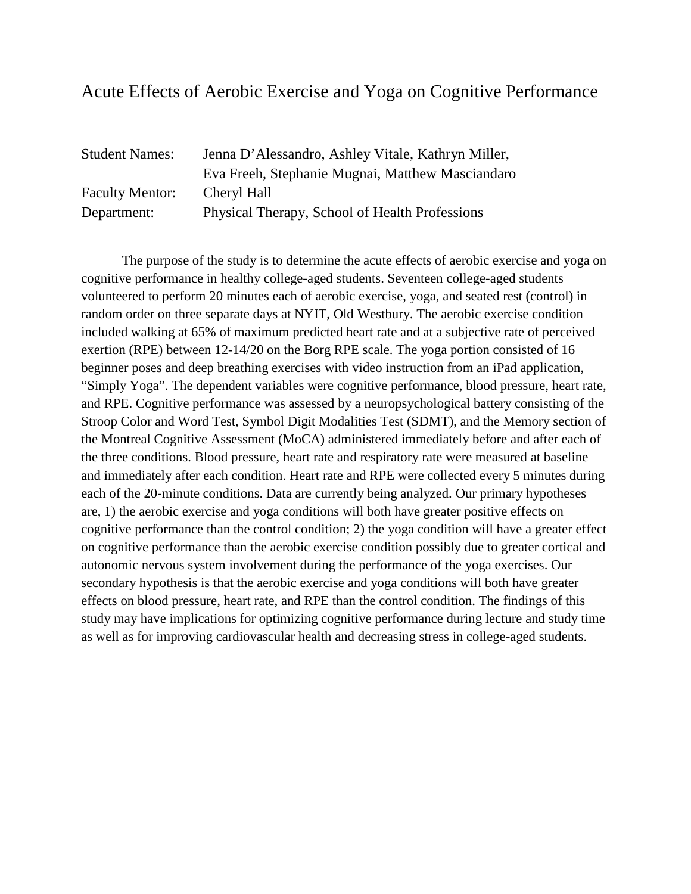# Acute Effects of Aerobic Exercise and Yoga on Cognitive Performance

| | |
|---|---|
| Student Names: | Jenna D'Alessandro, Ashley Vitale, Kathryn Miller, Eva Freeh, Stephanie Mugnai, Matthew Masciandaro |
| Faculty Mentor: | Cheryl Hall |
| Department: | Physical Therapy, School of Health Professions |

The purpose of the study is to determine the acute effects of aerobic exercise and yoga on cognitive performance in healthy college-aged students. Seventeen college-aged students volunteered to perform 20 minutes each of aerobic exercise, yoga, and seated rest (control) in random order on three separate days at NYIT, Old Westbury. The aerobic exercise condition included walking at 65% of maximum predicted heart rate and at a subjective rate of perceived exertion (RPE) between 12-14/20 on the Borg RPE scale. The yoga portion consisted of 16 beginner poses and deep breathing exercises with video instruction from an iPad application, "Simply Yoga". The dependent variables were cognitive performance, blood pressure, heart rate, and RPE. Cognitive performance was assessed by a neuropsychological battery consisting of the Stroop Color and Word Test, Symbol Digit Modalities Test (SDMT), and the Memory section of the Montreal Cognitive Assessment (MoCA) administered immediately before and after each of the three conditions. Blood pressure, heart rate and respiratory rate were measured at baseline and immediately after each condition. Heart rate and RPE were collected every 5 minutes during each of the 20-minute conditions. Data are currently being analyzed. Our primary hypotheses are, 1) the aerobic exercise and yoga conditions will both have greater positive effects on cognitive performance than the control condition; 2) the yoga condition will have a greater effect on cognitive performance than the aerobic exercise condition possibly due to greater cortical and autonomic nervous system involvement during the performance of the yoga exercises. Our secondary hypothesis is that the aerobic exercise and yoga conditions will both have greater effects on blood pressure, heart rate, and RPE than the control condition. The findings of this study may have implications for optimizing cognitive performance during lecture and study time as well as for improving cardiovascular health and decreasing stress in college-aged students.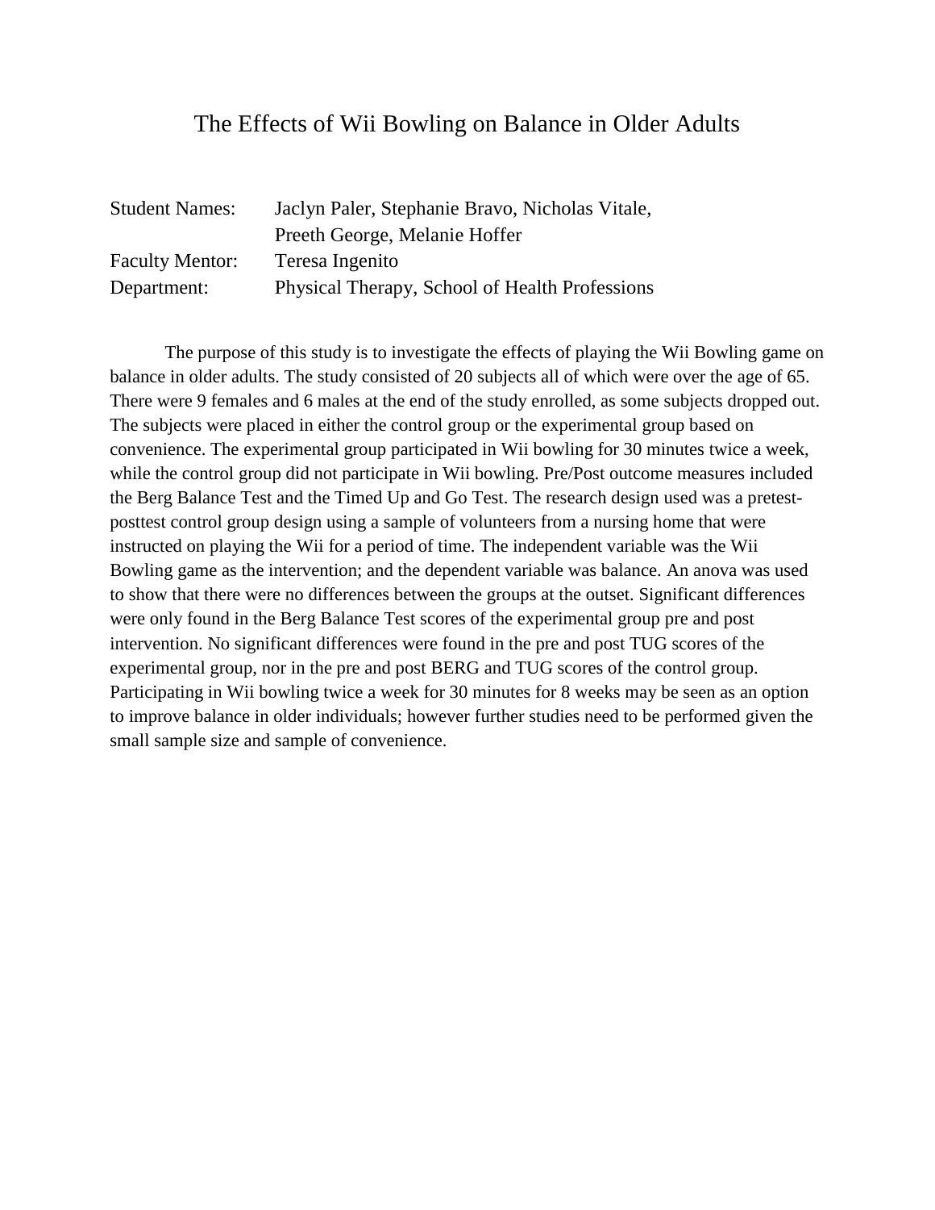# The Effects of Wii Bowling on Balance in Older Adults

| | |
|---|---|
| Student Names: | Jaclyn Paler, Stephanie Bravo, Nicholas Vitale, Preeth George, Melanie Hoffer |
| Faculty Mentor: | Teresa Ingenito |
| Department: | Physical Therapy, School of Health Professions |

The purpose of this study is to investigate the effects of playing the Wii Bowling game on balance in older adults. The study consisted of 20 subjects all of which were over the age of 65. There were 9 females and 6 males at the end of the study enrolled, as some subjects dropped out. The subjects were placed in either the control group or the experimental group based on convenience. The experimental group participated in Wii bowling for 30 minutes twice a week, while the control group did not participate in Wii bowling. Pre/Post outcome measures included the Berg Balance Test and the Timed Up and Go Test. The research design used was a pretest-posttest control group design using a sample of volunteers from a nursing home that were instructed on playing the Wii for a period of time. The independent variable was the Wii Bowling game as the intervention; and the dependent variable was balance. An anova was used to show that there were no differences between the groups at the outset. Significant differences were only found in the Berg Balance Test scores of the experimental group pre and post intervention. No significant differences were found in the pre and post TUG scores of the experimental group, nor in the pre and post BERG and TUG scores of the control group. Participating in Wii bowling twice a week for 30 minutes for 8 weeks may be seen as an option to improve balance in older individuals; however further studies need to be performed given the small sample size and sample of convenience.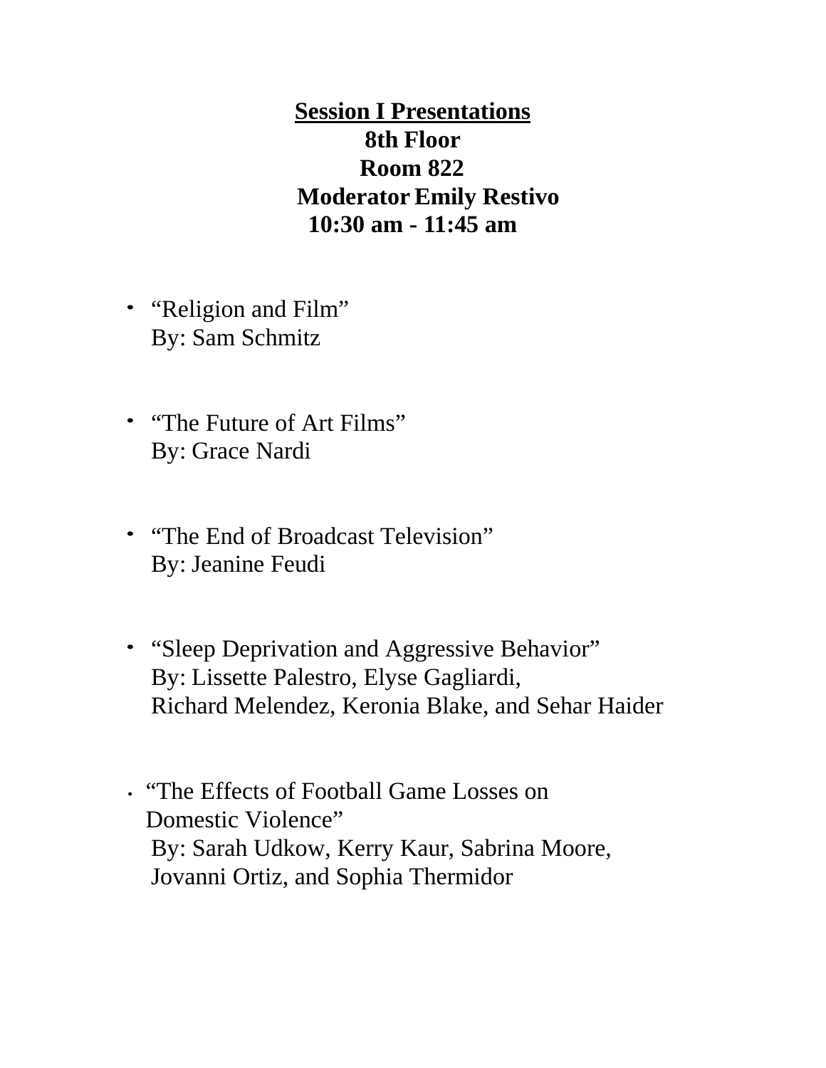## Session I Presentations

**8th Floor**

**Room 822**

**Moderator Emily Restivo**

**10:30 am - 11:45 am**

- "Religion and Film"
  By: Sam Schmitz

- "The Future of Art Films"
  By: Grace Nardi

- "The End of Broadcast Television"
  By: Jeanine Feudi

- "Sleep Deprivation and Aggressive Behavior"
  By: Lissette Palestro, Elyse Gagliardi, Richard Melendez, Keronia Blake, and Sehar Haider

- "The Effects of Football Game Losses on Domestic Violence"
  By: Sarah Udkow, Kerry Kaur, Sabrina Moore, Jovanni Ortiz, and Sophia Thermidor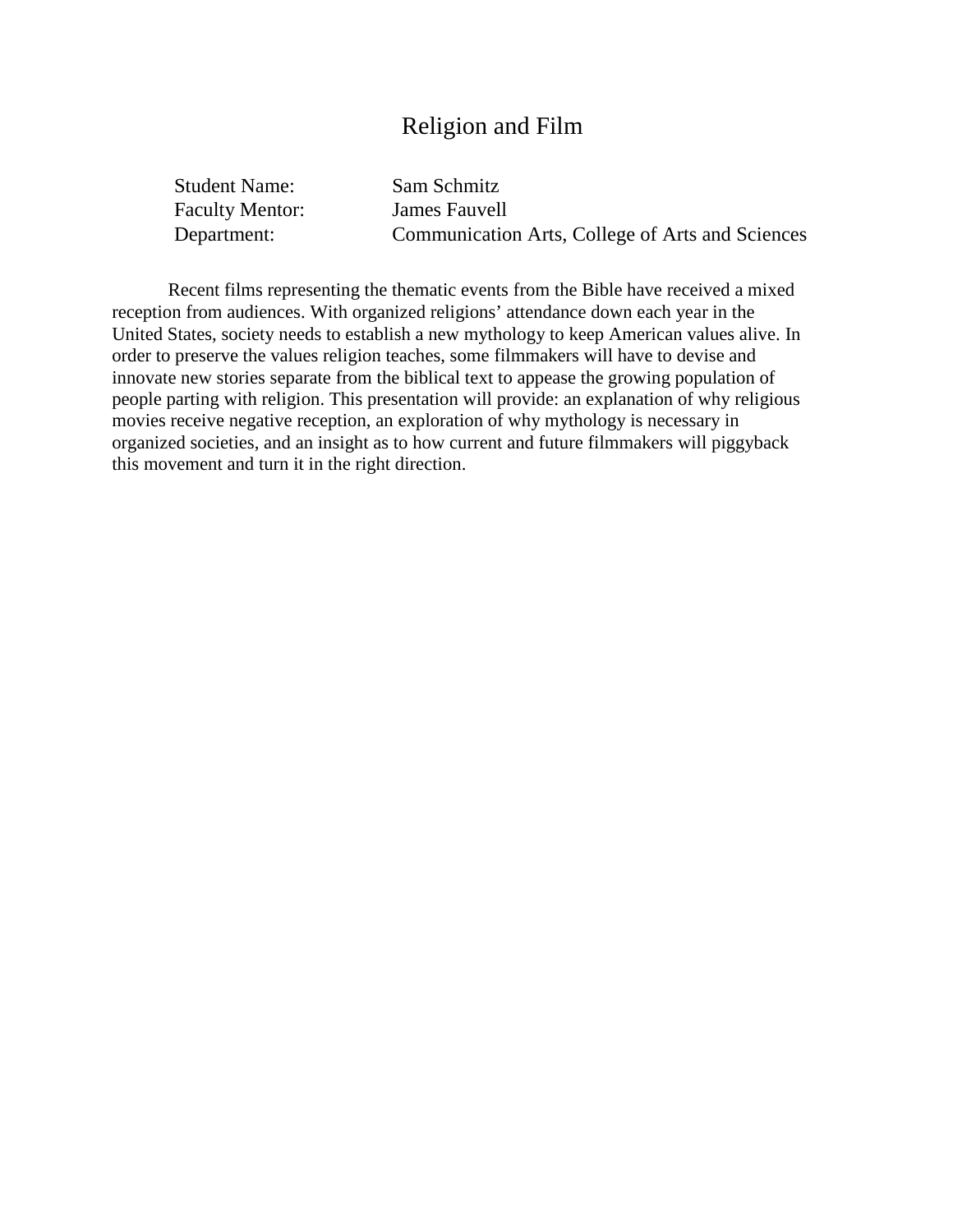# Religion and Film

| | |
|---|---|
| Student Name: | Sam Schmitz |
| Faculty Mentor: | James Fauvell |
| Department: | Communication Arts, College of Arts and Sciences |

Recent films representing the thematic events from the Bible have received a mixed reception from audiences. With organized religions' attendance down each year in the United States, society needs to establish a new mythology to keep American values alive. In order to preserve the values religion teaches, some filmmakers will have to devise and innovate new stories separate from the biblical text to appease the growing population of people parting with religion. This presentation will provide: an explanation of why religious movies receive negative reception, an exploration of why mythology is necessary in organized societies, and an insight as to how current and future filmmakers will piggyback this movement and turn it in the right direction.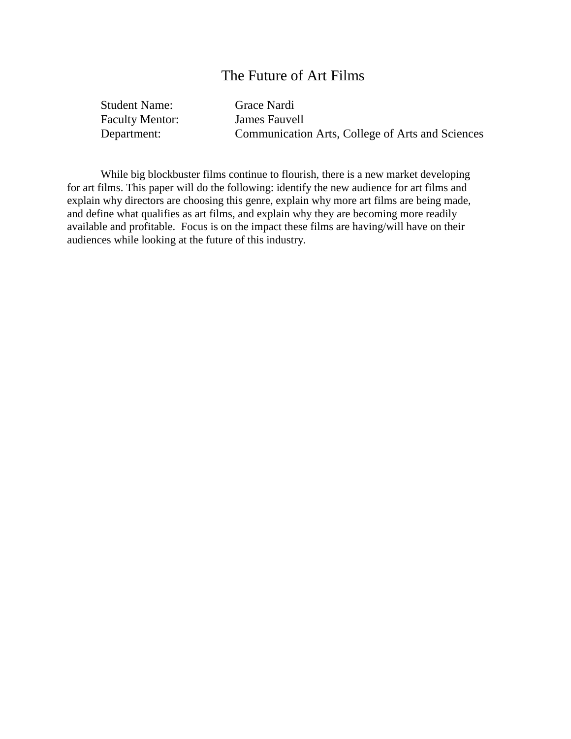# The Future of Art Films

Student Name: Grace Nardi
Faculty Mentor: James Fauvell
Department: Communication Arts, College of Arts and Sciences

While big blockbuster films continue to flourish, there is a new market developing for art films. This paper will do the following: identify the new audience for art films and explain why directors are choosing this genre, explain why more art films are being made, and define what qualifies as art films, and explain why they are becoming more readily available and profitable. Focus is on the impact these films are having/will have on their audiences while looking at the future of this industry.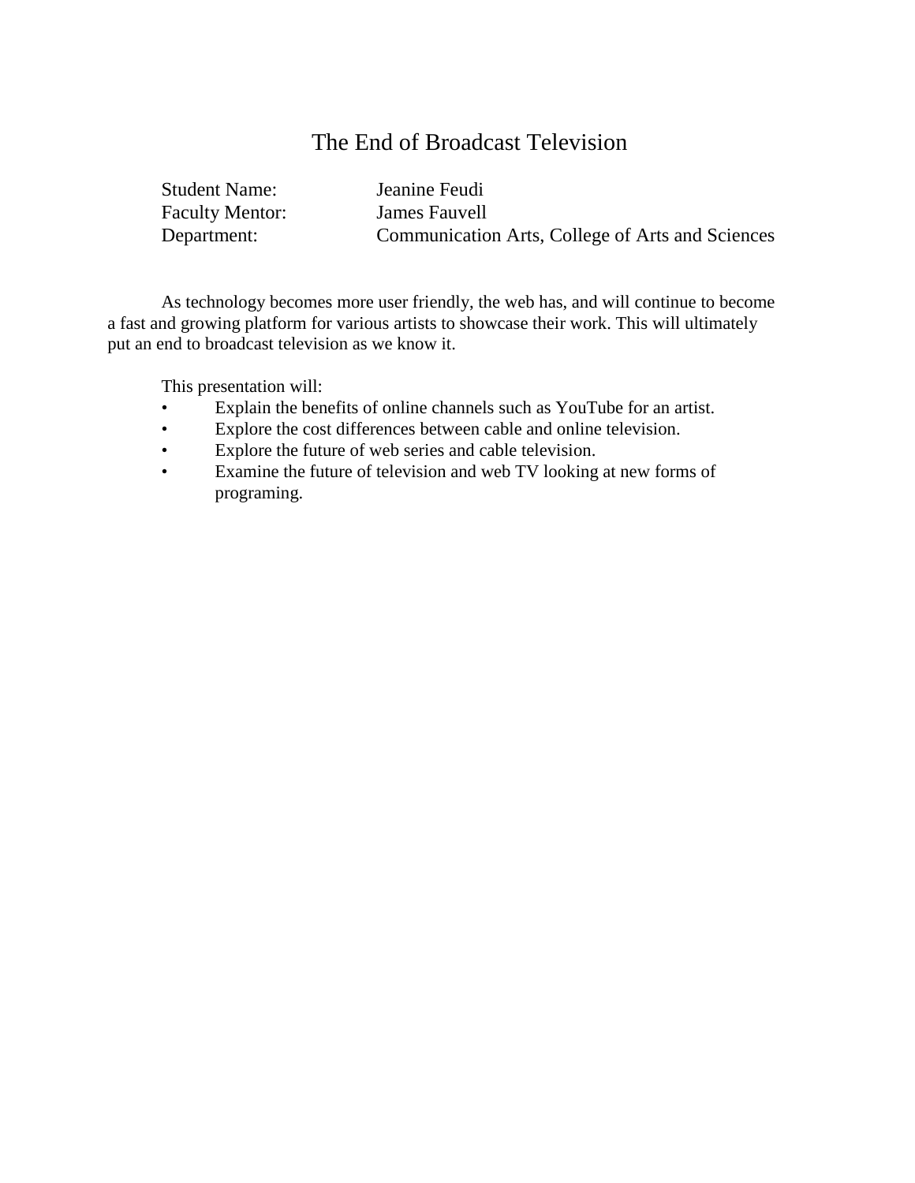# The End of Broadcast Television

Student Name: Jeanine Feudi
Faculty Mentor: James Fauvell
Department: Communication Arts, College of Arts and Sciences

As technology becomes more user friendly, the web has, and will continue to become a fast and growing platform for various artists to showcase their work. This will ultimately put an end to broadcast television as we know it.

This presentation will:

- Explain the benefits of online channels such as YouTube for an artist.
- Explore the cost differences between cable and online television.
- Explore the future of web series and cable television.
- Examine the future of television and web TV looking at new forms of programing.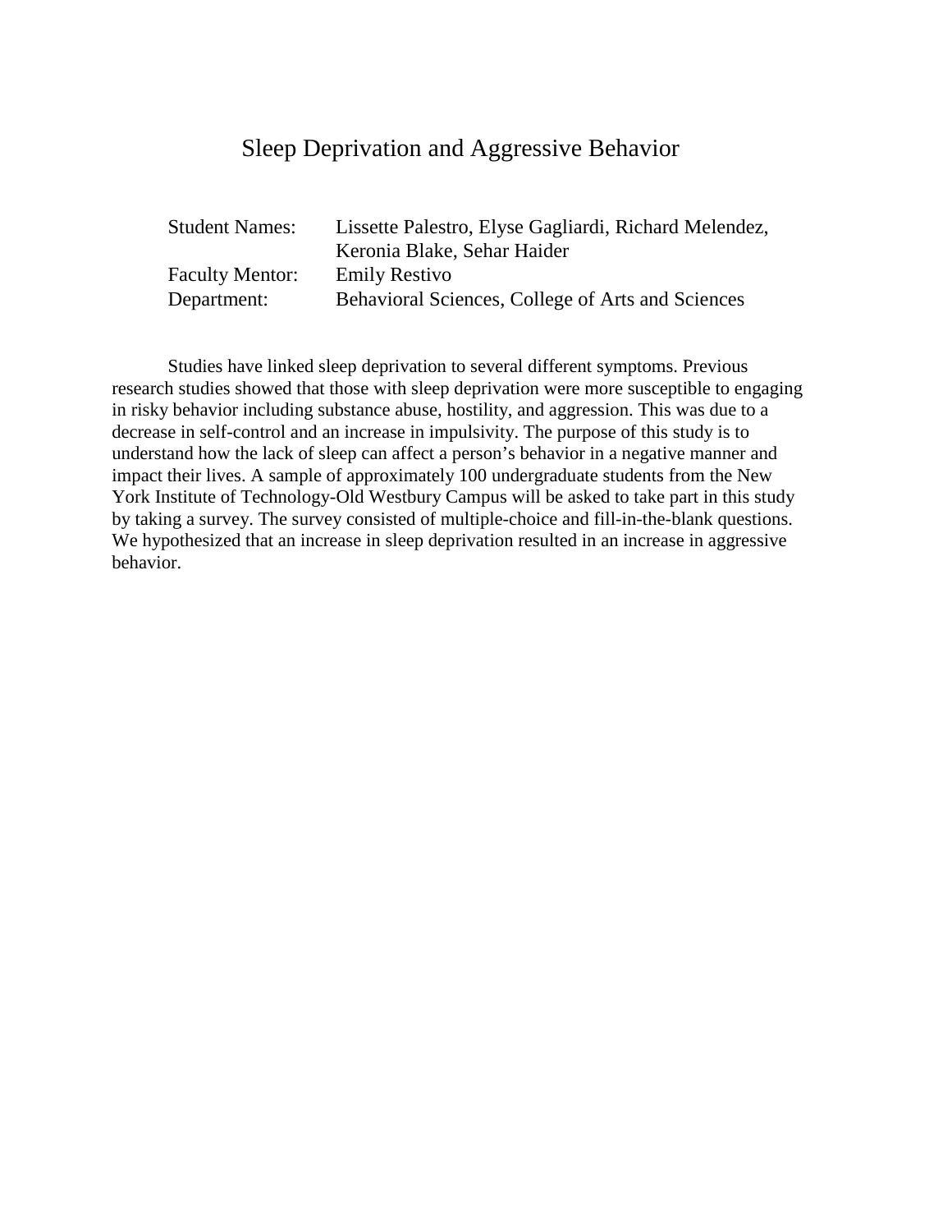# Sleep Deprivation and Aggressive Behavior

Student Names: Lissette Palestro, Elyse Gagliardi, Richard Melendez, Keronia Blake, Sehar Haider
Faculty Mentor: Emily Restivo
Department: Behavioral Sciences, College of Arts and Sciences

Studies have linked sleep deprivation to several different symptoms. Previous research studies showed that those with sleep deprivation were more susceptible to engaging in risky behavior including substance abuse, hostility, and aggression. This was due to a decrease in self-control and an increase in impulsivity. The purpose of this study is to understand how the lack of sleep can affect a person's behavior in a negative manner and impact their lives. A sample of approximately 100 undergraduate students from the New York Institute of Technology-Old Westbury Campus will be asked to take part in this study by taking a survey. The survey consisted of multiple-choice and fill-in-the-blank questions. We hypothesized that an increase in sleep deprivation resulted in an increase in aggressive behavior.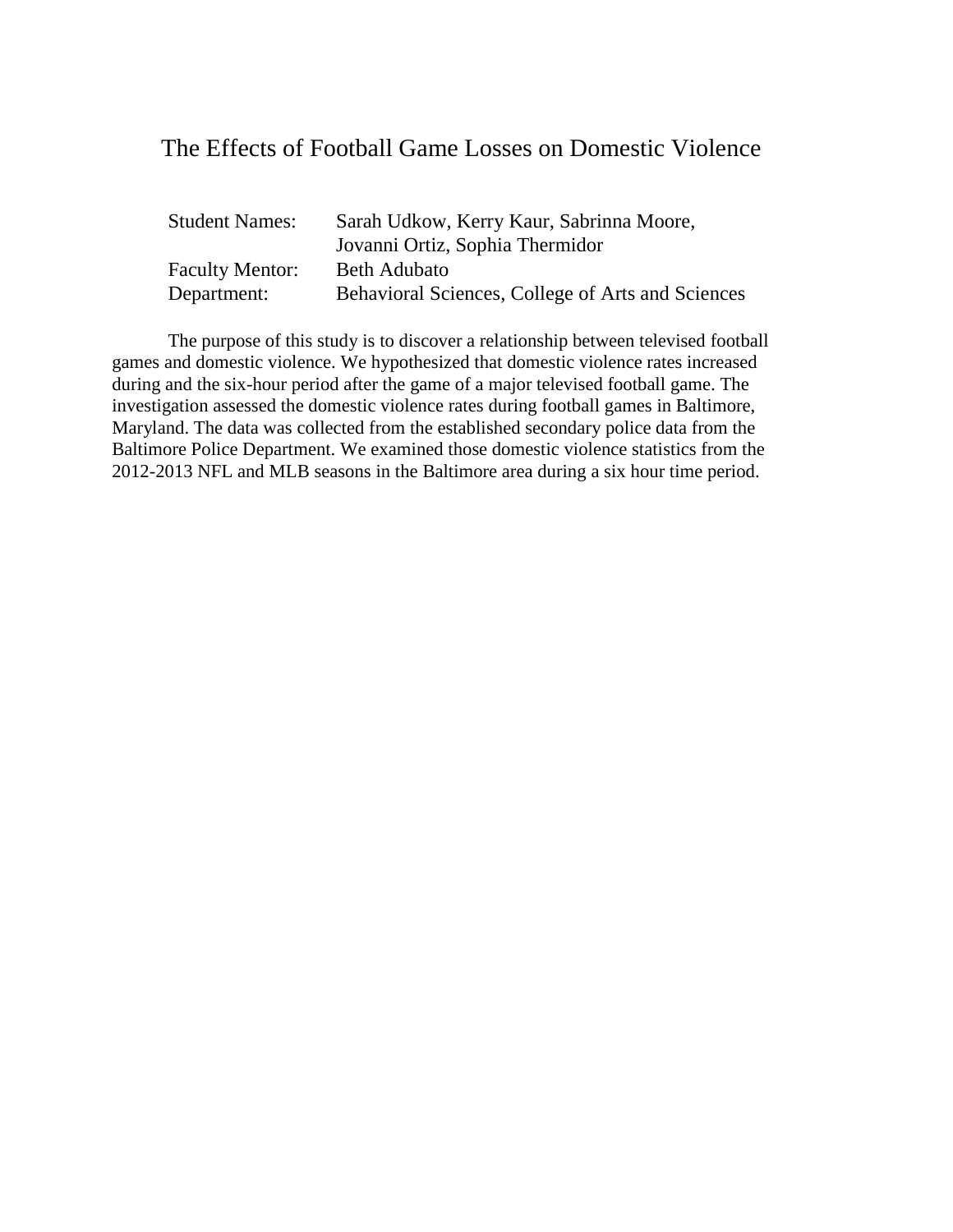# The Effects of Football Game Losses on Domestic Violence

| | |
|---|---|
| Student Names: | Sarah Udkow, Kerry Kaur, Sabrinna Moore, Jovanni Ortiz, Sophia Thermidor |
| Faculty Mentor: | Beth Adubato |
| Department: | Behavioral Sciences, College of Arts and Sciences |

The purpose of this study is to discover a relationship between televised football games and domestic violence. We hypothesized that domestic violence rates increased during and the six-hour period after the game of a major televised football game. The investigation assessed the domestic violence rates during football games in Baltimore, Maryland. The data was collected from the established secondary police data from the Baltimore Police Department. We examined those domestic violence statistics from the 2012-2013 NFL and MLB seasons in the Baltimore area during a six hour time period.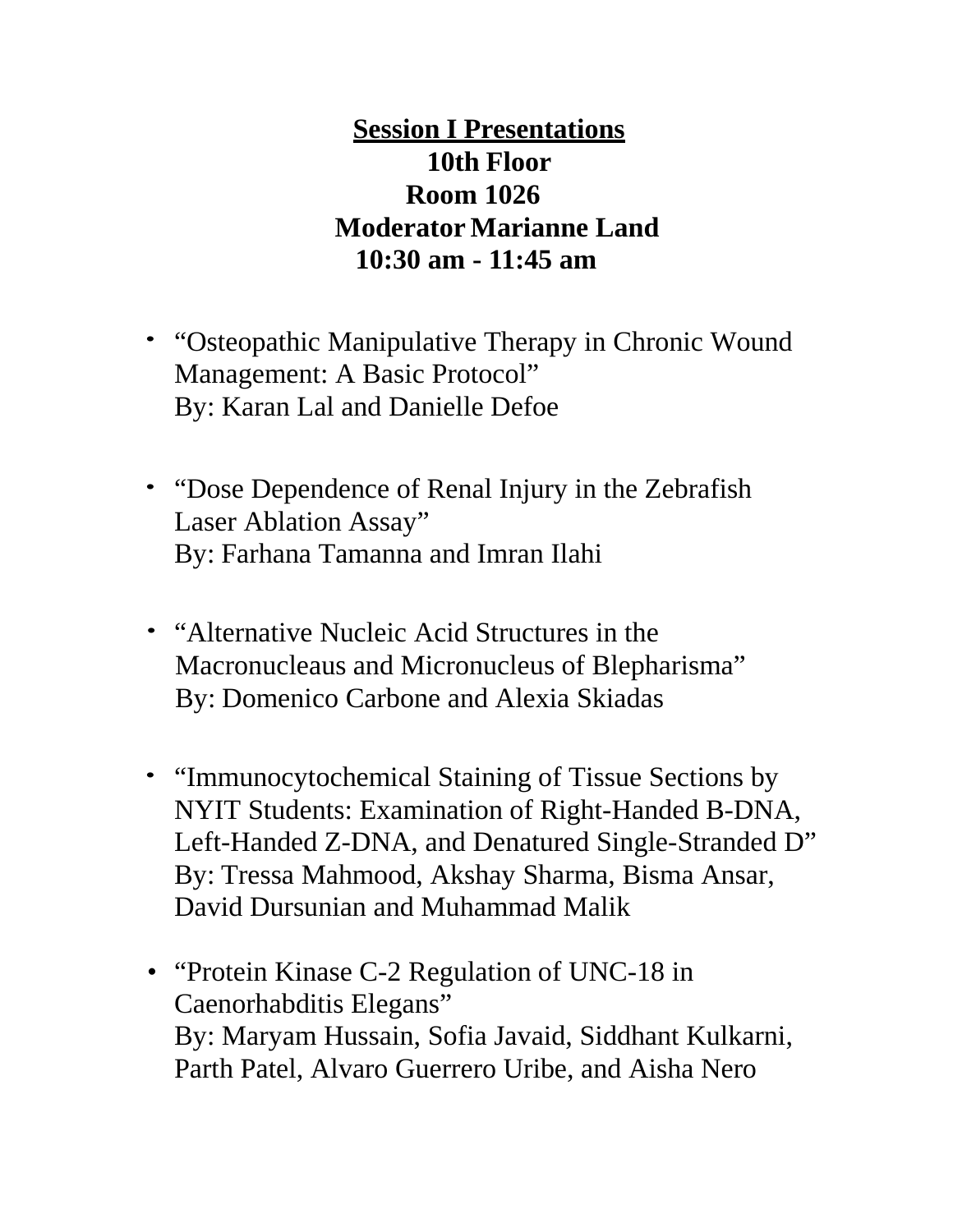## Session I Presentations

**10th Floor**
**Room 1026**
**Moderator Marianne Land**
**10:30 am - 11:45 am**

- “Osteopathic Manipulative Therapy in Chronic Wound Management: A Basic Protocol”
  By: Karan Lal and Danielle Defoe

- “Dose Dependence of Renal Injury in the Zebrafish Laser Ablation Assay”
  By: Farhana Tamanna and Imran Ilahi

- “Alternative Nucleic Acid Structures in the Macronucleaus and Micronucleus of Blepharisma”
  By: Domenico Carbone and Alexia Skiadas

- “Immunocytochemical Staining of Tissue Sections by NYIT Students: Examination of Right-Handed B-DNA, Left-Handed Z-DNA, and Denatured Single-Stranded D”
  By: Tressa Mahmood, Akshay Sharma, Bisma Ansar, David Dursunian and Muhammad Malik

- “Protein Kinase C-2 Regulation of UNC-18 in Caenorhabditis Elegans”
  By: Maryam Hussain, Sofia Javaid, Siddhant Kulkarni, Parth Patel, Alvaro Guerrero Uribe, and Aisha Nero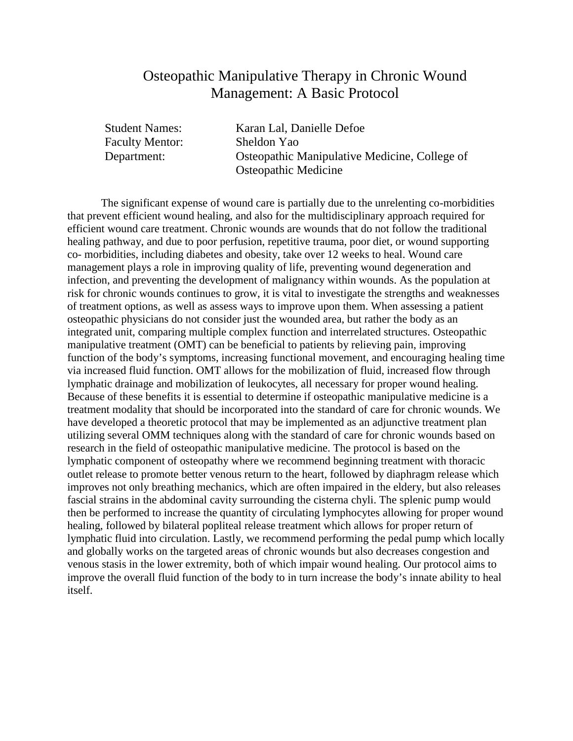# Osteopathic Manipulative Therapy in Chronic Wound Management: A Basic Protocol

Student Names: Karan Lal, Danielle Defoe
Faculty Mentor: Sheldon Yao
Department: Osteopathic Manipulative Medicine, College of Osteopathic Medicine

The significant expense of wound care is partially due to the unrelenting co-morbidities that prevent efficient wound healing, and also for the multidisciplinary approach required for efficient wound care treatment. Chronic wounds are wounds that do not follow the traditional healing pathway, and due to poor perfusion, repetitive trauma, poor diet, or wound supporting co- morbidities, including diabetes and obesity, take over 12 weeks to heal. Wound care management plays a role in improving quality of life, preventing wound degeneration and infection, and preventing the development of malignancy within wounds. As the population at risk for chronic wounds continues to grow, it is vital to investigate the strengths and weaknesses of treatment options, as well as assess ways to improve upon them. When assessing a patient osteopathic physicians do not consider just the wounded area, but rather the body as an integrated unit, comparing multiple complex function and interrelated structures. Osteopathic manipulative treatment (OMT) can be beneficial to patients by relieving pain, improving function of the body's symptoms, increasing functional movement, and encouraging healing time via increased fluid function. OMT allows for the mobilization of fluid, increased flow through lymphatic drainage and mobilization of leukocytes, all necessary for proper wound healing. Because of these benefits it is essential to determine if osteopathic manipulative medicine is a treatment modality that should be incorporated into the standard of care for chronic wounds. We have developed a theoretic protocol that may be implemented as an adjunctive treatment plan utilizing several OMM techniques along with the standard of care for chronic wounds based on research in the field of osteopathic manipulative medicine. The protocol is based on the lymphatic component of osteopathy where we recommend beginning treatment with thoracic outlet release to promote better venous return to the heart, followed by diaphragm release which improves not only breathing mechanics, which are often impaired in the eldery, but also releases fascial strains in the abdominal cavity surrounding the cisterna chyli. The splenic pump would then be performed to increase the quantity of circulating lymphocytes allowing for proper wound healing, followed by bilateral popliteal release treatment which allows for proper return of lymphatic fluid into circulation. Lastly, we recommend performing the pedal pump which locally and globally works on the targeted areas of chronic wounds but also decreases congestion and venous stasis in the lower extremity, both of which impair wound healing. Our protocol aims to improve the overall fluid function of the body to in turn increase the body's innate ability to heal itself.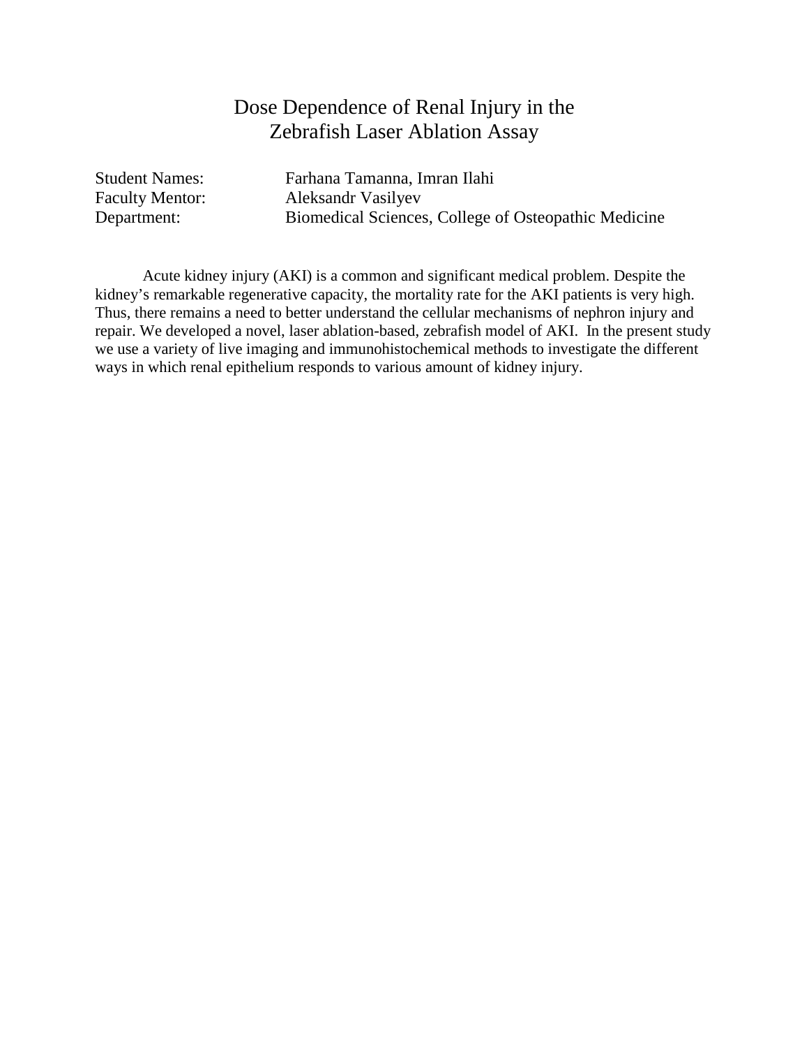# Dose Dependence of Renal Injury in the Zebrafish Laser Ablation Assay

Student Names: Farhana Tamanna, Imran Ilahi
Faculty Mentor: Aleksandr Vasilyev
Department: Biomedical Sciences, College of Osteopathic Medicine

Acute kidney injury (AKI) is a common and significant medical problem. Despite the kidney's remarkable regenerative capacity, the mortality rate for the AKI patients is very high. Thus, there remains a need to better understand the cellular mechanisms of nephron injury and repair. We developed a novel, laser ablation-based, zebrafish model of AKI. In the present study we use a variety of live imaging and immunohistochemical methods to investigate the different ways in which renal epithelium responds to various amount of kidney injury.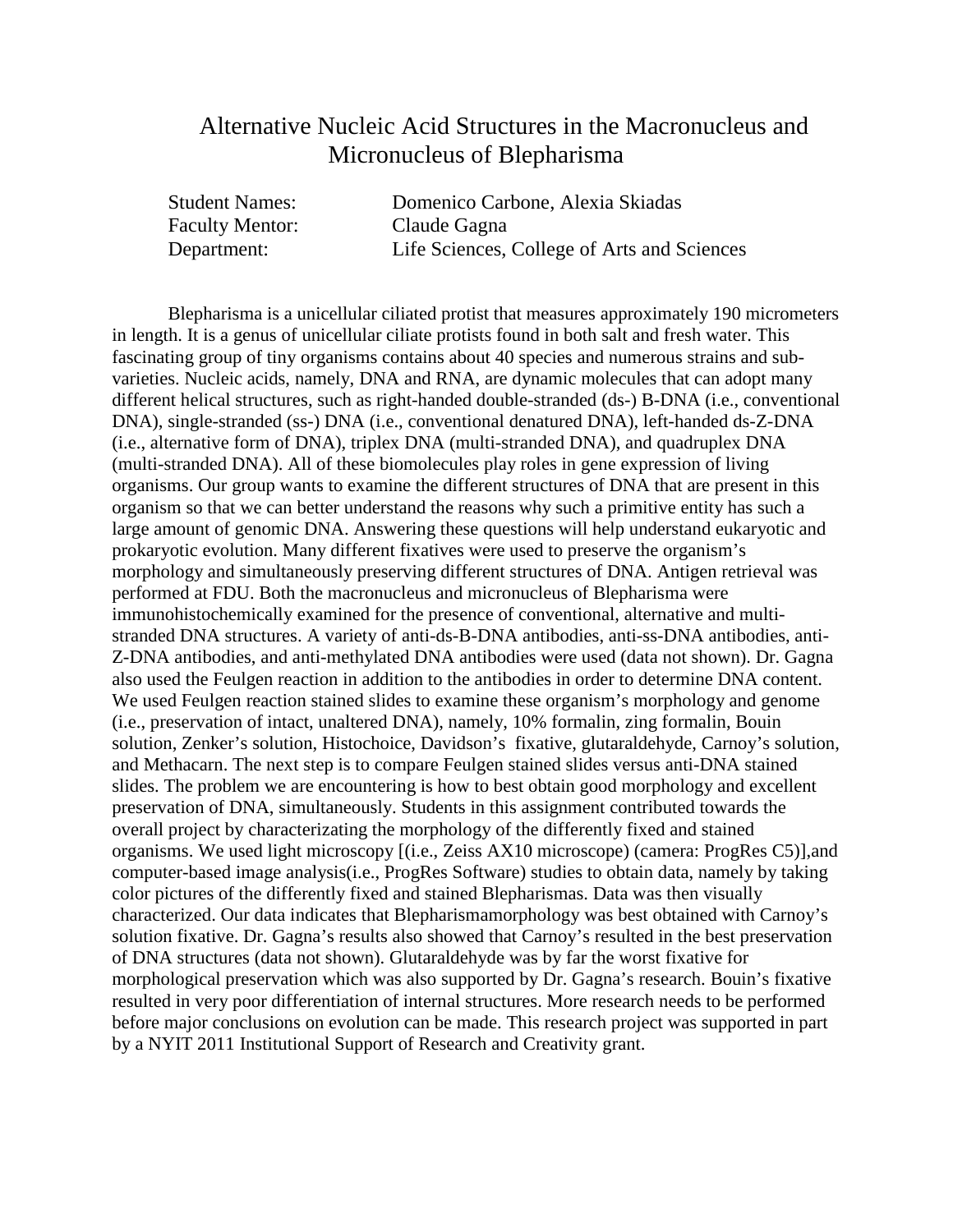# Alternative Nucleic Acid Structures in the Macronucleus and Micronucleus of Blepharisma

Student Names: Domenico Carbone, Alexia Skiadas
Faculty Mentor: Claude Gagna
Department: Life Sciences, College of Arts and Sciences

Blepharisma is a unicellular ciliated protist that measures approximately 190 micrometers in length. It is a genus of unicellular ciliate protists found in both salt and fresh water. This fascinating group of tiny organisms contains about 40 species and numerous strains and sub-varieties. Nucleic acids, namely, DNA and RNA, are dynamic molecules that can adopt many different helical structures, such as right-handed double-stranded (ds-) B-DNA (i.e., conventional DNA), single-stranded (ss-) DNA (i.e., conventional denatured DNA), left-handed ds-Z-DNA (i.e., alternative form of DNA), triplex DNA (multi-stranded DNA), and quadruplex DNA (multi-stranded DNA). All of these biomolecules play roles in gene expression of living organisms. Our group wants to examine the different structures of DNA that are present in this organism so that we can better understand the reasons why such a primitive entity has such a large amount of genomic DNA. Answering these questions will help understand eukaryotic and prokaryotic evolution. Many different fixatives were used to preserve the organism's morphology and simultaneously preserving different structures of DNA. Antigen retrieval was performed at FDU. Both the macronucleus and micronucleus of Blepharisma were immunohistochemically examined for the presence of conventional, alternative and multi-stranded DNA structures. A variety of anti-ds-B-DNA antibodies, anti-ss-DNA antibodies, anti-Z-DNA antibodies, and anti-methylated DNA antibodies were used (data not shown). Dr. Gagna also used the Feulgen reaction in addition to the antibodies in order to determine DNA content. We used Feulgen reaction stained slides to examine these organism's morphology and genome (i.e., preservation of intact, unaltered DNA), namely, 10% formalin, zing formalin, Bouin solution, Zenker's solution, Histochoice, Davidson's fixative, glutaraldehyde, Carnoy's solution, and Methacarn. The next step is to compare Feulgen stained slides versus anti-DNA stained slides. The problem we are encountering is how to best obtain good morphology and excellent preservation of DNA, simultaneously. Students in this assignment contributed towards the overall project by characterizating the morphology of the differently fixed and stained organisms. We used light microscopy [(i.e., Zeiss AX10 microscope) (camera: ProgRes C5)],and computer-based image analysis(i.e., ProgRes Software) studies to obtain data, namely by taking color pictures of the differently fixed and stained Blepharismas. Data was then visually characterized. Our data indicates that Blepharismamorphology was best obtained with Carnoy's solution fixative. Dr. Gagna's results also showed that Carnoy's resulted in the best preservation of DNA structures (data not shown). Glutaraldehyde was by far the worst fixative for morphological preservation which was also supported by Dr. Gagna's research. Bouin's fixative resulted in very poor differentiation of internal structures. More research needs to be performed before major conclusions on evolution can be made. This research project was supported in part by a NYIT 2011 Institutional Support of Research and Creativity grant.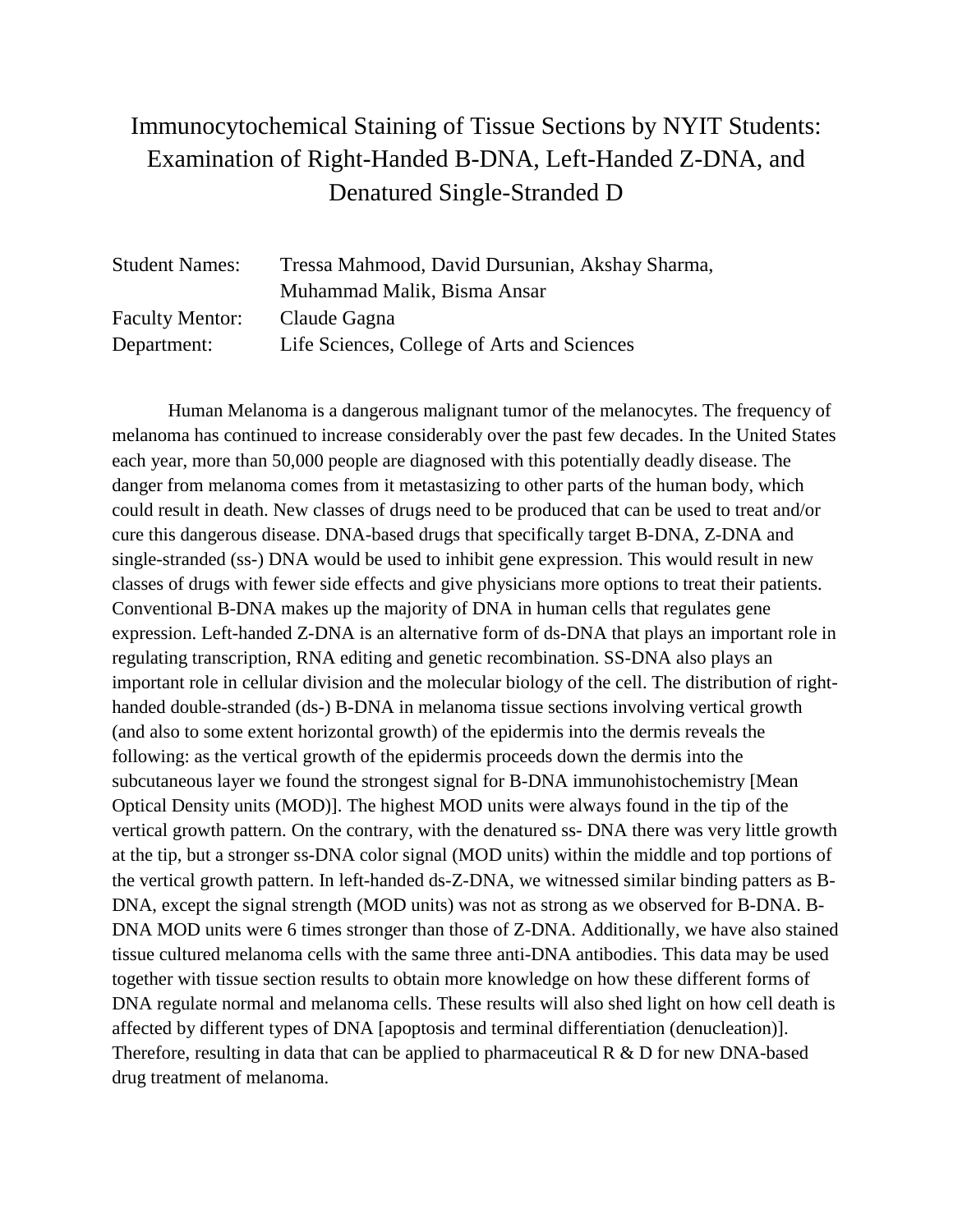# Immunocytochemical Staining of Tissue Sections by NYIT Students: Examination of Right-Handed B-DNA, Left-Handed Z-DNA, and Denatured Single-Stranded D

| | |
|---|---|
| Student Names: | Tressa Mahmood, David Dursunian, Akshay Sharma, Muhammad Malik, Bisma Ansar |
| Faculty Mentor: | Claude Gagna |
| Department: | Life Sciences, College of Arts and Sciences |

Human Melanoma is a dangerous malignant tumor of the melanocytes. The frequency of melanoma has continued to increase considerably over the past few decades. In the United States each year, more than 50,000 people are diagnosed with this potentially deadly disease. The danger from melanoma comes from it metastasizing to other parts of the human body, which could result in death. New classes of drugs need to be produced that can be used to treat and/or cure this dangerous disease. DNA-based drugs that specifically target B-DNA, Z-DNA and single-stranded (ss-) DNA would be used to inhibit gene expression. This would result in new classes of drugs with fewer side effects and give physicians more options to treat their patients. Conventional B-DNA makes up the majority of DNA in human cells that regulates gene expression. Left-handed Z-DNA is an alternative form of ds-DNA that plays an important role in regulating transcription, RNA editing and genetic recombination. SS-DNA also plays an important role in cellular division and the molecular biology of the cell. The distribution of right-handed double-stranded (ds-) B-DNA in melanoma tissue sections involving vertical growth (and also to some extent horizontal growth) of the epidermis into the dermis reveals the following: as the vertical growth of the epidermis proceeds down the dermis into the subcutaneous layer we found the strongest signal for B-DNA immunohistochemistry [Mean Optical Density units (MOD)]. The highest MOD units were always found in the tip of the vertical growth pattern. On the contrary, with the denatured ss- DNA there was very little growth at the tip, but a stronger ss-DNA color signal (MOD units) within the middle and top portions of the vertical growth pattern. In left-handed ds-Z-DNA, we witnessed similar binding patters as B-DNA, except the signal strength (MOD units) was not as strong as we observed for B-DNA. B-DNA MOD units were 6 times stronger than those of Z-DNA. Additionally, we have also stained tissue cultured melanoma cells with the same three anti-DNA antibodies. This data may be used together with tissue section results to obtain more knowledge on how these different forms of DNA regulate normal and melanoma cells. These results will also shed light on how cell death is affected by different types of DNA [apoptosis and terminal differentiation (denucleation)]. Therefore, resulting in data that can be applied to pharmaceutical R & D for new DNA-based drug treatment of melanoma.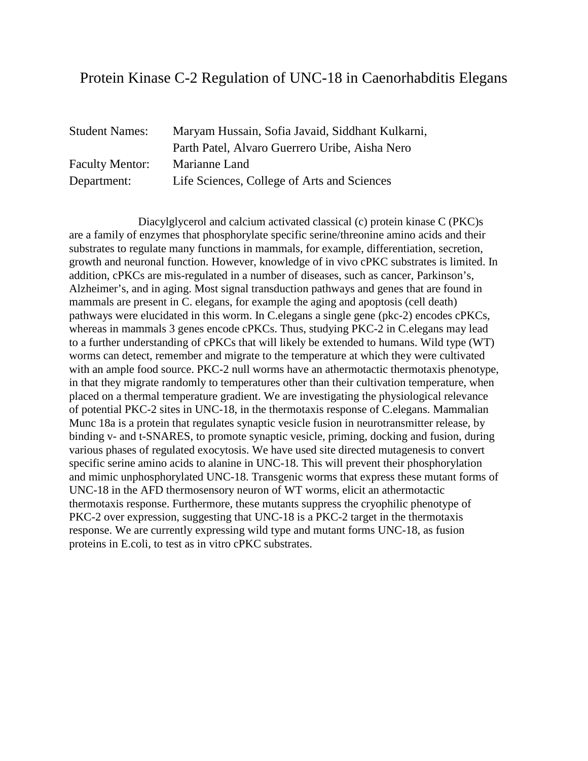# Protein Kinase C-2 Regulation of UNC-18 in Caenorhabditis Elegans

| | |
|---|---|
| Student Names: | Maryam Hussain, Sofia Javaid, Siddhant Kulkarni, Parth Patel, Alvaro Guerrero Uribe, Aisha Nero |
| Faculty Mentor: | Marianne Land |
| Department: | Life Sciences, College of Arts and Sciences |

Diacylglycerol and calcium activated classical (c) protein kinase C (PKC)s are a family of enzymes that phosphorylate specific serine/threonine amino acids and their substrates to regulate many functions in mammals, for example, differentiation, secretion, growth and neuronal function. However, knowledge of in vivo cPKC substrates is limited. In addition, cPKCs are mis-regulated in a number of diseases, such as cancer, Parkinson's, Alzheimer's, and in aging. Most signal transduction pathways and genes that are found in mammals are present in C. elegans, for example the aging and apoptosis (cell death) pathways were elucidated in this worm. In C.elegans a single gene (pkc-2) encodes cPKCs, whereas in mammals 3 genes encode cPKCs. Thus, studying PKC-2 in C.elegans may lead to a further understanding of cPKCs that will likely be extended to humans. Wild type (WT) worms can detect, remember and migrate to the temperature at which they were cultivated with an ample food source. PKC-2 null worms have an athermotactic thermotaxis phenotype, in that they migrate randomly to temperatures other than their cultivation temperature, when placed on a thermal temperature gradient. We are investigating the physiological relevance of potential PKC-2 sites in UNC-18, in the thermotaxis response of C.elegans. Mammalian Munc 18a is a protein that regulates synaptic vesicle fusion in neurotransmitter release, by binding v- and t-SNARES, to promote synaptic vesicle, priming, docking and fusion, during various phases of regulated exocytosis. We have used site directed mutagenesis to convert specific serine amino acids to alanine in UNC-18. This will prevent their phosphorylation and mimic unphosphorylated UNC-18. Transgenic worms that express these mutant forms of UNC-18 in the AFD thermosensory neuron of WT worms, elicit an athermotactic thermotaxis response. Furthermore, these mutants suppress the cryophilic phenotype of PKC-2 over expression, suggesting that UNC-18 is a PKC-2 target in the thermotaxis response. We are currently expressing wild type and mutant forms UNC-18, as fusion proteins in E.coli, to test as in vitro cPKC substrates.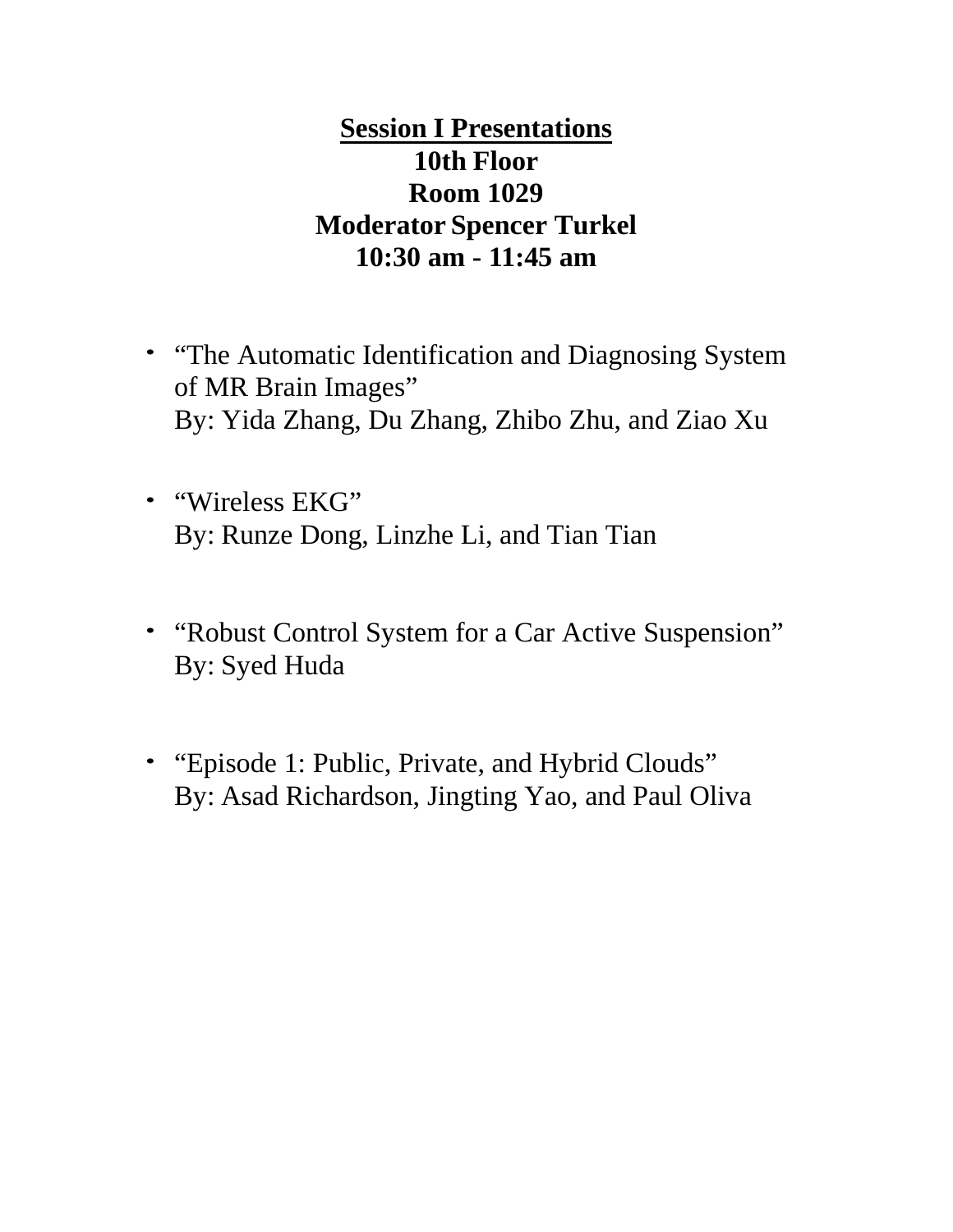## Session I Presentations

**10th Floor**
**Room 1029**
**Moderator Spencer Turkel**
**10:30 am - 11:45 am**

- "The Automatic Identification and Diagnosing System of MR Brain Images"
  By: Yida Zhang, Du Zhang, Zhibo Zhu, and Ziao Xu

- "Wireless EKG"
  By: Runze Dong, Linzhe Li, and Tian Tian

- "Robust Control System for a Car Active Suspension"
  By: Syed Huda

- "Episode 1: Public, Private, and Hybrid Clouds"
  By: Asad Richardson, Jingting Yao, and Paul Oliva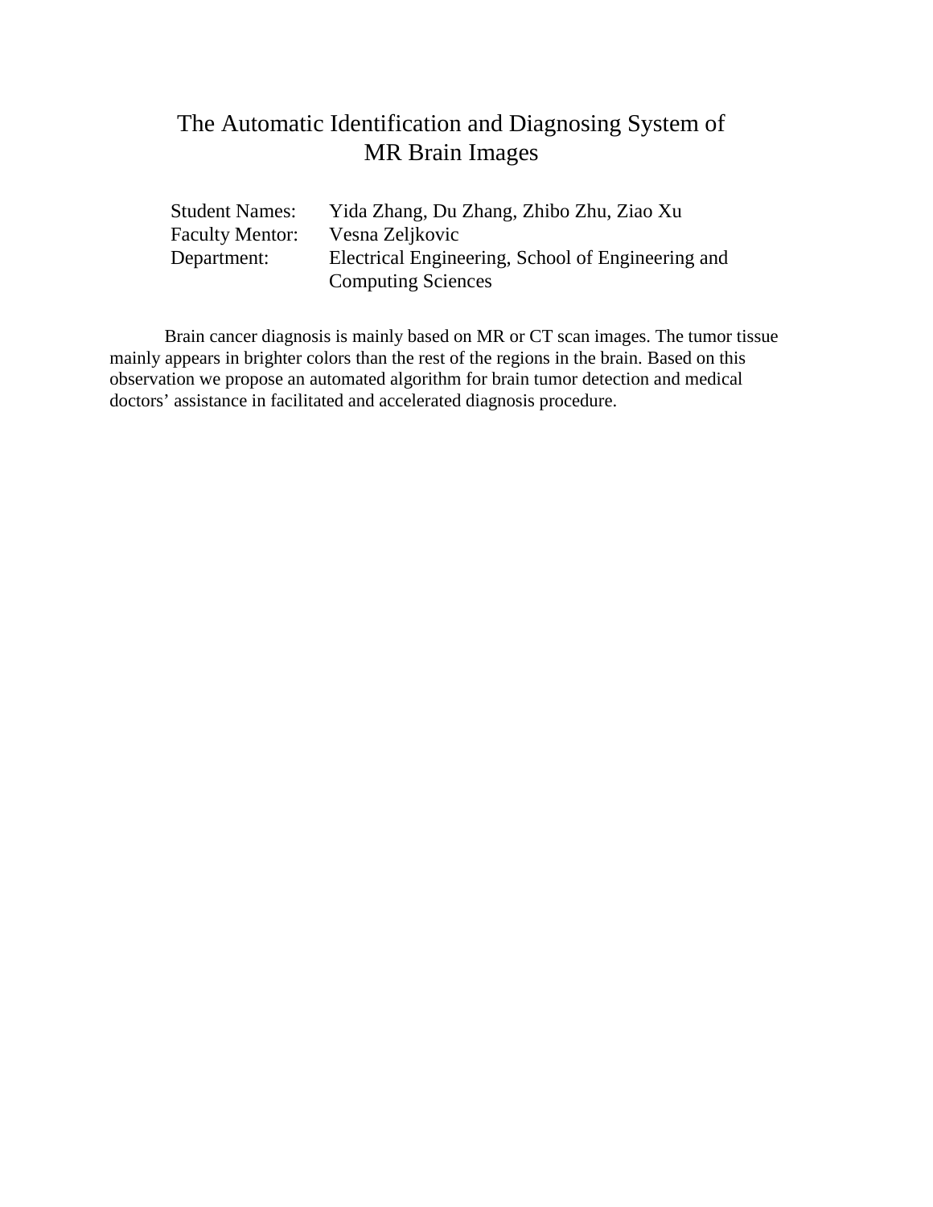# The Automatic Identification and Diagnosing System of MR Brain Images

Student Names: Yida Zhang, Du Zhang, Zhibo Zhu, Ziao Xu
Faculty Mentor: Vesna Zeljkovic
Department: Electrical Engineering, School of Engineering and Computing Sciences

Brain cancer diagnosis is mainly based on MR or CT scan images. The tumor tissue mainly appears in brighter colors than the rest of the regions in the brain. Based on this observation we propose an automated algorithm for brain tumor detection and medical doctors' assistance in facilitated and accelerated diagnosis procedure.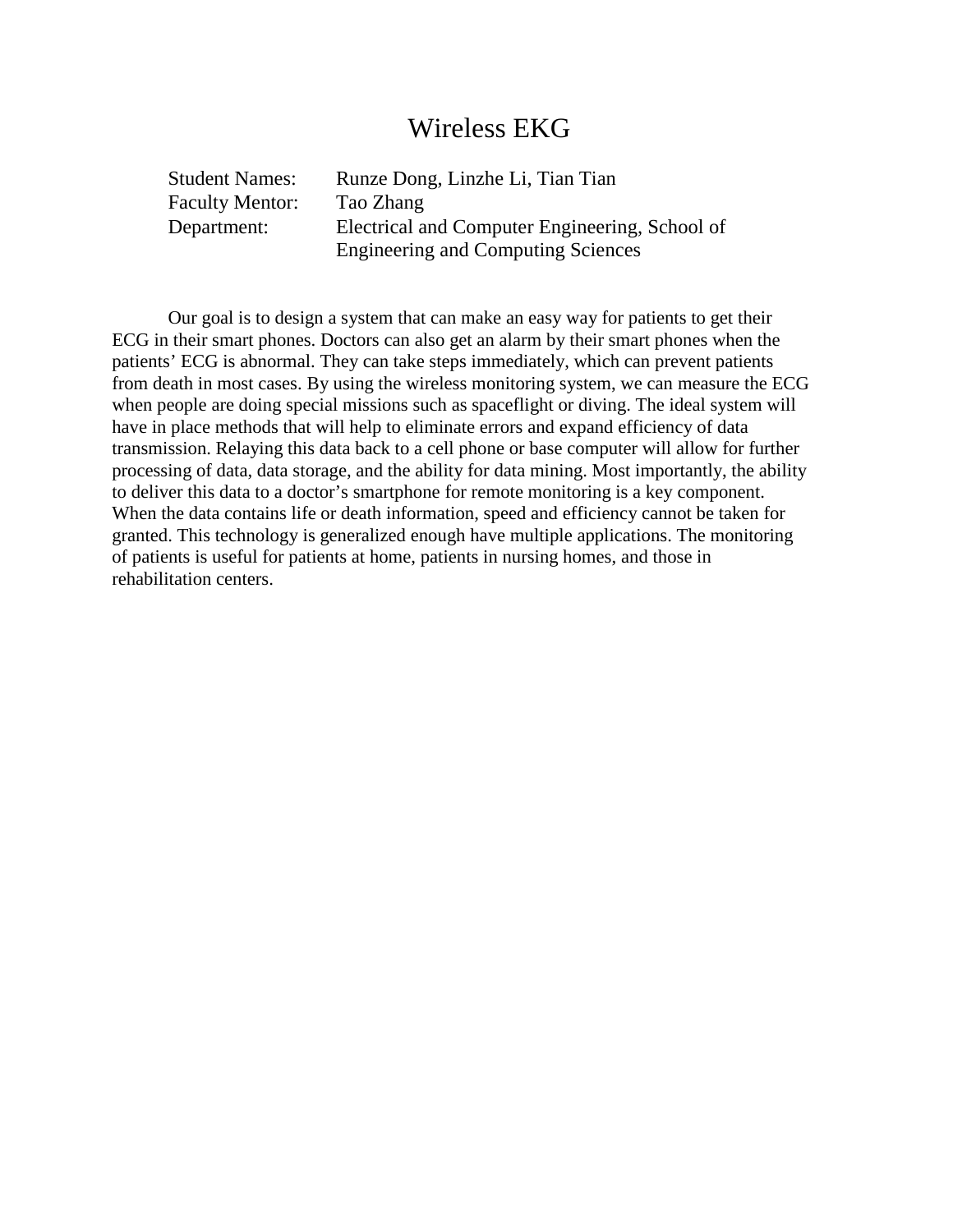# Wireless EKG

Student Names: Runze Dong, Linzhe Li, Tian Tian
Faculty Mentor: Tao Zhang
Department: Electrical and Computer Engineering, School of Engineering and Computing Sciences

Our goal is to design a system that can make an easy way for patients to get their ECG in their smart phones. Doctors can also get an alarm by their smart phones when the patients' ECG is abnormal. They can take steps immediately, which can prevent patients from death in most cases. By using the wireless monitoring system, we can measure the ECG when people are doing special missions such as spaceflight or diving. The ideal system will have in place methods that will help to eliminate errors and expand efficiency of data transmission. Relaying this data back to a cell phone or base computer will allow for further processing of data, data storage, and the ability for data mining. Most importantly, the ability to deliver this data to a doctor's smartphone for remote monitoring is a key component. When the data contains life or death information, speed and efficiency cannot be taken for granted. This technology is generalized enough have multiple applications. The monitoring of patients is useful for patients at home, patients in nursing homes, and those in rehabilitation centers.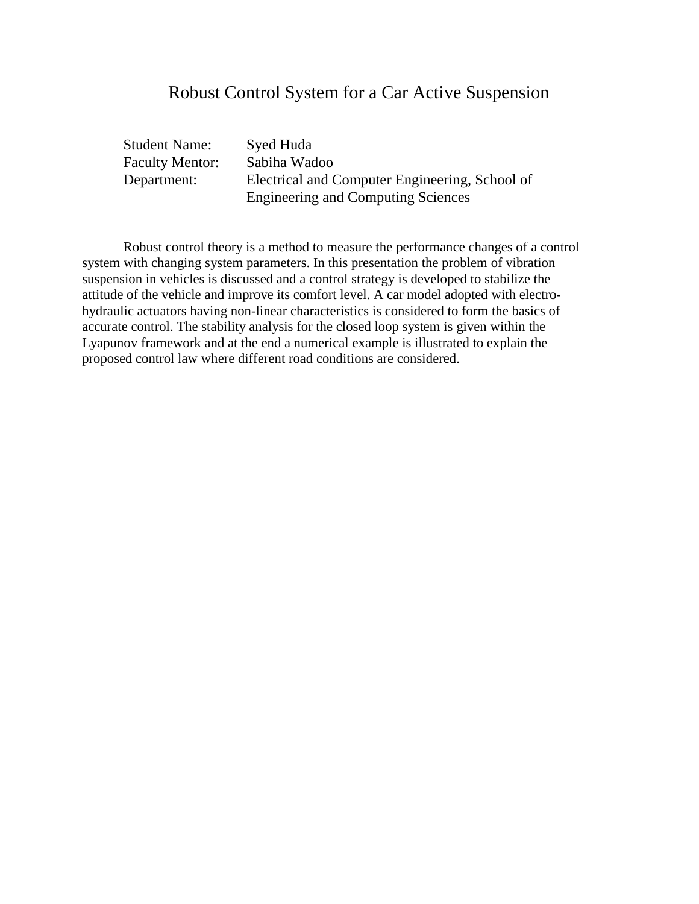# Robust Control System for a Car Active Suspension

Student Name: Syed Huda
Faculty Mentor: Sabiha Wadoo
Department: Electrical and Computer Engineering, School of Engineering and Computing Sciences

Robust control theory is a method to measure the performance changes of a control system with changing system parameters. In this presentation the problem of vibration suspension in vehicles is discussed and a control strategy is developed to stabilize the attitude of the vehicle and improve its comfort level. A car model adopted with electro-hydraulic actuators having non-linear characteristics is considered to form the basics of accurate control. The stability analysis for the closed loop system is given within the Lyapunov framework and at the end a numerical example is illustrated to explain the proposed control law where different road conditions are considered.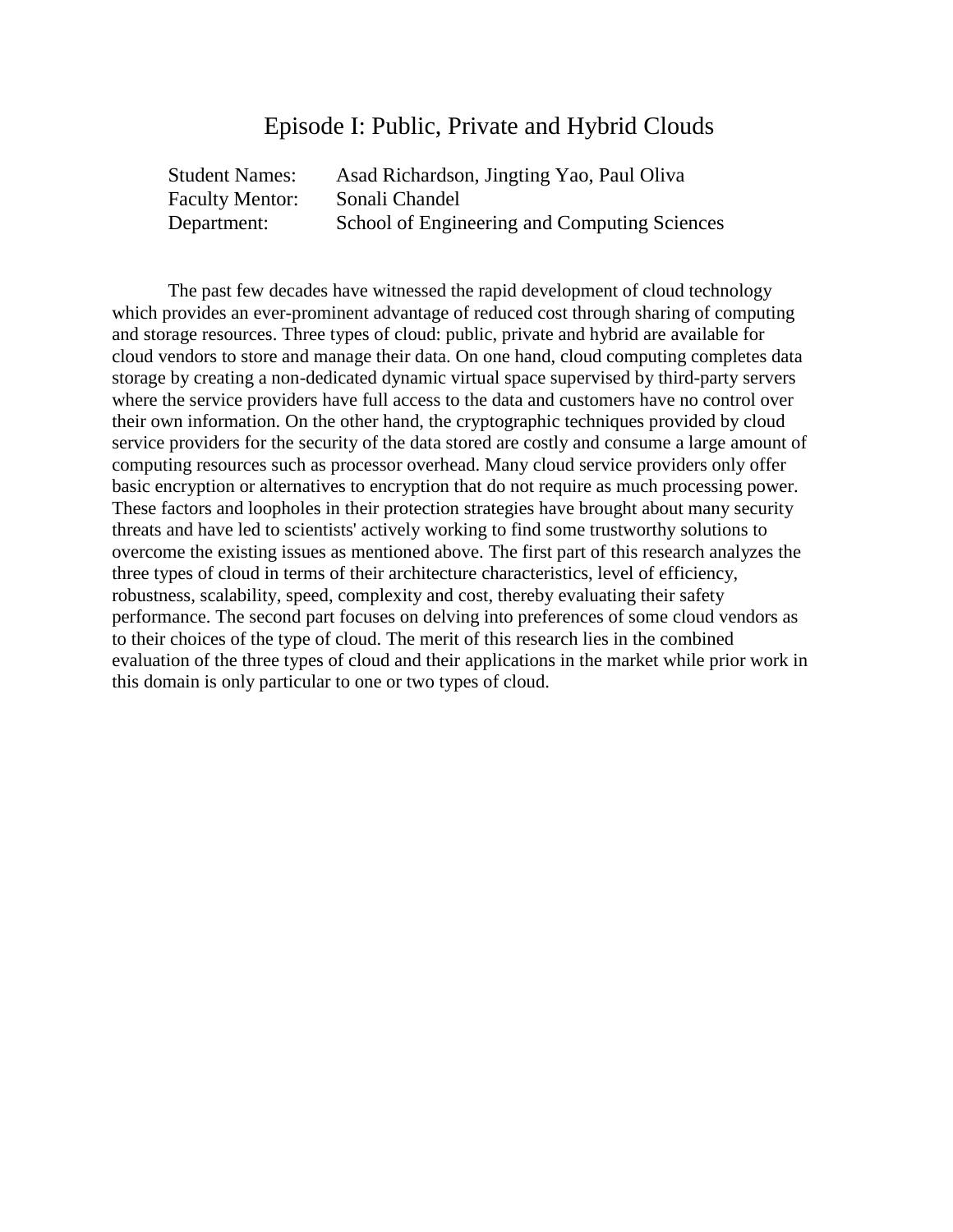# Episode I: Public, Private and Hybrid Clouds

Student Names: Asad Richardson, Jingting Yao, Paul Oliva
Faculty Mentor: Sonali Chandel
Department: School of Engineering and Computing Sciences

The past few decades have witnessed the rapid development of cloud technology which provides an ever-prominent advantage of reduced cost through sharing of computing and storage resources. Three types of cloud: public, private and hybrid are available for cloud vendors to store and manage their data. On one hand, cloud computing completes data storage by creating a non-dedicated dynamic virtual space supervised by third-party servers where the service providers have full access to the data and customers have no control over their own information. On the other hand, the cryptographic techniques provided by cloud service providers for the security of the data stored are costly and consume a large amount of computing resources such as processor overhead. Many cloud service providers only offer basic encryption or alternatives to encryption that do not require as much processing power. These factors and loopholes in their protection strategies have brought about many security threats and have led to scientists' actively working to find some trustworthy solutions to overcome the existing issues as mentioned above. The first part of this research analyzes the three types of cloud in terms of their architecture characteristics, level of efficiency, robustness, scalability, speed, complexity and cost, thereby evaluating their safety performance. The second part focuses on delving into preferences of some cloud vendors as to their choices of the type of cloud. The merit of this research lies in the combined evaluation of the three types of cloud and their applications in the market while prior work in this domain is only particular to one or two types of cloud.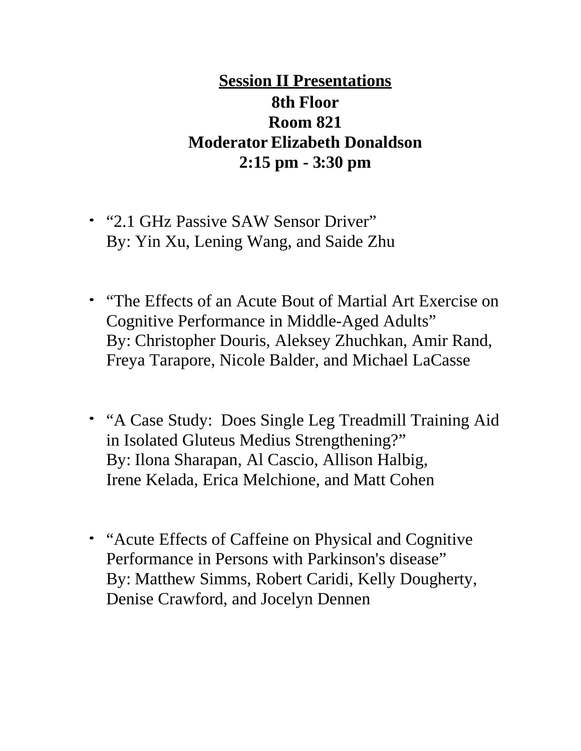## Session II Presentations

**8th Floor**
**Room 821**
**Moderator Elizabeth Donaldson**
**2:15 pm - 3:30 pm**

- "2.1 GHz Passive SAW Sensor Driver"
  By: Yin Xu, Lening Wang, and Saide Zhu

- "The Effects of an Acute Bout of Martial Art Exercise on Cognitive Performance in Middle-Aged Adults"
  By: Christopher Douris, Aleksey Zhuchkan, Amir Rand, Freya Tarapore, Nicole Balder, and Michael LaCasse

- "A Case Study: Does Single Leg Treadmill Training Aid in Isolated Gluteus Medius Strengthening?"
  By: Ilona Sharapan, Al Cascio, Allison Halbig, Irene Kelada, Erica Melchione, and Matt Cohen

- "Acute Effects of Caffeine on Physical and Cognitive Performance in Persons with Parkinson's disease"
  By: Matthew Simms, Robert Caridi, Kelly Dougherty, Denise Crawford, and Jocelyn Dennen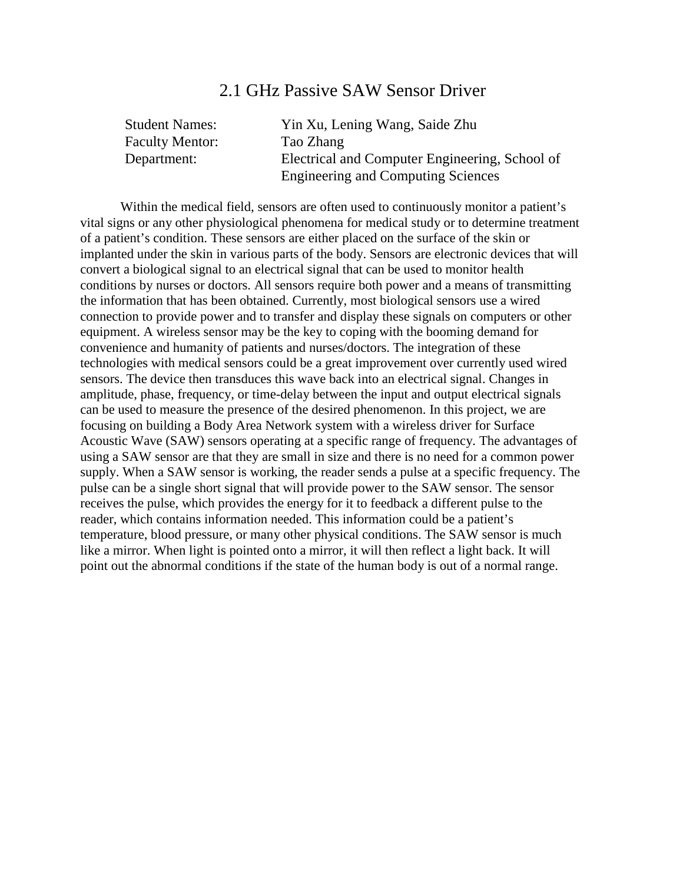# 2.1 GHz Passive SAW Sensor Driver

Student Names: Yin Xu, Lening Wang, Saide Zhu
Faculty Mentor: Tao Zhang
Department: Electrical and Computer Engineering, School of Engineering and Computing Sciences

Within the medical field, sensors are often used to continuously monitor a patient's vital signs or any other physiological phenomena for medical study or to determine treatment of a patient's condition. These sensors are either placed on the surface of the skin or implanted under the skin in various parts of the body. Sensors are electronic devices that will convert a biological signal to an electrical signal that can be used to monitor health conditions by nurses or doctors. All sensors require both power and a means of transmitting the information that has been obtained. Currently, most biological sensors use a wired connection to provide power and to transfer and display these signals on computers or other equipment. A wireless sensor may be the key to coping with the booming demand for convenience and humanity of patients and nurses/doctors. The integration of these technologies with medical sensors could be a great improvement over currently used wired sensors. The device then transduces this wave back into an electrical signal. Changes in amplitude, phase, frequency, or time-delay between the input and output electrical signals can be used to measure the presence of the desired phenomenon. In this project, we are focusing on building a Body Area Network system with a wireless driver for Surface Acoustic Wave (SAW) sensors operating at a specific range of frequency. The advantages of using a SAW sensor are that they are small in size and there is no need for a common power supply. When a SAW sensor is working, the reader sends a pulse at a specific frequency. The pulse can be a single short signal that will provide power to the SAW sensor. The sensor receives the pulse, which provides the energy for it to feedback a different pulse to the reader, which contains information needed. This information could be a patient's temperature, blood pressure, or many other physical conditions. The SAW sensor is much like a mirror. When light is pointed onto a mirror, it will then reflect a light back. It will point out the abnormal conditions if the state of the human body is out of a normal range.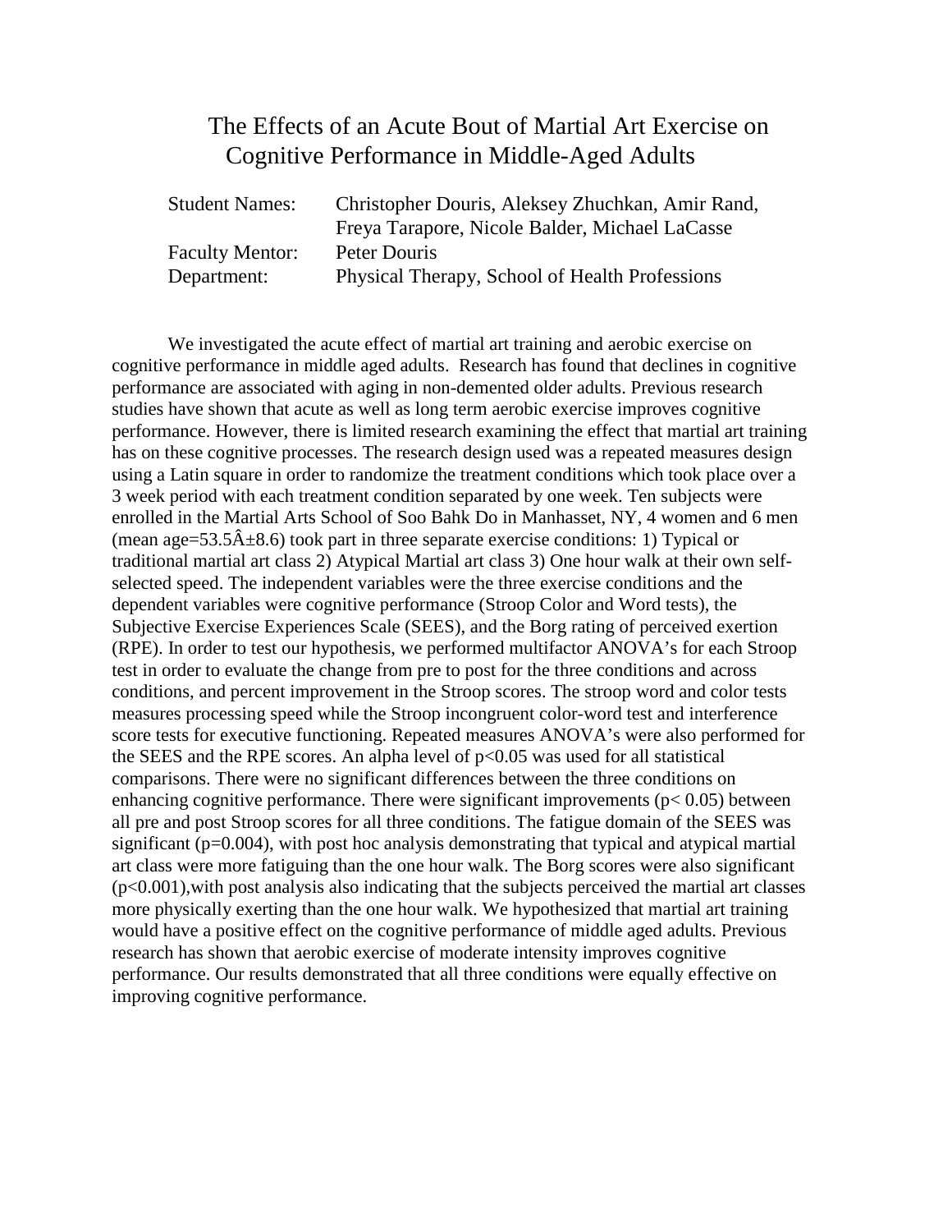# The Effects of an Acute Bout of Martial Art Exercise on Cognitive Performance in Middle-Aged Adults

| | |
|---|---|
| Student Names: | Christopher Douris, Aleksey Zhuchkan, Amir Rand, Freya Tarapore, Nicole Balder, Michael LaCasse |
| Faculty Mentor: | Peter Douris |
| Department: | Physical Therapy, School of Health Professions |

We investigated the acute effect of martial art training and aerobic exercise on cognitive performance in middle aged adults. Research has found that declines in cognitive performance are associated with aging in non-demented older adults. Previous research studies have shown that acute as well as long term aerobic exercise improves cognitive performance. However, there is limited research examining the effect that martial art training has on these cognitive processes. The research design used was a repeated measures design using a Latin square in order to randomize the treatment conditions which took place over a 3 week period with each treatment condition separated by one week. Ten subjects were enrolled in the Martial Arts School of Soo Bahk Do in Manhasset, NY, 4 women and 6 men (mean age=53.5Â±8.6) took part in three separate exercise conditions: 1) Typical or traditional martial art class 2) Atypical Martial art class 3) One hour walk at their own self-selected speed. The independent variables were the three exercise conditions and the dependent variables were cognitive performance (Stroop Color and Word tests), the Subjective Exercise Experiences Scale (SEES), and the Borg rating of perceived exertion (RPE). In order to test our hypothesis, we performed multifactor ANOVA's for each Stroop test in order to evaluate the change from pre to post for the three conditions and across conditions, and percent improvement in the Stroop scores. The stroop word and color tests measures processing speed while the Stroop incongruent color-word test and interference score tests for executive functioning. Repeated measures ANOVA's were also performed for the SEES and the RPE scores. An alpha level of $p<0.05$ was used for all statistical comparisons. There were no significant differences between the three conditions on enhancing cognitive performance. There were significant improvements ($p< 0.05$) between all pre and post Stroop scores for all three conditions. The fatigue domain of the SEES was significant ($p=0.004$), with post hoc analysis demonstrating that typical and atypical martial art class were more fatiguing than the one hour walk. The Borg scores were also significant ($p<0.001$),with post analysis also indicating that the subjects perceived the martial art classes more physically exerting than the one hour walk. We hypothesized that martial art training would have a positive effect on the cognitive performance of middle aged adults. Previous research has shown that aerobic exercise of moderate intensity improves cognitive performance. Our results demonstrated that all three conditions were equally effective on improving cognitive performance.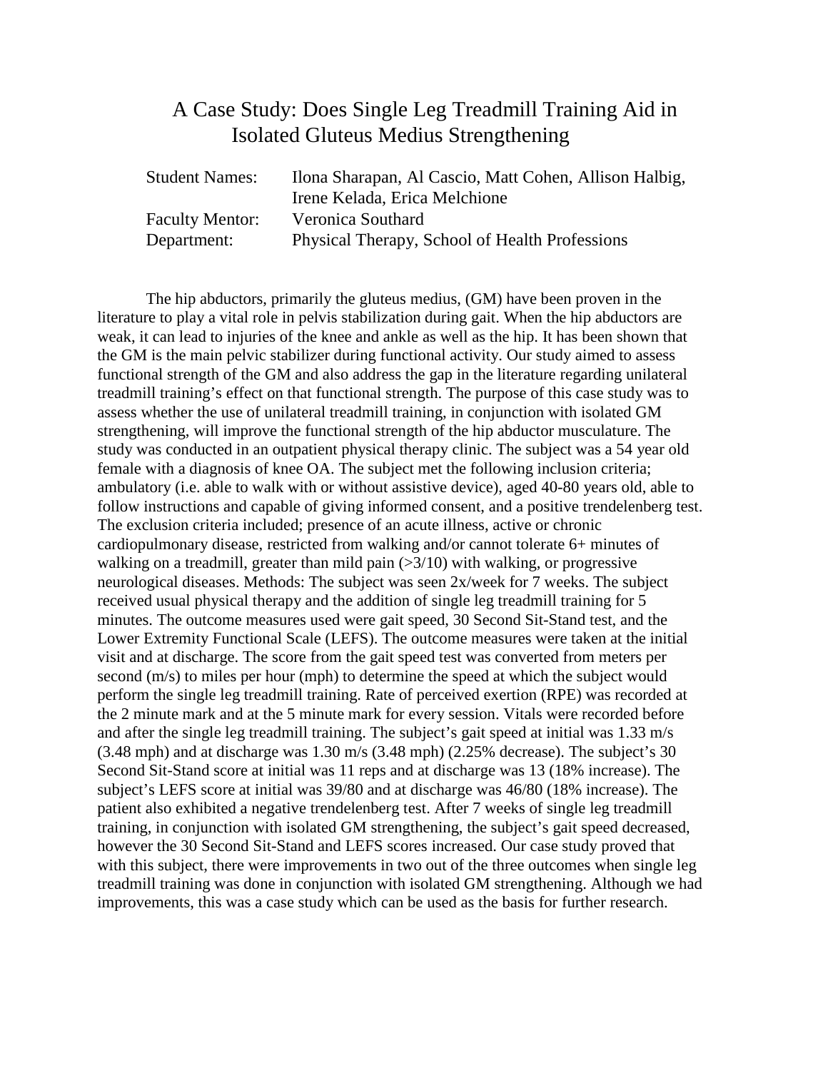# A Case Study: Does Single Leg Treadmill Training Aid in Isolated Gluteus Medius Strengthening

| | |
|---|---|
| Student Names: | Ilona Sharapan, Al Cascio, Matt Cohen, Allison Halbig, Irene Kelada, Erica Melchione |
| Faculty Mentor: | Veronica Southard |
| Department: | Physical Therapy, School of Health Professions |

The hip abductors, primarily the gluteus medius, (GM) have been proven in the literature to play a vital role in pelvis stabilization during gait. When the hip abductors are weak, it can lead to injuries of the knee and ankle as well as the hip. It has been shown that the GM is the main pelvic stabilizer during functional activity. Our study aimed to assess functional strength of the GM and also address the gap in the literature regarding unilateral treadmill training's effect on that functional strength. The purpose of this case study was to assess whether the use of unilateral treadmill training, in conjunction with isolated GM strengthening, will improve the functional strength of the hip abductor musculature. The study was conducted in an outpatient physical therapy clinic. The subject was a 54 year old female with a diagnosis of knee OA. The subject met the following inclusion criteria; ambulatory (i.e. able to walk with or without assistive device), aged 40-80 years old, able to follow instructions and capable of giving informed consent, and a positive trendelenberg test. The exclusion criteria included; presence of an acute illness, active or chronic cardiopulmonary disease, restricted from walking and/or cannot tolerate 6+ minutes of walking on a treadmill, greater than mild pain (>3/10) with walking, or progressive neurological diseases. Methods: The subject was seen 2x/week for 7 weeks. The subject received usual physical therapy and the addition of single leg treadmill training for 5 minutes. The outcome measures used were gait speed, 30 Second Sit-Stand test, and the Lower Extremity Functional Scale (LEFS). The outcome measures were taken at the initial visit and at discharge. The score from the gait speed test was converted from meters per second (m/s) to miles per hour (mph) to determine the speed at which the subject would perform the single leg treadmill training. Rate of perceived exertion (RPE) was recorded at the 2 minute mark and at the 5 minute mark for every session. Vitals were recorded before and after the single leg treadmill training. The subject's gait speed at initial was 1.33 m/s (3.48 mph) and at discharge was 1.30 m/s (3.48 mph) (2.25% decrease). The subject's 30 Second Sit-Stand score at initial was 11 reps and at discharge was 13 (18% increase). The subject's LEFS score at initial was 39/80 and at discharge was 46/80 (18% increase). The patient also exhibited a negative trendelenberg test. After 7 weeks of single leg treadmill training, in conjunction with isolated GM strengthening, the subject's gait speed decreased, however the 30 Second Sit-Stand and LEFS scores increased. Our case study proved that with this subject, there were improvements in two out of the three outcomes when single leg treadmill training was done in conjunction with isolated GM strengthening. Although we had improvements, this was a case study which can be used as the basis for further research.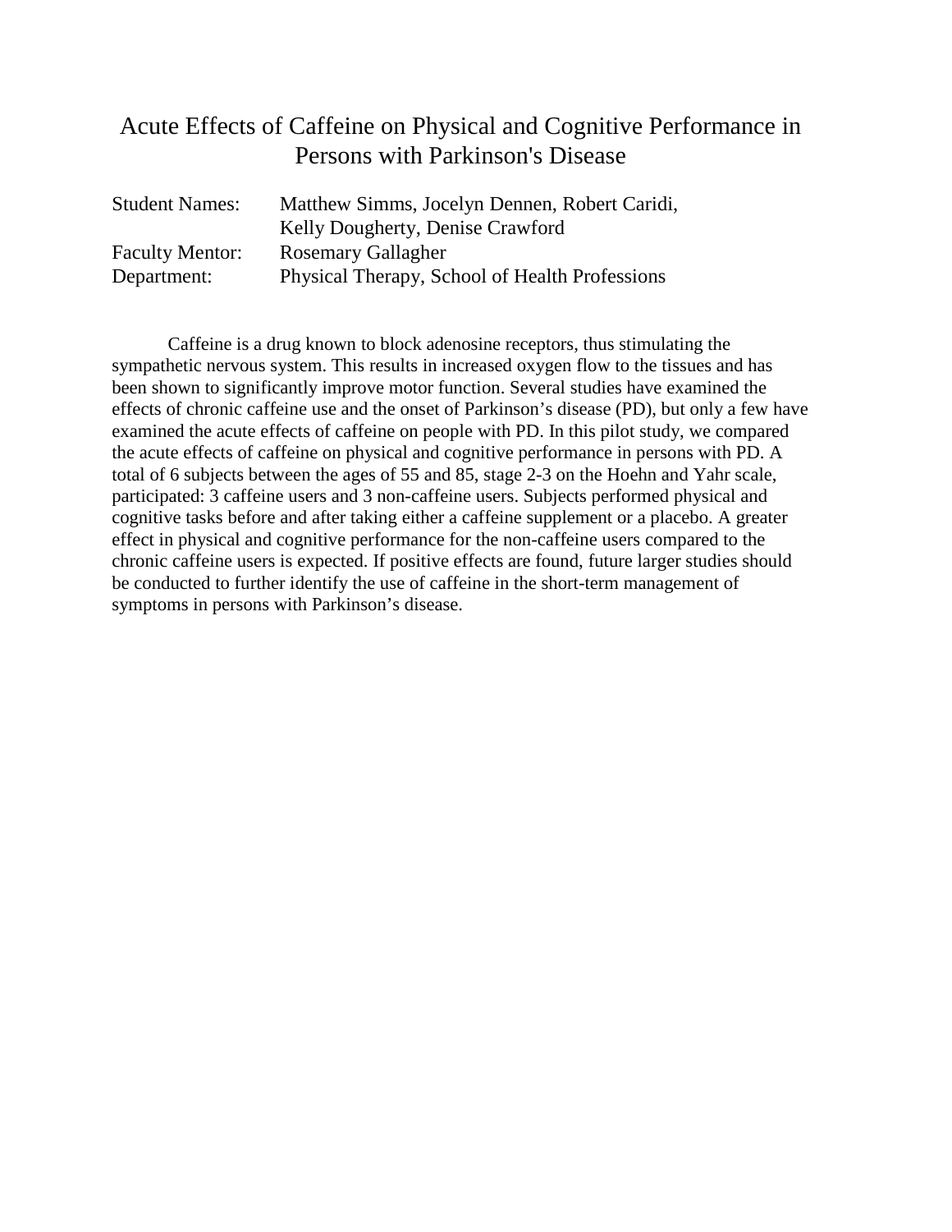# Acute Effects of Caffeine on Physical and Cognitive Performance in Persons with Parkinson's Disease

| | |
|---|---|
| Student Names: | Matthew Simms, Jocelyn Dennen, Robert Caridi, Kelly Dougherty, Denise Crawford |
| Faculty Mentor: | Rosemary Gallagher |
| Department: | Physical Therapy, School of Health Professions |

Caffeine is a drug known to block adenosine receptors, thus stimulating the sympathetic nervous system. This results in increased oxygen flow to the tissues and has been shown to significantly improve motor function. Several studies have examined the effects of chronic caffeine use and the onset of Parkinson's disease (PD), but only a few have examined the acute effects of caffeine on people with PD. In this pilot study, we compared the acute effects of caffeine on physical and cognitive performance in persons with PD. A total of 6 subjects between the ages of 55 and 85, stage 2-3 on the Hoehn and Yahr scale, participated: 3 caffeine users and 3 non-caffeine users. Subjects performed physical and cognitive tasks before and after taking either a caffeine supplement or a placebo. A greater effect in physical and cognitive performance for the non-caffeine users compared to the chronic caffeine users is expected. If positive effects are found, future larger studies should be conducted to further identify the use of caffeine in the short-term management of symptoms in persons with Parkinson's disease.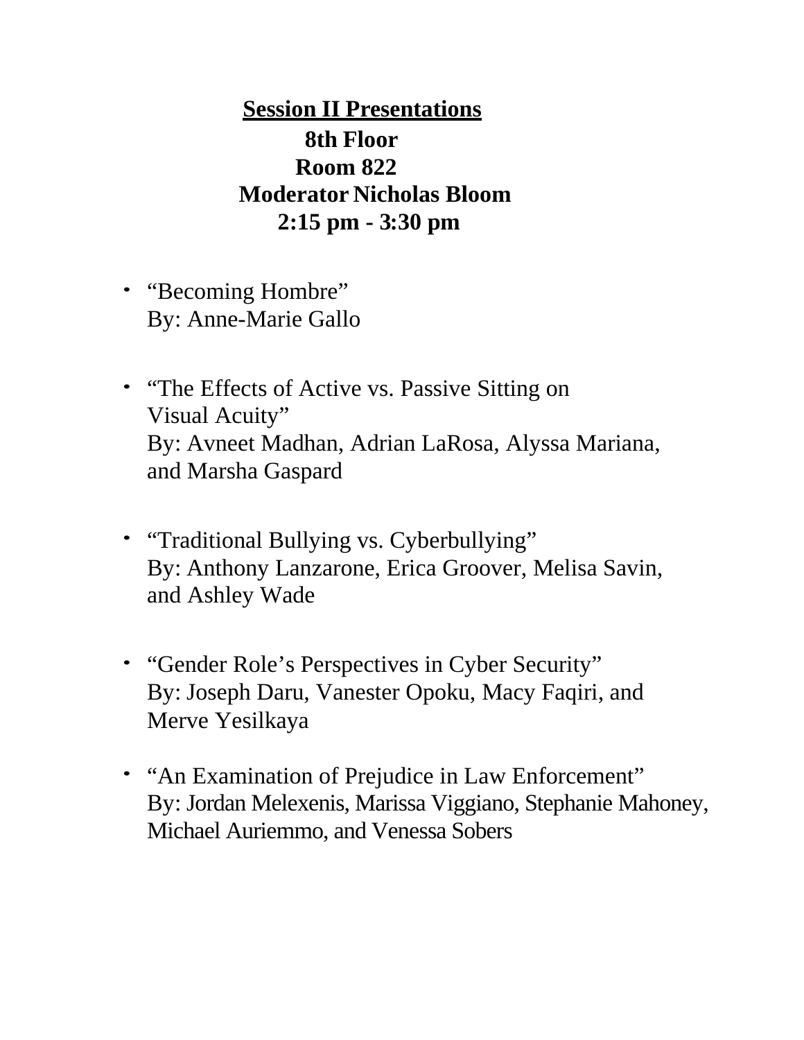## Session II Presentations

**8th Floor**

**Room 822**

**Moderator Nicholas Bloom**

**2:15 pm - 3:30 pm**

- "Becoming Hombre"
  By: Anne-Marie Gallo

- "The Effects of Active vs. Passive Sitting on Visual Acuity"
  By: Avneet Madhan, Adrian LaRosa, Alyssa Mariana, and Marsha Gaspard

- "Traditional Bullying vs. Cyberbullying"
  By: Anthony Lanzarone, Erica Groover, Melisa Savin, and Ashley Wade

- "Gender Role's Perspectives in Cyber Security"
  By: Joseph Daru, Vanester Opoku, Macy Faqiri, and Merve Yesilkaya

- "An Examination of Prejudice in Law Enforcement"
  By: Jordan Melexenis, Marissa Viggiano, Stephanie Mahoney, Michael Auriemmo, and Venessa Sobers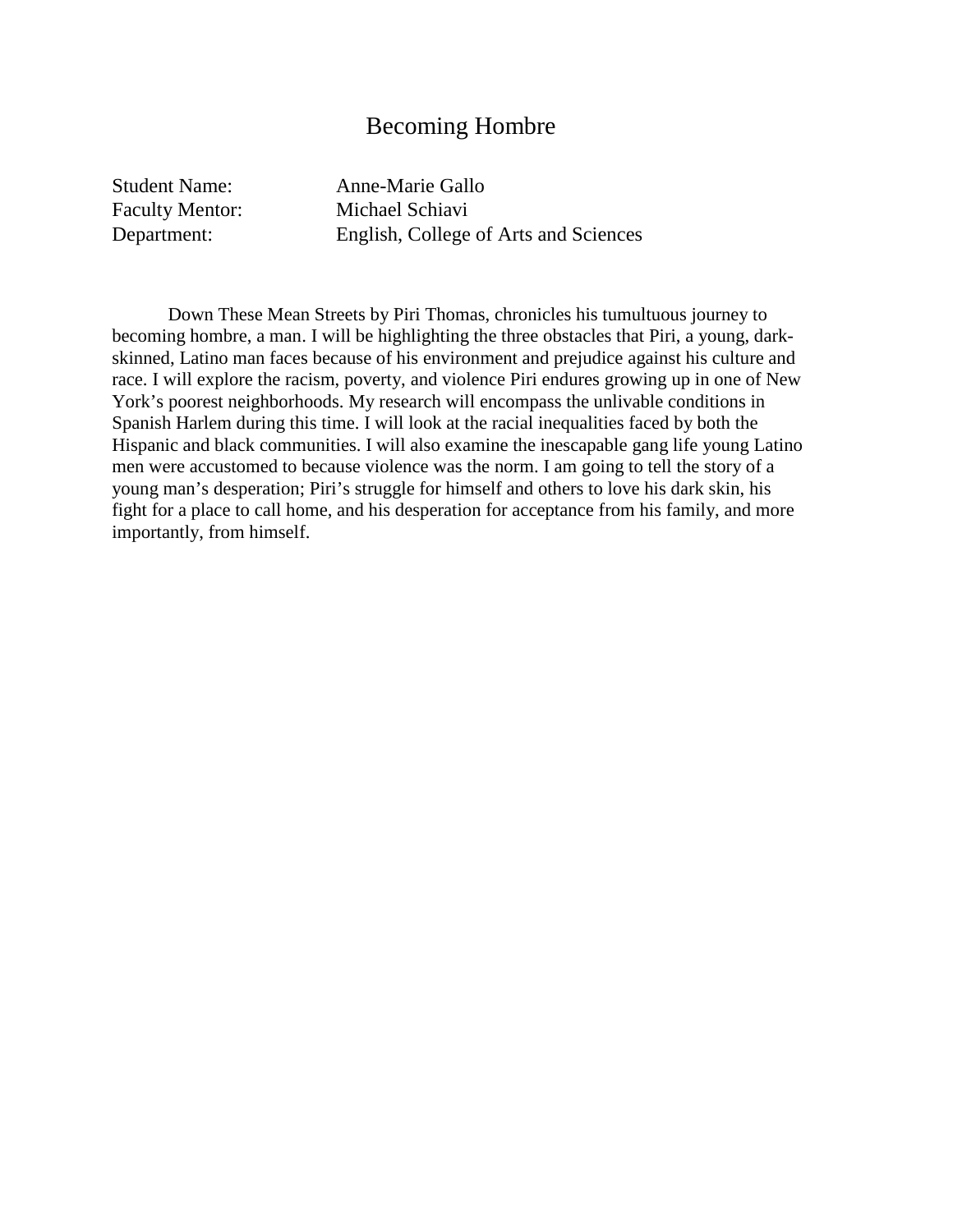# Becoming Hombre

Student Name: Anne-Marie Gallo
Faculty Mentor: Michael Schiavi
Department: English, College of Arts and Sciences

Down These Mean Streets by Piri Thomas, chronicles his tumultuous journey to becoming hombre, a man. I will be highlighting the three obstacles that Piri, a young, dark-skinned, Latino man faces because of his environment and prejudice against his culture and race. I will explore the racism, poverty, and violence Piri endures growing up in one of New York's poorest neighborhoods. My research will encompass the unlivable conditions in Spanish Harlem during this time. I will look at the racial inequalities faced by both the Hispanic and black communities. I will also examine the inescapable gang life young Latino men were accustomed to because violence was the norm. I am going to tell the story of a young man's desperation; Piri's struggle for himself and others to love his dark skin, his fight for a place to call home, and his desperation for acceptance from his family, and more importantly, from himself.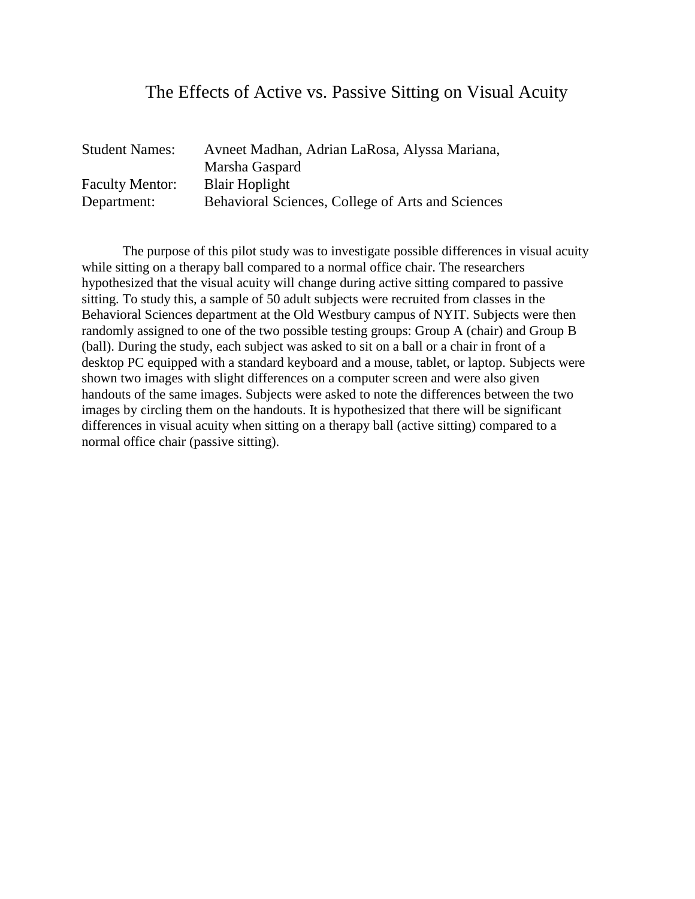# The Effects of Active vs. Passive Sitting on Visual Acuity

| | |
|---|---|
| Student Names: | Avneet Madhan, Adrian LaRosa, Alyssa Mariana, Marsha Gaspard |
| Faculty Mentor: | Blair Hoplight |
| Department: | Behavioral Sciences, College of Arts and Sciences |

The purpose of this pilot study was to investigate possible differences in visual acuity while sitting on a therapy ball compared to a normal office chair. The researchers hypothesized that the visual acuity will change during active sitting compared to passive sitting. To study this, a sample of 50 adult subjects were recruited from classes in the Behavioral Sciences department at the Old Westbury campus of NYIT. Subjects were then randomly assigned to one of the two possible testing groups: Group A (chair) and Group B (ball). During the study, each subject was asked to sit on a ball or a chair in front of a desktop PC equipped with a standard keyboard and a mouse, tablet, or laptop. Subjects were shown two images with slight differences on a computer screen and were also given handouts of the same images. Subjects were asked to note the differences between the two images by circling them on the handouts. It is hypothesized that there will be significant differences in visual acuity when sitting on a therapy ball (active sitting) compared to a normal office chair (passive sitting).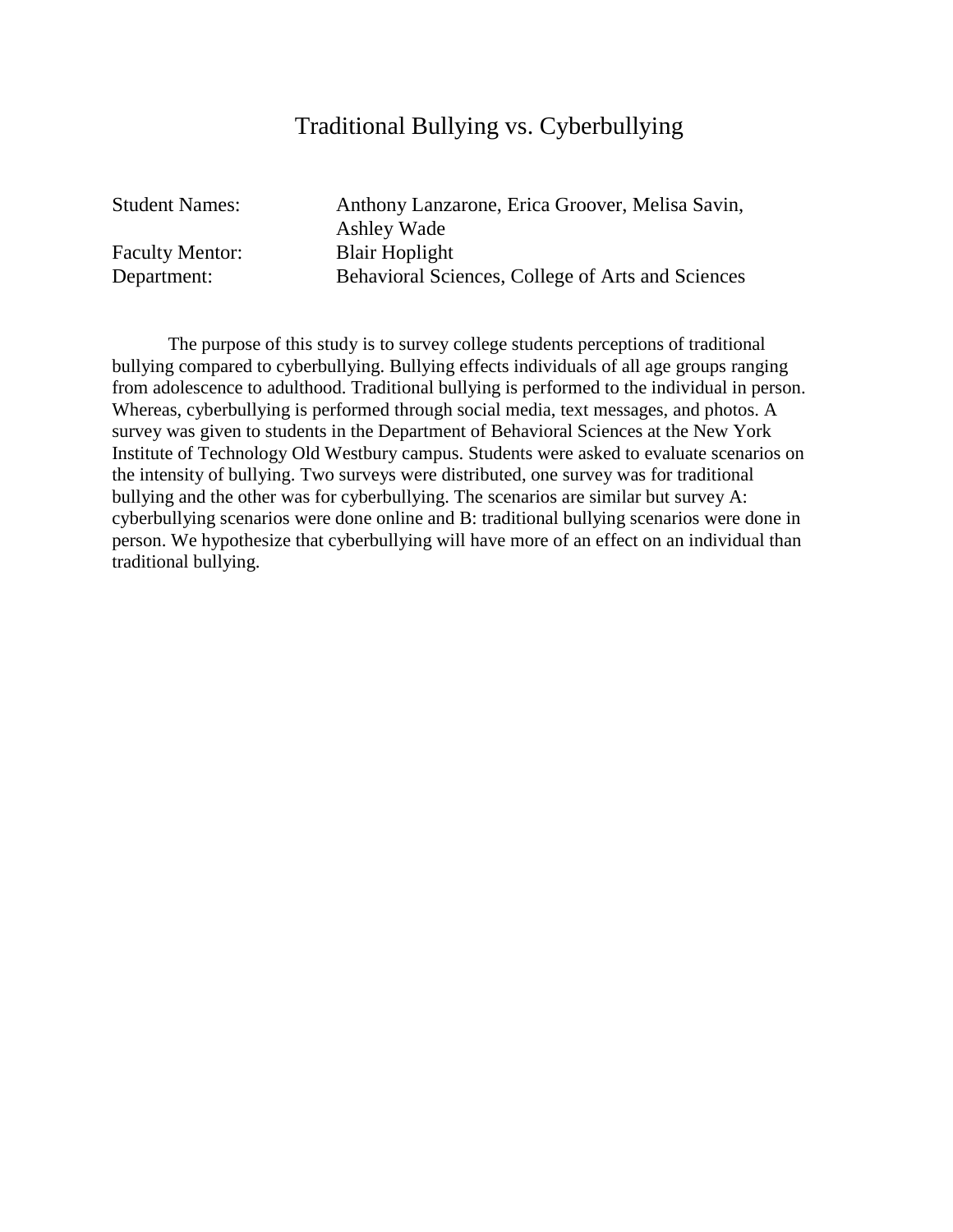# Traditional Bullying vs. Cyberbullying

Student Names: Anthony Lanzarone, Erica Groover, Melisa Savin, Ashley Wade
Faculty Mentor: Blair Hoplight
Department: Behavioral Sciences, College of Arts and Sciences

The purpose of this study is to survey college students perceptions of traditional bullying compared to cyberbullying. Bullying effects individuals of all age groups ranging from adolescence to adulthood. Traditional bullying is performed to the individual in person. Whereas, cyberbullying is performed through social media, text messages, and photos. A survey was given to students in the Department of Behavioral Sciences at the New York Institute of Technology Old Westbury campus. Students were asked to evaluate scenarios on the intensity of bullying. Two surveys were distributed, one survey was for traditional bullying and the other was for cyberbullying. The scenarios are similar but survey A: cyberbullying scenarios were done online and B: traditional bullying scenarios were done in person. We hypothesize that cyberbullying will have more of an effect on an individual than traditional bullying.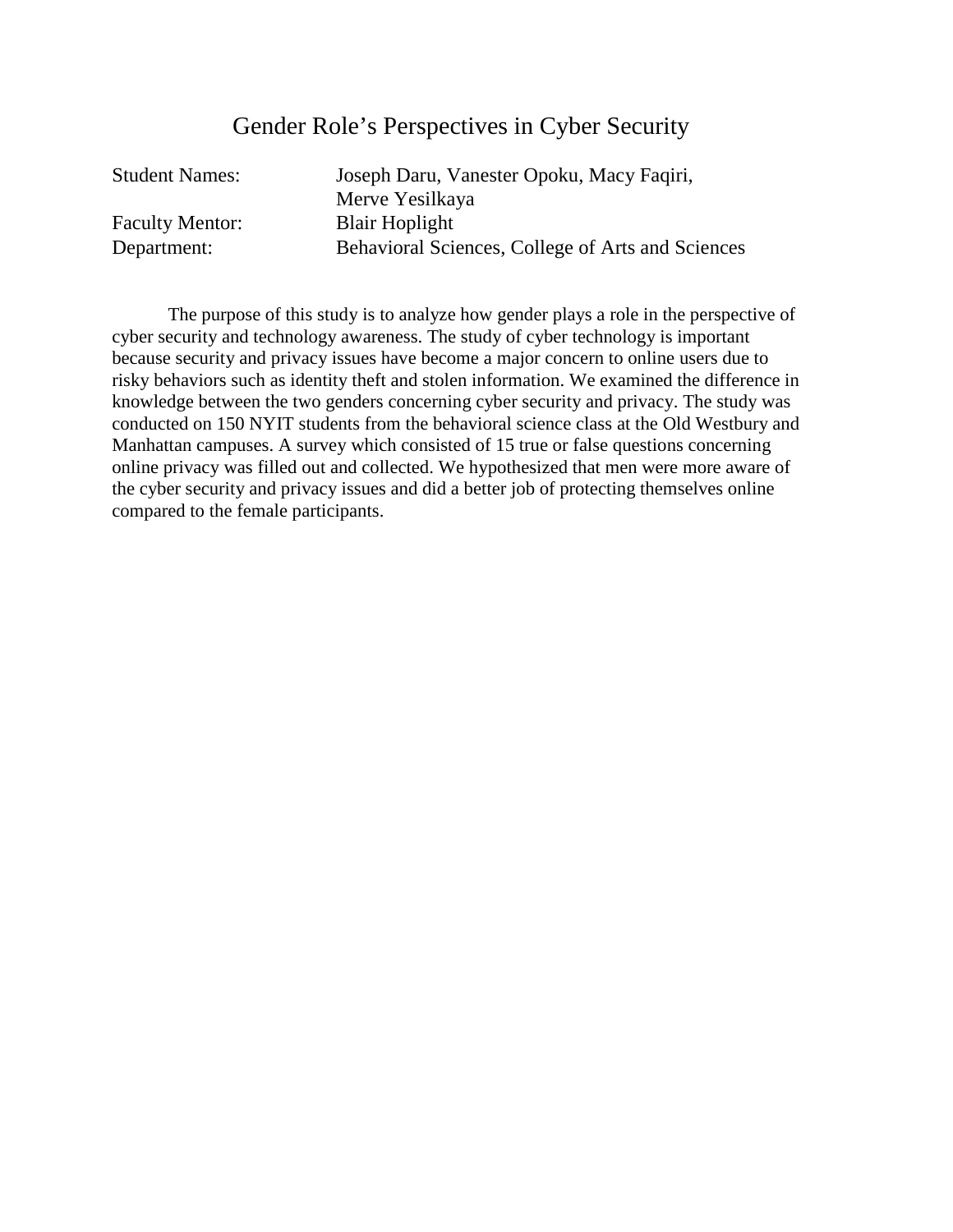# Gender Role's Perspectives in Cyber Security

Student Names: Joseph Daru, Vanester Opoku, Macy Faqiri, Merve Yesilkaya
Faculty Mentor: Blair Hoplight
Department: Behavioral Sciences, College of Arts and Sciences

The purpose of this study is to analyze how gender plays a role in the perspective of cyber security and technology awareness. The study of cyber technology is important because security and privacy issues have become a major concern to online users due to risky behaviors such as identity theft and stolen information. We examined the difference in knowledge between the two genders concerning cyber security and privacy. The study was conducted on 150 NYIT students from the behavioral science class at the Old Westbury and Manhattan campuses. A survey which consisted of 15 true or false questions concerning online privacy was filled out and collected. We hypothesized that men were more aware of the cyber security and privacy issues and did a better job of protecting themselves online compared to the female participants.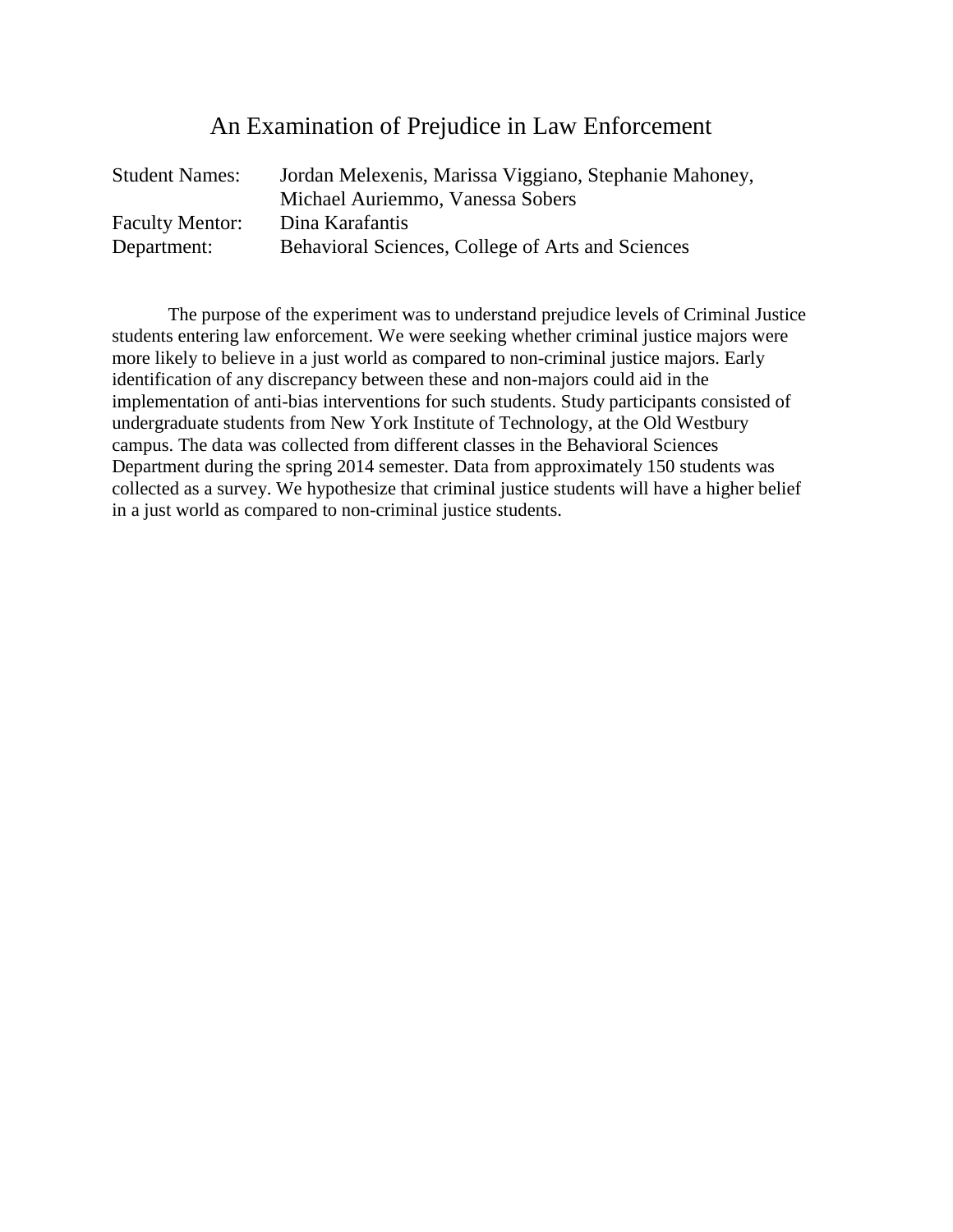# An Examination of Prejudice in Law Enforcement

| | |
|---|---|
| Student Names: | Jordan Melexenis, Marissa Viggiano, Stephanie Mahoney, Michael Auriemmo, Vanessa Sobers |
| Faculty Mentor: | Dina Karafantis |
| Department: | Behavioral Sciences, College of Arts and Sciences |

The purpose of the experiment was to understand prejudice levels of Criminal Justice students entering law enforcement. We were seeking whether criminal justice majors were more likely to believe in a just world as compared to non-criminal justice majors. Early identification of any discrepancy between these and non-majors could aid in the implementation of anti-bias interventions for such students. Study participants consisted of undergraduate students from New York Institute of Technology, at the Old Westbury campus. The data was collected from different classes in the Behavioral Sciences Department during the spring 2014 semester. Data from approximately 150 students was collected as a survey. We hypothesize that criminal justice students will have a higher belief in a just world as compared to non-criminal justice students.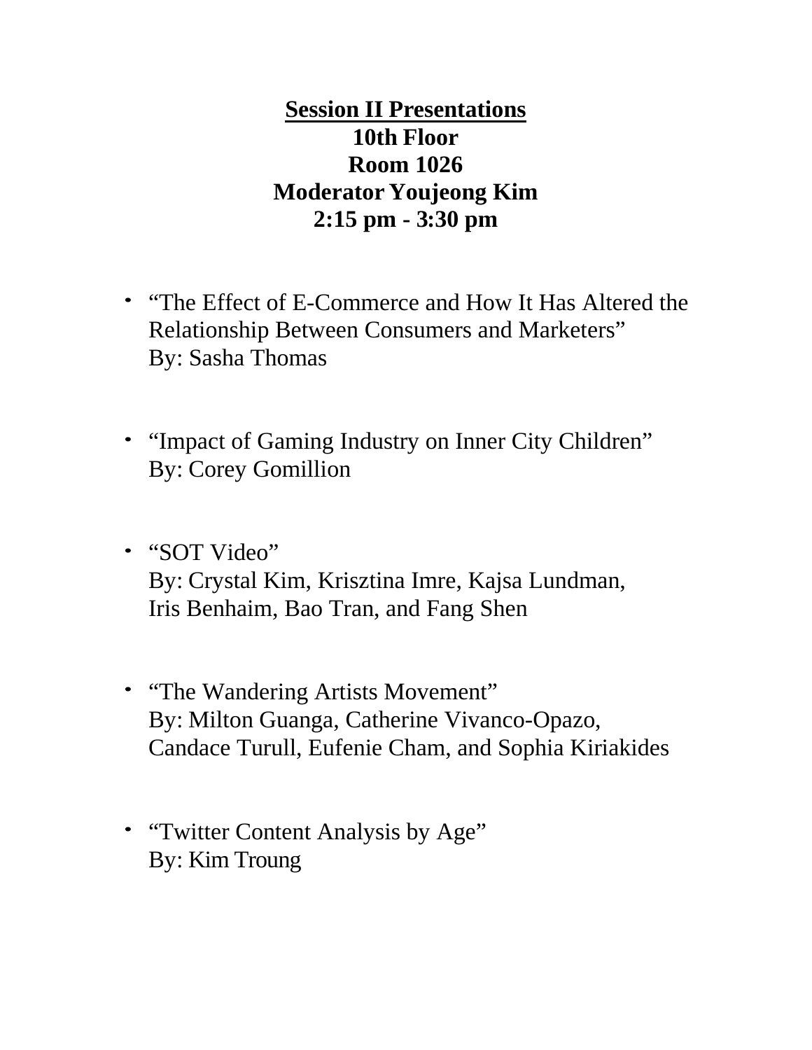## Session II Presentations

**10th Floor**
**Room 1026**
**Moderator Youjeong Kim**
**2:15 pm - 3:30 pm**

- "The Effect of E-Commerce and How It Has Altered the Relationship Between Consumers and Marketers"
  By: Sasha Thomas

- "Impact of Gaming Industry on Inner City Children"
  By: Corey Gomillion

- "SOT Video"
  By: Crystal Kim, Krisztina Imre, Kajsa Lundman, Iris Benhaim, Bao Tran, and Fang Shen

- "The Wandering Artists Movement"
  By: Milton Guanga, Catherine Vivanco-Opazo, Candace Turull, Eufenie Cham, and Sophia Kiriakides

- "Twitter Content Analysis by Age"
  By: Kim Troung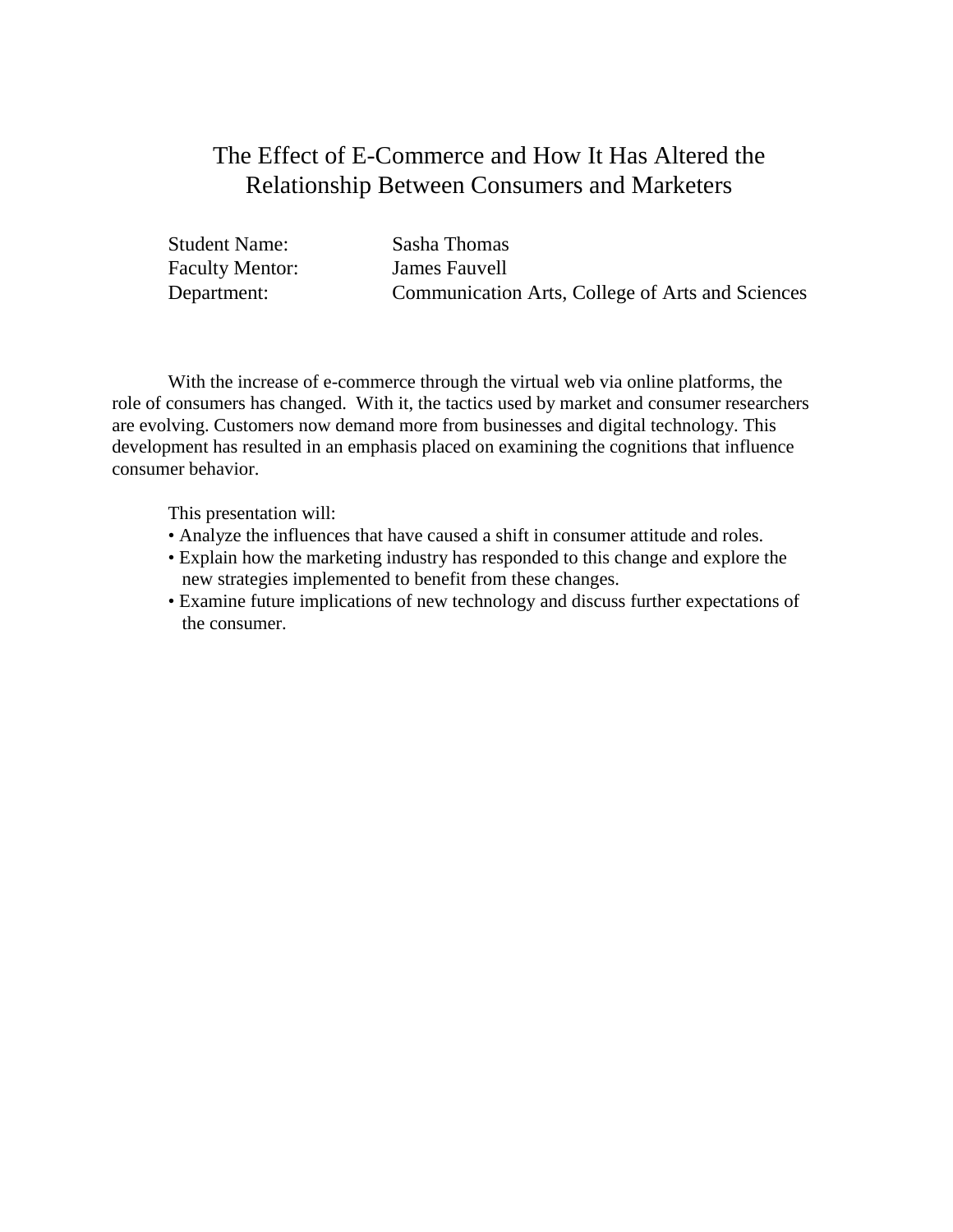# The Effect of E-Commerce and How It Has Altered the Relationship Between Consumers and Marketers

Student Name: Sasha Thomas
Faculty Mentor: James Fauvell
Department: Communication Arts, College of Arts and Sciences

With the increase of e-commerce through the virtual web via online platforms, the role of consumers has changed. With it, the tactics used by market and consumer researchers are evolving. Customers now demand more from businesses and digital technology. This development has resulted in an emphasis placed on examining the cognitions that influence consumer behavior.

This presentation will:

- Analyze the influences that have caused a shift in consumer attitude and roles.
- Explain how the marketing industry has responded to this change and explore the new strategies implemented to benefit from these changes.
- Examine future implications of new technology and discuss further expectations of the consumer.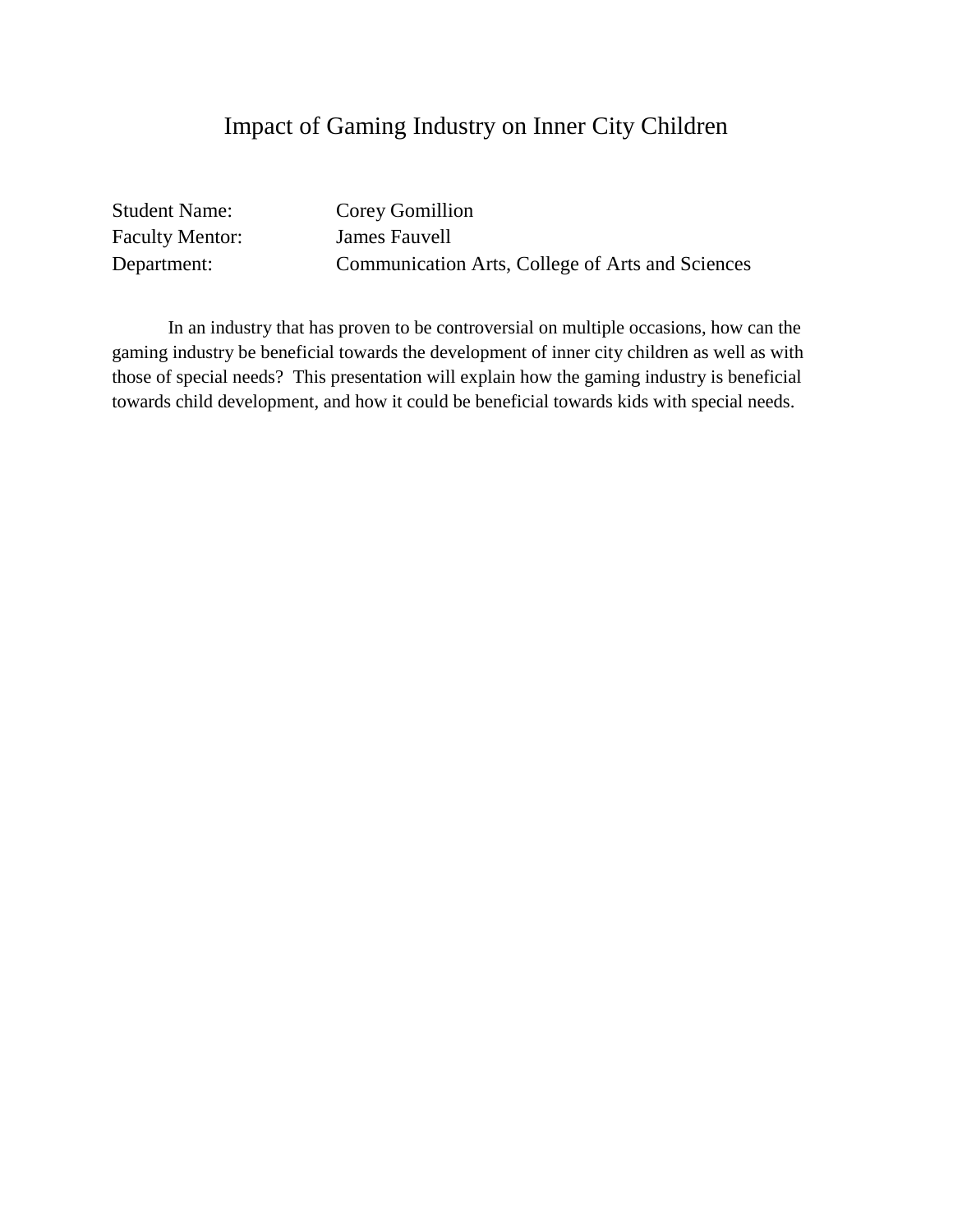# Impact of Gaming Industry on Inner City Children

Student Name: Corey Gomillion
Faculty Mentor: James Fauvell
Department: Communication Arts, College of Arts and Sciences

In an industry that has proven to be controversial on multiple occasions, how can the gaming industry be beneficial towards the development of inner city children as well as with those of special needs? This presentation will explain how the gaming industry is beneficial towards child development, and how it could be beneficial towards kids with special needs.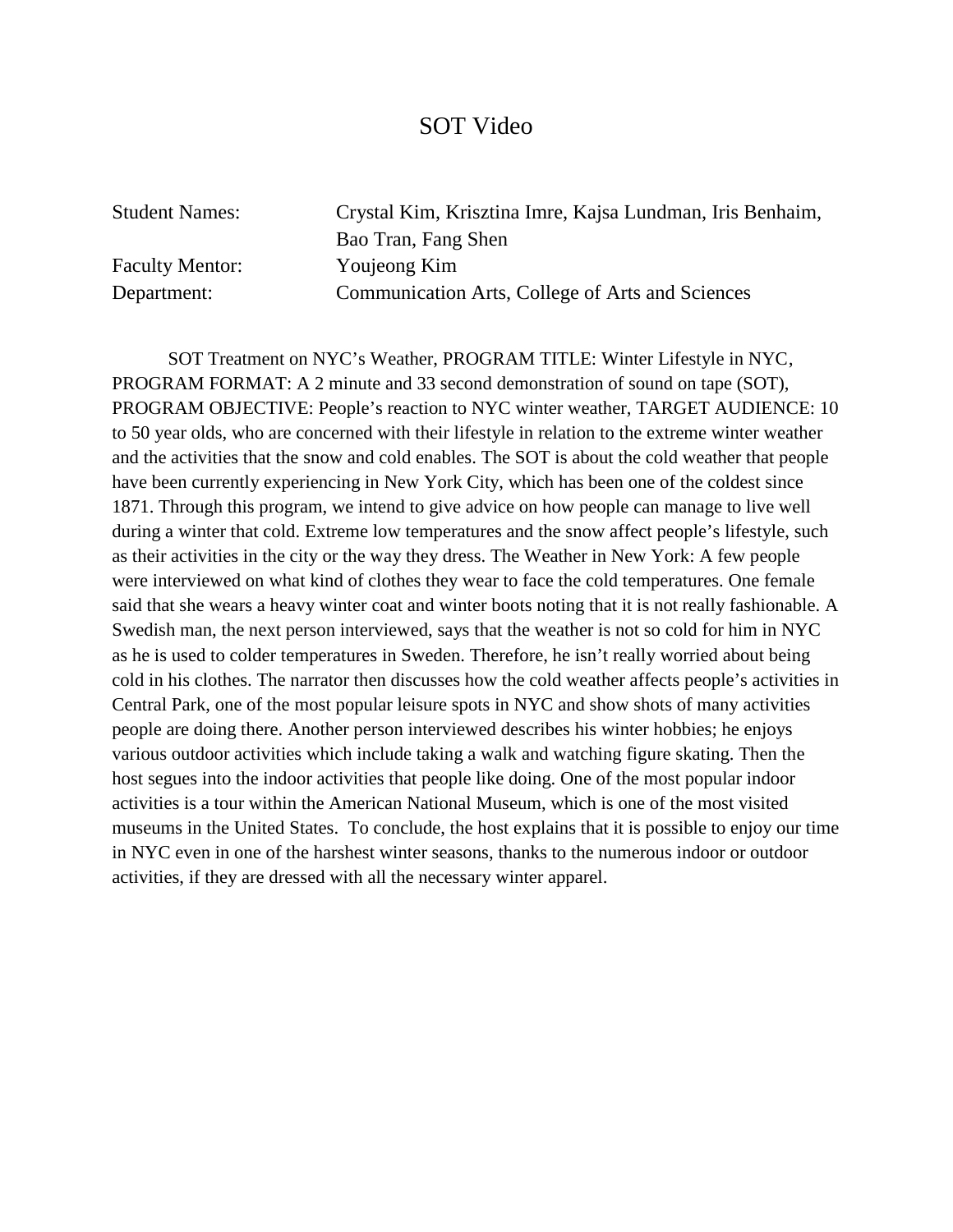# SOT Video

Student Names: Crystal Kim, Krisztina Imre, Kajsa Lundman, Iris Benhaim, Bao Tran, Fang Shen
Faculty Mentor: Youjeong Kim
Department: Communication Arts, College of Arts and Sciences

SOT Treatment on NYC's Weather, PROGRAM TITLE: Winter Lifestyle in NYC, PROGRAM FORMAT: A 2 minute and 33 second demonstration of sound on tape (SOT), PROGRAM OBJECTIVE: People's reaction to NYC winter weather, TARGET AUDIENCE: 10 to 50 year olds, who are concerned with their lifestyle in relation to the extreme winter weather and the activities that the snow and cold enables. The SOT is about the cold weather that people have been currently experiencing in New York City, which has been one of the coldest since 1871. Through this program, we intend to give advice on how people can manage to live well during a winter that cold. Extreme low temperatures and the snow affect people's lifestyle, such as their activities in the city or the way they dress. The Weather in New York: A few people were interviewed on what kind of clothes they wear to face the cold temperatures. One female said that she wears a heavy winter coat and winter boots noting that it is not really fashionable. A Swedish man, the next person interviewed, says that the weather is not so cold for him in NYC as he is used to colder temperatures in Sweden. Therefore, he isn't really worried about being cold in his clothes. The narrator then discusses how the cold weather affects people's activities in Central Park, one of the most popular leisure spots in NYC and show shots of many activities people are doing there. Another person interviewed describes his winter hobbies; he enjoys various outdoor activities which include taking a walk and watching figure skating. Then the host segues into the indoor activities that people like doing. One of the most popular indoor activities is a tour within the American National Museum, which is one of the most visited museums in the United States. To conclude, the host explains that it is possible to enjoy our time in NYC even in one of the harshest winter seasons, thanks to the numerous indoor or outdoor activities, if they are dressed with all the necessary winter apparel.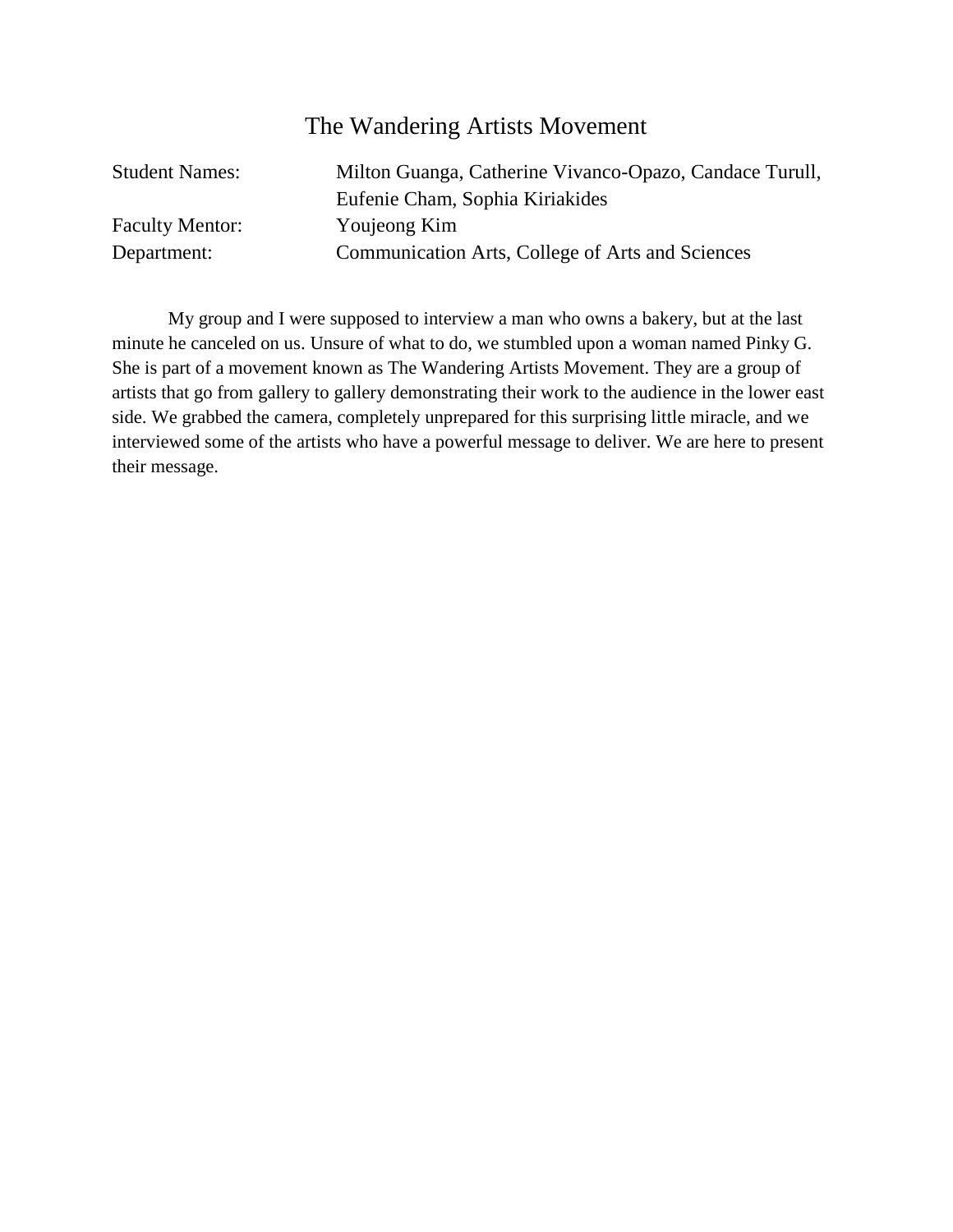# The Wandering Artists Movement

| | |
|---|---|
| Student Names: | Milton Guanga, Catherine Vivanco-Opazo, Candace Turull, Eufenie Cham, Sophia Kiriakides |
| Faculty Mentor: | Youjeong Kim |
| Department: | Communication Arts, College of Arts and Sciences |

My group and I were supposed to interview a man who owns a bakery, but at the last minute he canceled on us. Unsure of what to do, we stumbled upon a woman named Pinky G. She is part of a movement known as The Wandering Artists Movement. They are a group of artists that go from gallery to gallery demonstrating their work to the audience in the lower east side. We grabbed the camera, completely unprepared for this surprising little miracle, and we interviewed some of the artists who have a powerful message to deliver. We are here to present their message.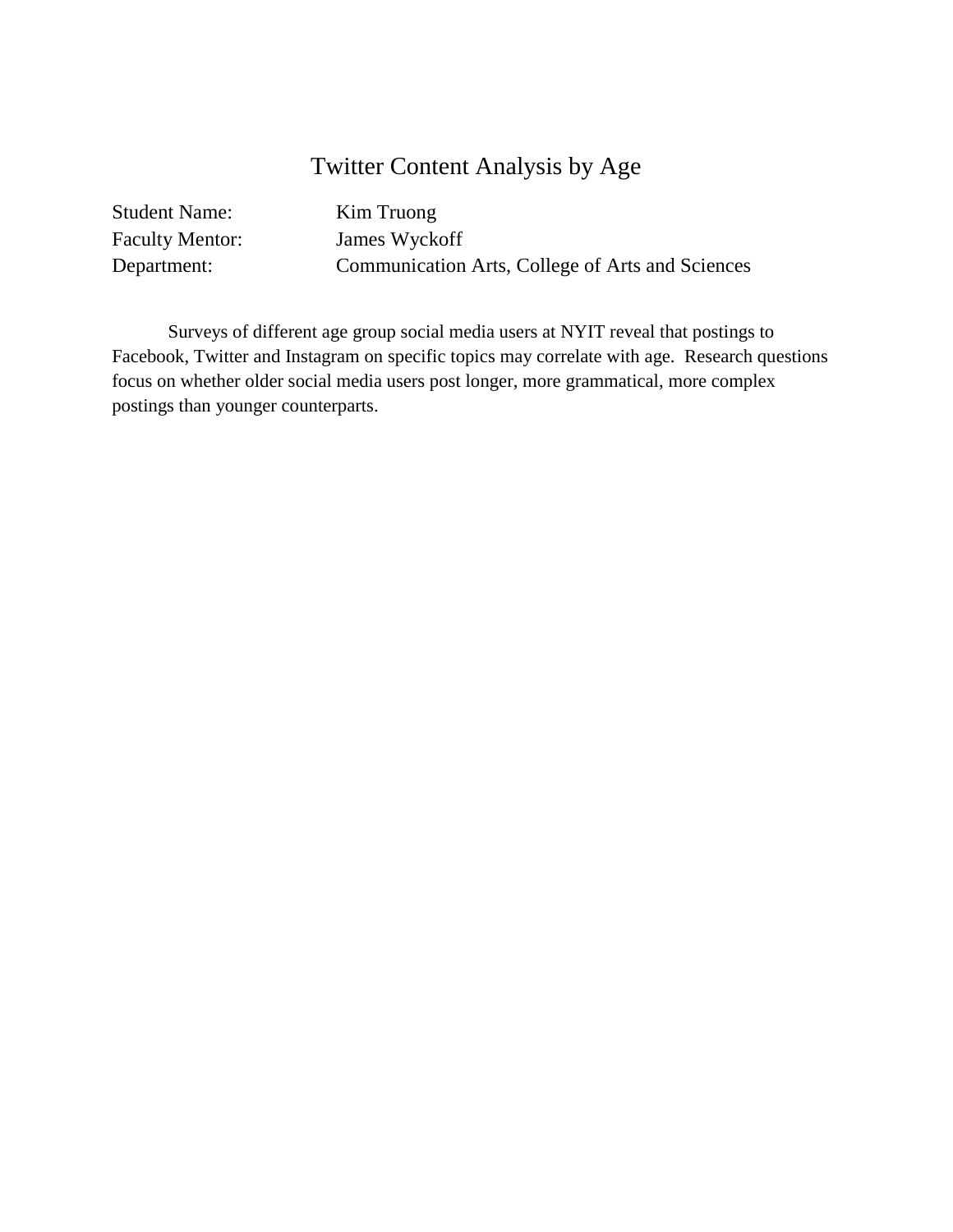# Twitter Content Analysis by Age

Student Name: Kim Truong
Faculty Mentor: James Wyckoff
Department: Communication Arts, College of Arts and Sciences

Surveys of different age group social media users at NYIT reveal that postings to Facebook, Twitter and Instagram on specific topics may correlate with age. Research questions focus on whether older social media users post longer, more grammatical, more complex postings than younger counterparts.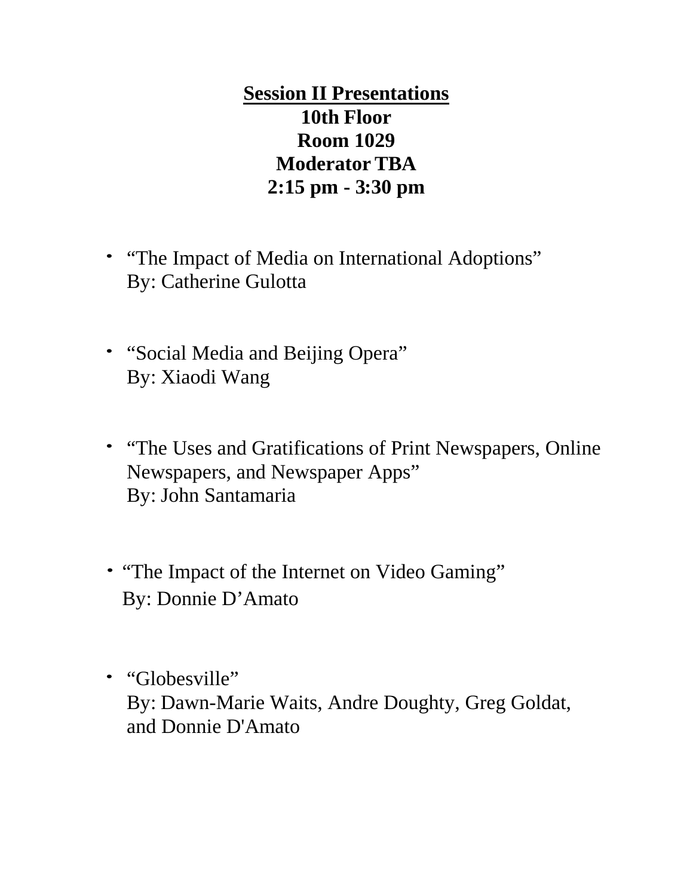## Session II Presentations

**10th Floor**
**Room 1029**
**Moderator TBA**
**2:15 pm - 3:30 pm**

- "The Impact of Media on International Adoptions"
  By: Catherine Gulotta

- "Social Media and Beijing Opera"
  By: Xiaodi Wang

- "The Uses and Gratifications of Print Newspapers, Online Newspapers, and Newspaper Apps"
  By: John Santamaria

- "The Impact of the Internet on Video Gaming"
  By: Donnie D'Amato

- "Globesville"
  By: Dawn-Marie Waits, Andre Doughty, Greg Goldat, and Donnie D'Amato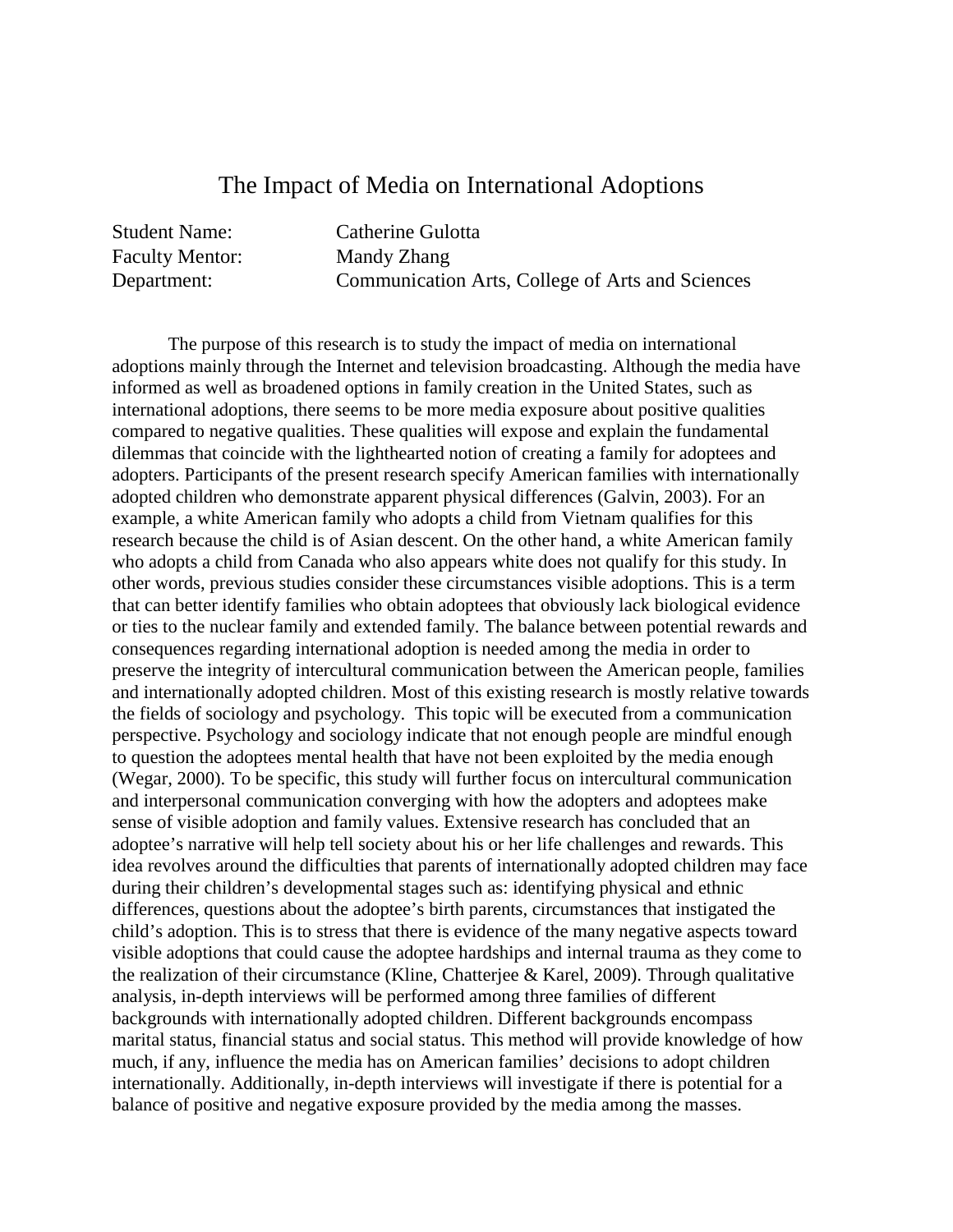# The Impact of Media on International Adoptions

Student Name: Catherine Gulotta
Faculty Mentor: Mandy Zhang
Department: Communication Arts, College of Arts and Sciences

The purpose of this research is to study the impact of media on international adoptions mainly through the Internet and television broadcasting. Although the media have informed as well as broadened options in family creation in the United States, such as international adoptions, there seems to be more media exposure about positive qualities compared to negative qualities. These qualities will expose and explain the fundamental dilemmas that coincide with the lighthearted notion of creating a family for adoptees and adopters. Participants of the present research specify American families with internationally adopted children who demonstrate apparent physical differences (Galvin, 2003). For an example, a white American family who adopts a child from Vietnam qualifies for this research because the child is of Asian descent. On the other hand, a white American family who adopts a child from Canada who also appears white does not qualify for this study. In other words, previous studies consider these circumstances visible adoptions. This is a term that can better identify families who obtain adoptees that obviously lack biological evidence or ties to the nuclear family and extended family. The balance between potential rewards and consequences regarding international adoption is needed among the media in order to preserve the integrity of intercultural communication between the American people, families and internationally adopted children. Most of this existing research is mostly relative towards the fields of sociology and psychology. This topic will be executed from a communication perspective. Psychology and sociology indicate that not enough people are mindful enough to question the adoptees mental health that have not been exploited by the media enough (Wegar, 2000). To be specific, this study will further focus on intercultural communication and interpersonal communication converging with how the adopters and adoptees make sense of visible adoption and family values. Extensive research has concluded that an adoptee's narrative will help tell society about his or her life challenges and rewards. This idea revolves around the difficulties that parents of internationally adopted children may face during their children's developmental stages such as: identifying physical and ethnic differences, questions about the adoptee's birth parents, circumstances that instigated the child's adoption. This is to stress that there is evidence of the many negative aspects toward visible adoptions that could cause the adoptee hardships and internal trauma as they come to the realization of their circumstance (Kline, Chatterjee & Karel, 2009). Through qualitative analysis, in-depth interviews will be performed among three families of different backgrounds with internationally adopted children. Different backgrounds encompass marital status, financial status and social status. This method will provide knowledge of how much, if any, influence the media has on American families' decisions to adopt children internationally. Additionally, in-depth interviews will investigate if there is potential for a balance of positive and negative exposure provided by the media among the masses.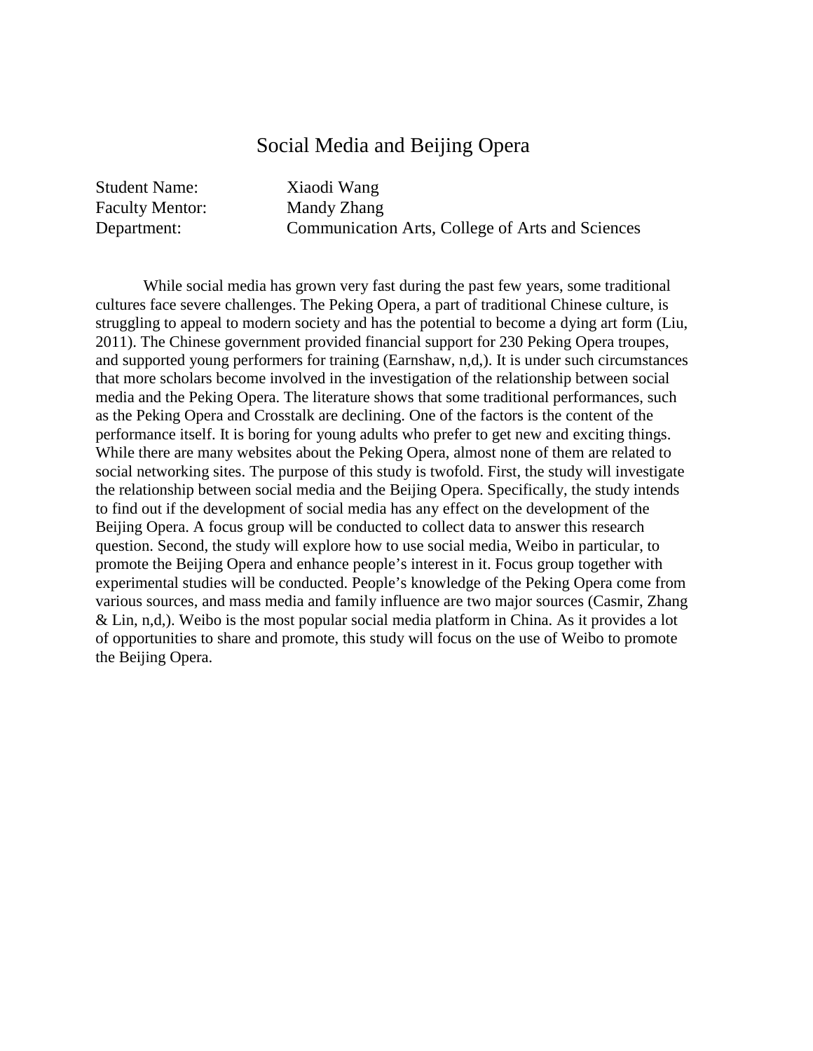# Social Media and Beijing Opera

Student Name: Xiaodi Wang
Faculty Mentor: Mandy Zhang
Department: Communication Arts, College of Arts and Sciences

While social media has grown very fast during the past few years, some traditional cultures face severe challenges. The Peking Opera, a part of traditional Chinese culture, is struggling to appeal to modern society and has the potential to become a dying art form (Liu, 2011). The Chinese government provided financial support for 230 Peking Opera troupes, and supported young performers for training (Earnshaw, n,d,). It is under such circumstances that more scholars become involved in the investigation of the relationship between social media and the Peking Opera. The literature shows that some traditional performances, such as the Peking Opera and Crosstalk are declining. One of the factors is the content of the performance itself. It is boring for young adults who prefer to get new and exciting things. While there are many websites about the Peking Opera, almost none of them are related to social networking sites. The purpose of this study is twofold. First, the study will investigate the relationship between social media and the Beijing Opera. Specifically, the study intends to find out if the development of social media has any effect on the development of the Beijing Opera. A focus group will be conducted to collect data to answer this research question. Second, the study will explore how to use social media, Weibo in particular, to promote the Beijing Opera and enhance people's interest in it. Focus group together with experimental studies will be conducted. People's knowledge of the Peking Opera come from various sources, and mass media and family influence are two major sources (Casmir, Zhang & Lin, n,d,). Weibo is the most popular social media platform in China. As it provides a lot of opportunities to share and promote, this study will focus on the use of Weibo to promote the Beijing Opera.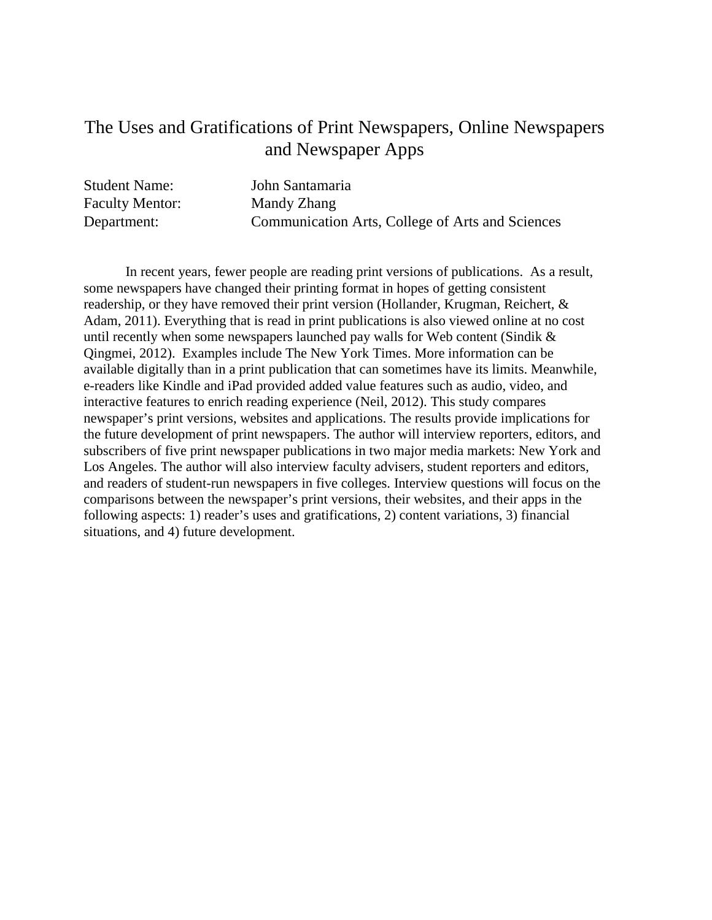# The Uses and Gratifications of Print Newspapers, Online Newspapers and Newspaper Apps

Student Name: John Santamaria
Faculty Mentor: Mandy Zhang
Department: Communication Arts, College of Arts and Sciences

In recent years, fewer people are reading print versions of publications. As a result, some newspapers have changed their printing format in hopes of getting consistent readership, or they have removed their print version (Hollander, Krugman, Reichert, & Adam, 2011). Everything that is read in print publications is also viewed online at no cost until recently when some newspapers launched pay walls for Web content (Sindik & Qingmei, 2012). Examples include The New York Times. More information can be available digitally than in a print publication that can sometimes have its limits. Meanwhile, e-readers like Kindle and iPad provided added value features such as audio, video, and interactive features to enrich reading experience (Neil, 2012). This study compares newspaper's print versions, websites and applications. The results provide implications for the future development of print newspapers. The author will interview reporters, editors, and subscribers of five print newspaper publications in two major media markets: New York and Los Angeles. The author will also interview faculty advisers, student reporters and editors, and readers of student-run newspapers in five colleges. Interview questions will focus on the comparisons between the newspaper's print versions, their websites, and their apps in the following aspects: 1) reader's uses and gratifications, 2) content variations, 3) financial situations, and 4) future development.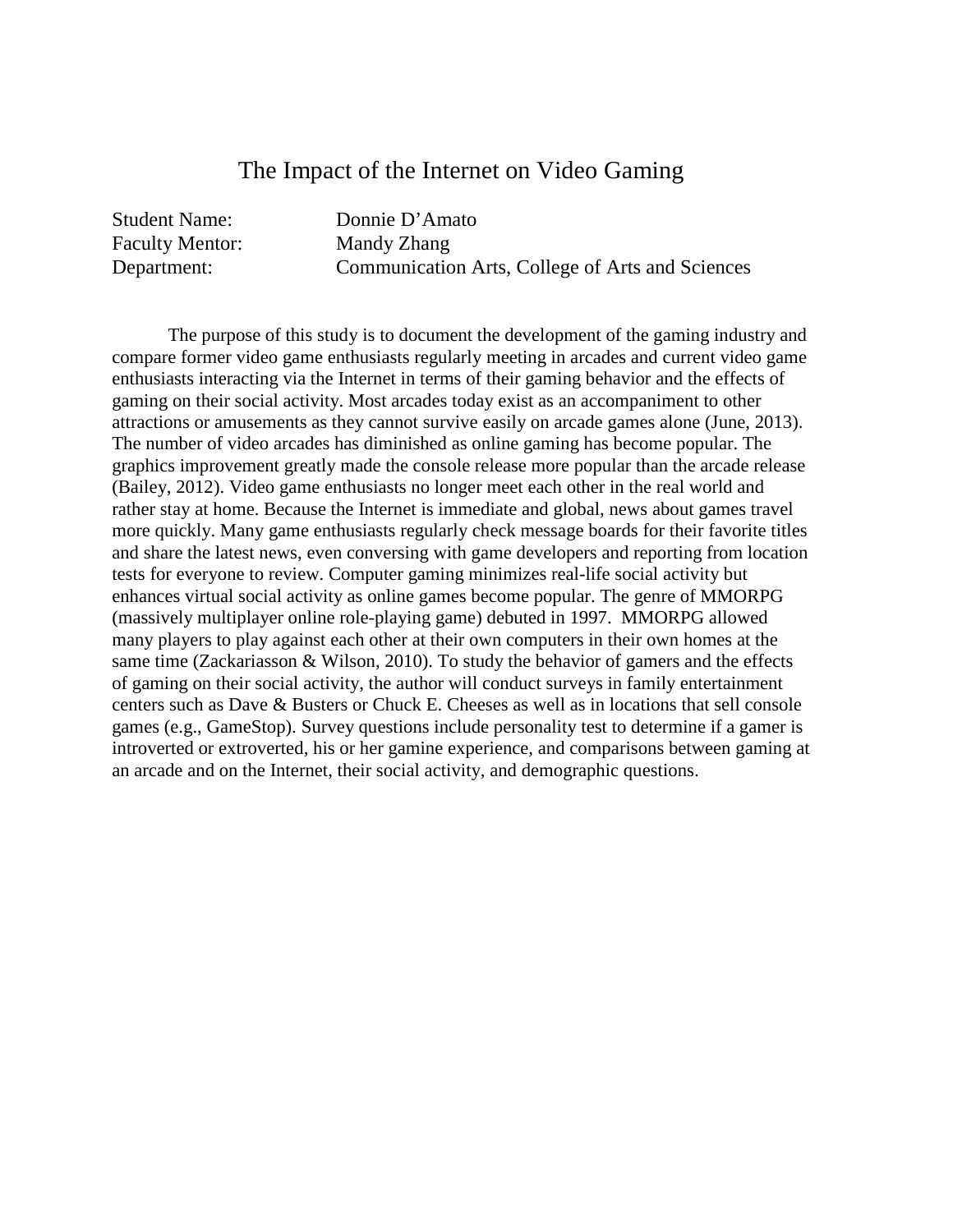# The Impact of the Internet on Video Gaming

Student Name: Donnie D'Amato
Faculty Mentor: Mandy Zhang
Department: Communication Arts, College of Arts and Sciences

The purpose of this study is to document the development of the gaming industry and compare former video game enthusiasts regularly meeting in arcades and current video game enthusiasts interacting via the Internet in terms of their gaming behavior and the effects of gaming on their social activity. Most arcades today exist as an accompaniment to other attractions or amusements as they cannot survive easily on arcade games alone (June, 2013). The number of video arcades has diminished as online gaming has become popular. The graphics improvement greatly made the console release more popular than the arcade release (Bailey, 2012). Video game enthusiasts no longer meet each other in the real world and rather stay at home. Because the Internet is immediate and global, news about games travel more quickly. Many game enthusiasts regularly check message boards for their favorite titles and share the latest news, even conversing with game developers and reporting from location tests for everyone to review. Computer gaming minimizes real-life social activity but enhances virtual social activity as online games become popular. The genre of MMORPG (massively multiplayer online role-playing game) debuted in 1997. MMORPG allowed many players to play against each other at their own computers in their own homes at the same time (Zackariasson & Wilson, 2010). To study the behavior of gamers and the effects of gaming on their social activity, the author will conduct surveys in family entertainment centers such as Dave & Busters or Chuck E. Cheeses as well as in locations that sell console games (e.g., GameStop). Survey questions include personality test to determine if a gamer is introverted or extroverted, his or her gamine experience, and comparisons between gaming at an arcade and on the Internet, their social activity, and demographic questions.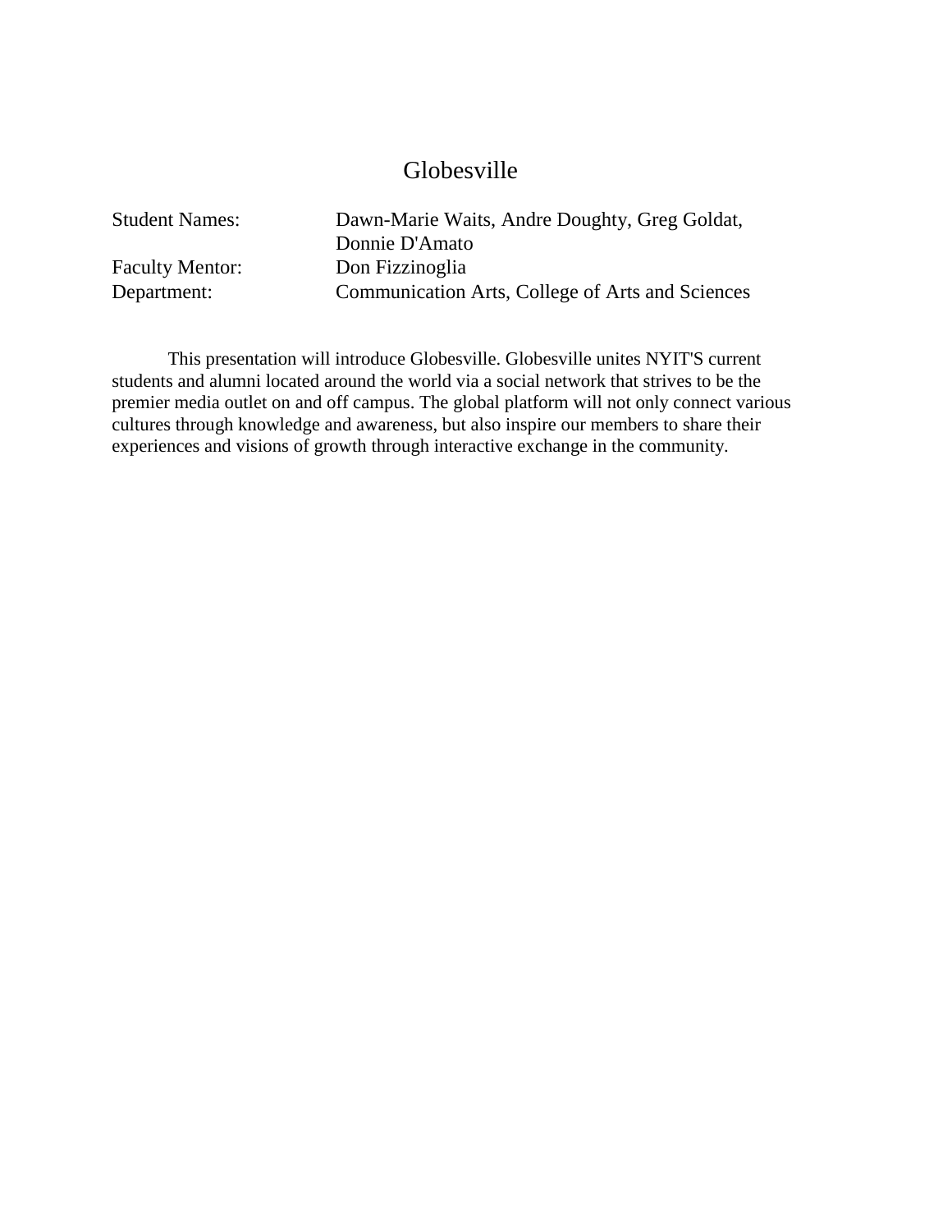# Globesville

Student Names: Dawn-Marie Waits, Andre Doughty, Greg Goldat, Donnie D'Amato
Faculty Mentor: Don Fizzinoglia
Department: Communication Arts, College of Arts and Sciences

This presentation will introduce Globesville. Globesville unites NYIT'S current students and alumni located around the world via a social network that strives to be the premier media outlet on and off campus. The global platform will not only connect various cultures through knowledge and awareness, but also inspire our members to share their experiences and visions of growth through interactive exchange in the community.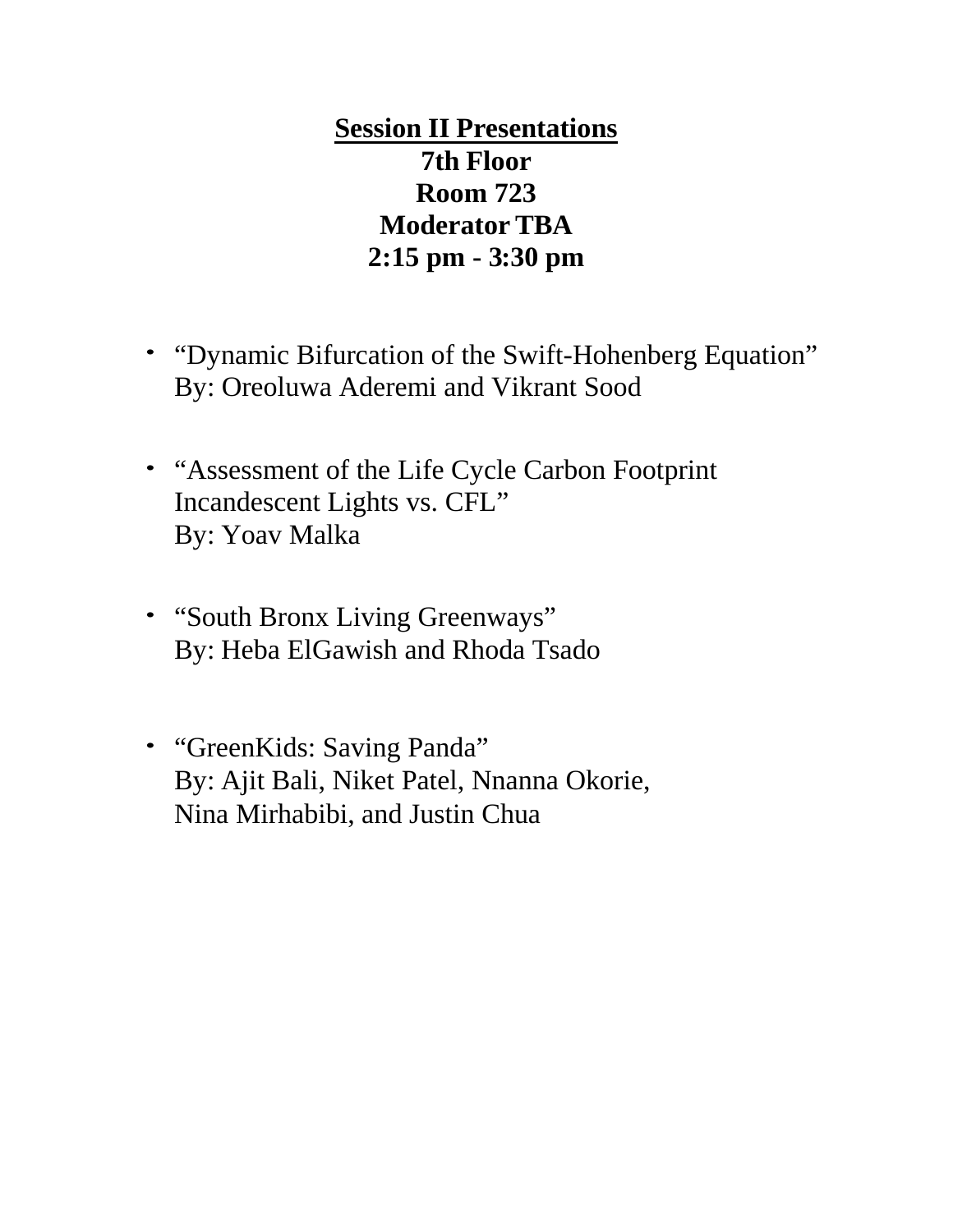**<u>Session II Presentations</u>**
**7th Floor**
**Room 723**
**Moderator TBA**
**2:15 pm - 3:30 pm**

- "Dynamic Bifurcation of the Swift-Hohenberg Equation"
  By: Oreoluwa Aderemi and Vikrant Sood

- "Assessment of the Life Cycle Carbon Footprint Incandescent Lights vs. CFL"
  By: Yoav Malka

- "South Bronx Living Greenways"
  By: Heba ElGawish and Rhoda Tsado

- "GreenKids: Saving Panda"
  By: Ajit Bali, Niket Patel, Nnanna Okorie, Nina Mirhabibi, and Justin Chua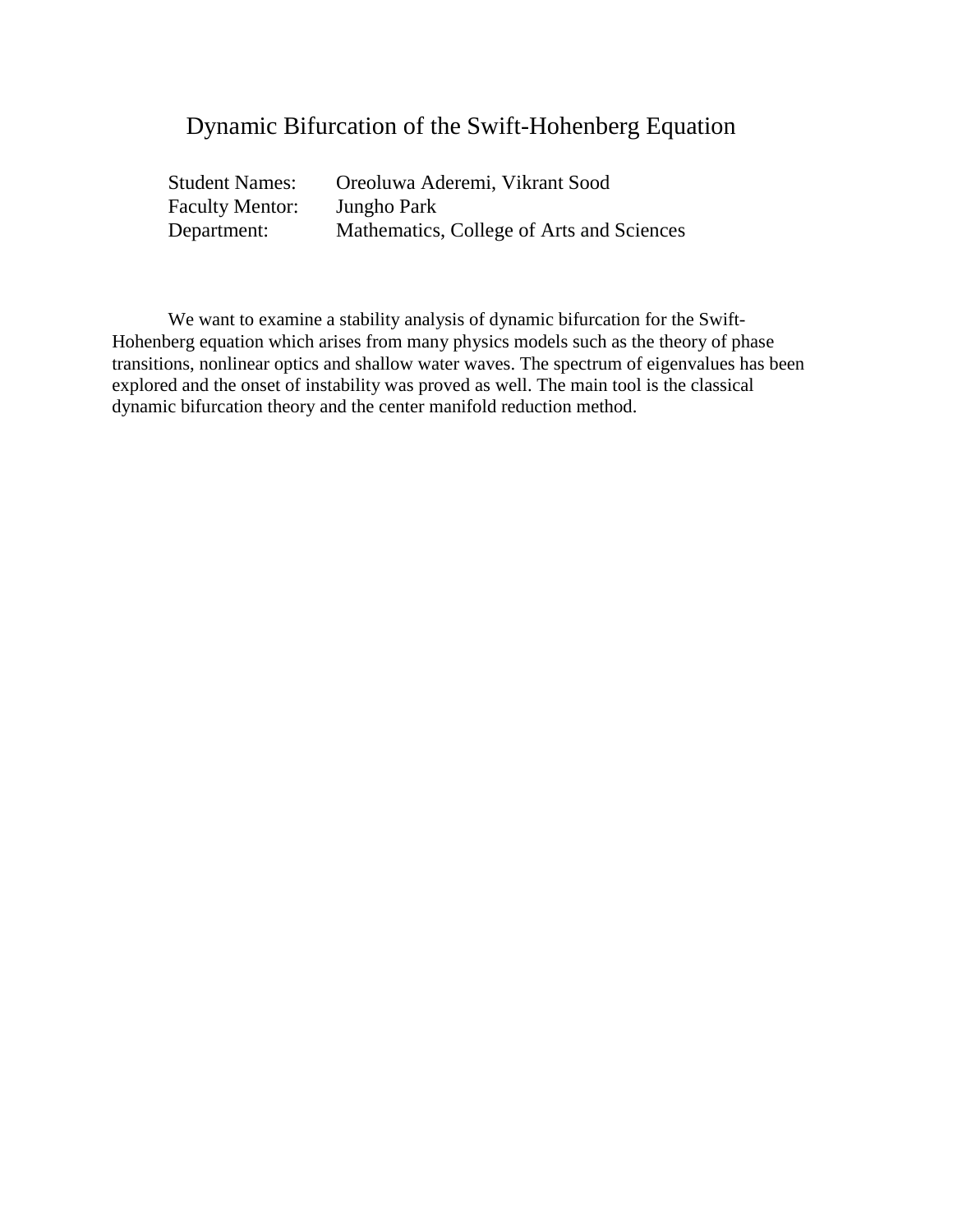# Dynamic Bifurcation of the Swift-Hohenberg Equation

| | |
|---|---|
| Student Names: | Oreoluwa Aderemi, Vikrant Sood |
| Faculty Mentor: | Jungho Park |
| Department: | Mathematics, College of Arts and Sciences |

We want to examine a stability analysis of dynamic bifurcation for the Swift-Hohenberg equation which arises from many physics models such as the theory of phase transitions, nonlinear optics and shallow water waves. The spectrum of eigenvalues has been explored and the onset of instability was proved as well. The main tool is the classical dynamic bifurcation theory and the center manifold reduction method.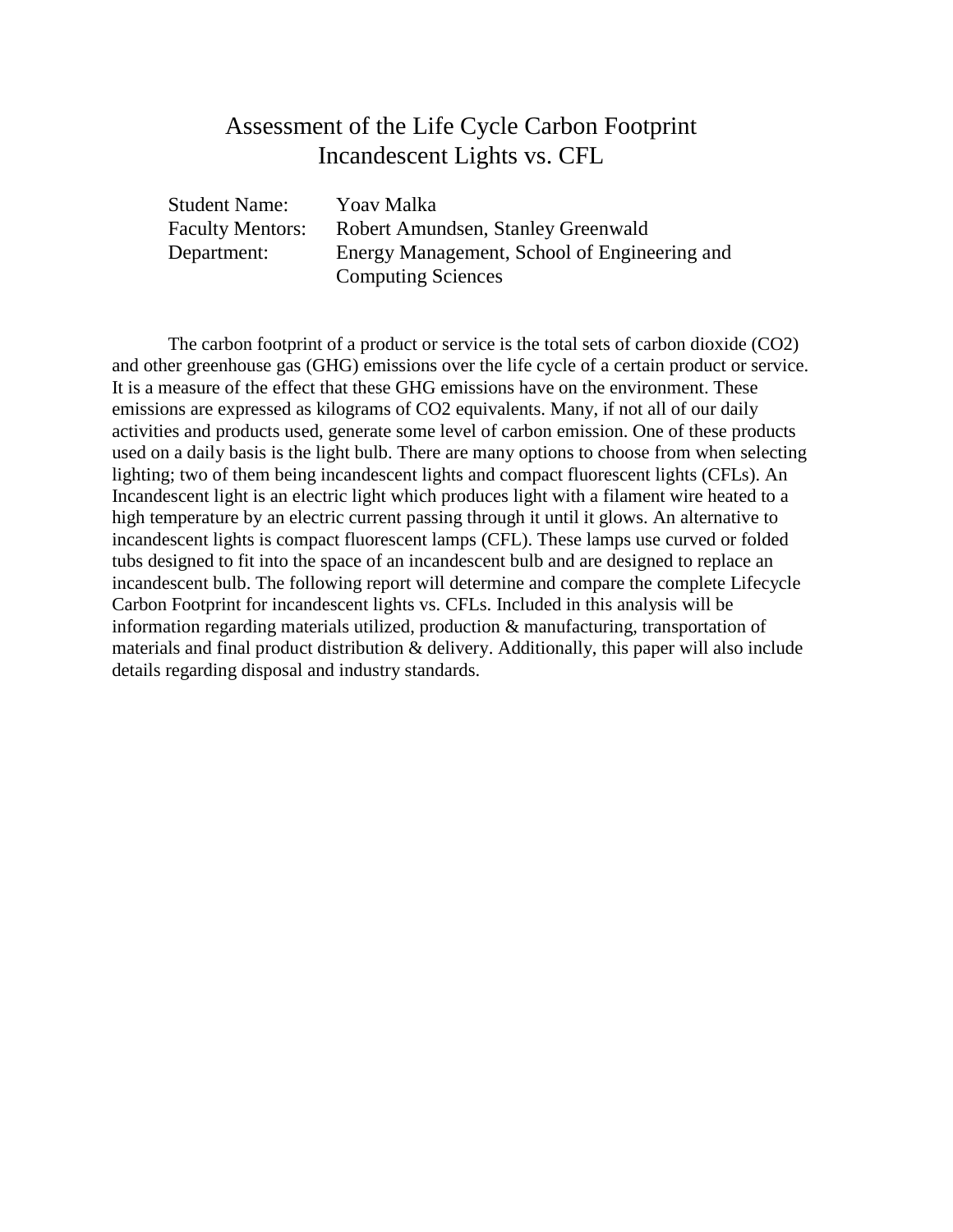# Assessment of the Life Cycle Carbon Footprint
# Incandescent Lights vs. CFL

Student Name: Yoav Malka
Faculty Mentors: Robert Amundsen, Stanley Greenwald
Department: Energy Management, School of Engineering and Computing Sciences

The carbon footprint of a product or service is the total sets of carbon dioxide ($CO_2$) and other greenhouse gas (GHG) emissions over the life cycle of a certain product or service. It is a measure of the effect that these GHG emissions have on the environment. These emissions are expressed as kilograms of $CO_2$ equivalents. Many, if not all of our daily activities and products used, generate some level of carbon emission. One of these products used on a daily basis is the light bulb. There are many options to choose from when selecting lighting; two of them being incandescent lights and compact fluorescent lights (CFLs). An Incandescent light is an electric light which produces light with a filament wire heated to a high temperature by an electric current passing through it until it glows. An alternative to incandescent lights is compact fluorescent lamps (CFL). These lamps use curved or folded tubs designed to fit into the space of an incandescent bulb and are designed to replace an incandescent bulb. The following report will determine and compare the complete Lifecycle Carbon Footprint for incandescent lights vs. CFLs. Included in this analysis will be information regarding materials utilized, production & manufacturing, transportation of materials and final product distribution & delivery. Additionally, this paper will also include details regarding disposal and industry standards.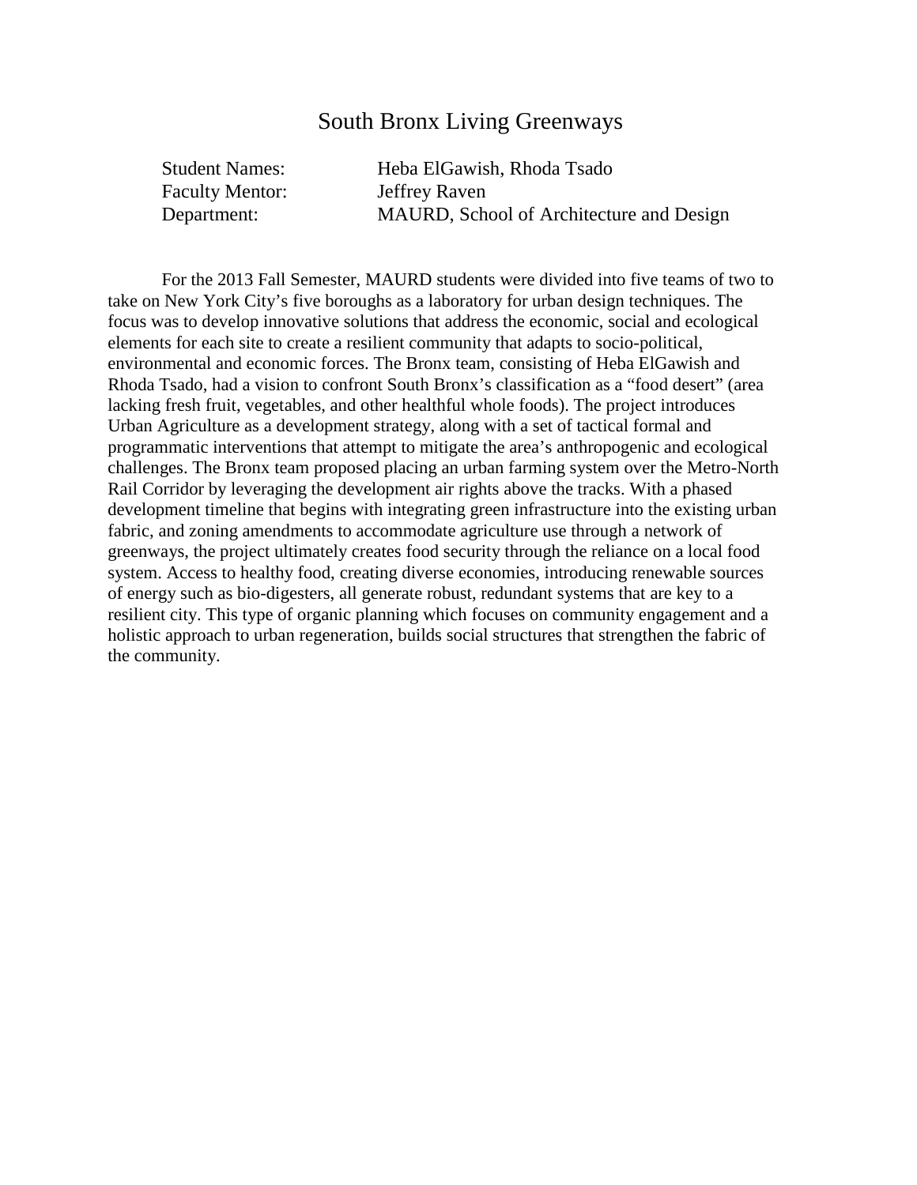# South Bronx Living Greenways

Student Names: Heba ElGawish, Rhoda Tsado
Faculty Mentor: Jeffrey Raven
Department: MAURD, School of Architecture and Design

For the 2013 Fall Semester, MAURD students were divided into five teams of two to take on New York City's five boroughs as a laboratory for urban design techniques. The focus was to develop innovative solutions that address the economic, social and ecological elements for each site to create a resilient community that adapts to socio-political, environmental and economic forces. The Bronx team, consisting of Heba ElGawish and Rhoda Tsado, had a vision to confront South Bronx's classification as a "food desert" (area lacking fresh fruit, vegetables, and other healthful whole foods). The project introduces Urban Agriculture as a development strategy, along with a set of tactical formal and programmatic interventions that attempt to mitigate the area's anthropogenic and ecological challenges. The Bronx team proposed placing an urban farming system over the Metro-North Rail Corridor by leveraging the development air rights above the tracks. With a phased development timeline that begins with integrating green infrastructure into the existing urban fabric, and zoning amendments to accommodate agriculture use through a network of greenways, the project ultimately creates food security through the reliance on a local food system. Access to healthy food, creating diverse economies, introducing renewable sources of energy such as bio-digesters, all generate robust, redundant systems that are key to a resilient city. This type of organic planning which focuses on community engagement and a holistic approach to urban regeneration, builds social structures that strengthen the fabric of the community.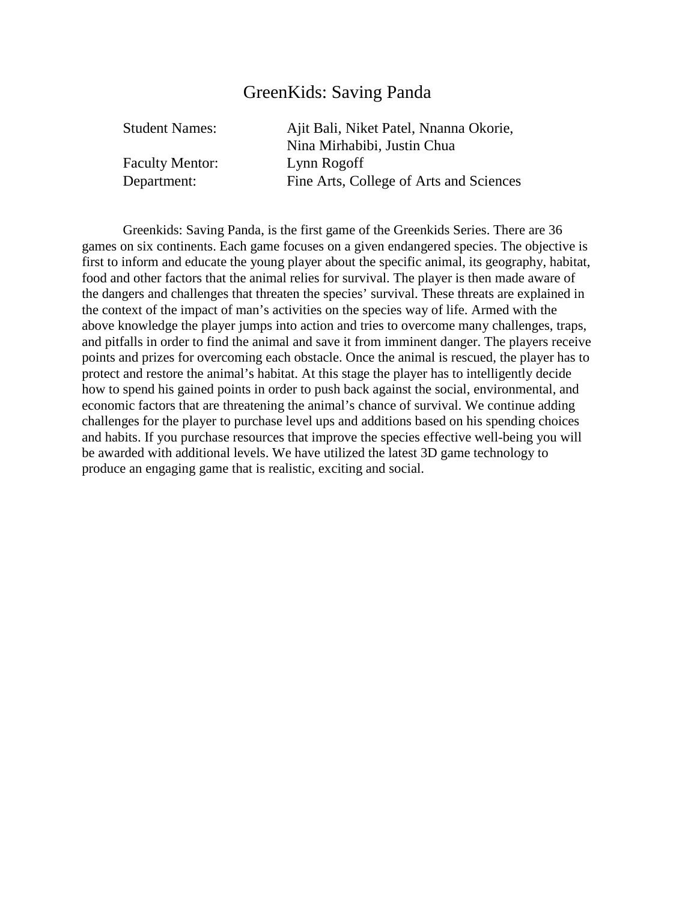# GreenKids: Saving Panda

| | |
|---|---|
| Student Names: | Ajit Bali, Niket Patel, Nnanna Okorie, Nina Mirhabibi, Justin Chua |
| Faculty Mentor: | Lynn Rogoff |
| Department: | Fine Arts, College of Arts and Sciences |

Greenkids: Saving Panda, is the first game of the Greenkids Series. There are 36 games on six continents. Each game focuses on a given endangered species. The objective is first to inform and educate the young player about the specific animal, its geography, habitat, food and other factors that the animal relies for survival. The player is then made aware of the dangers and challenges that threaten the species' survival. These threats are explained in the context of the impact of man's activities on the species way of life. Armed with the above knowledge the player jumps into action and tries to overcome many challenges, traps, and pitfalls in order to find the animal and save it from imminent danger. The players receive points and prizes for overcoming each obstacle. Once the animal is rescued, the player has to protect and restore the animal's habitat. At this stage the player has to intelligently decide how to spend his gained points in order to push back against the social, environmental, and economic factors that are threatening the animal's chance of survival. We continue adding challenges for the player to purchase level ups and additions based on his spending choices and habits. If you purchase resources that improve the species effective well-being you will be awarded with additional levels. We have utilized the latest 3D game technology to produce an engaging game that is realistic, exciting and social.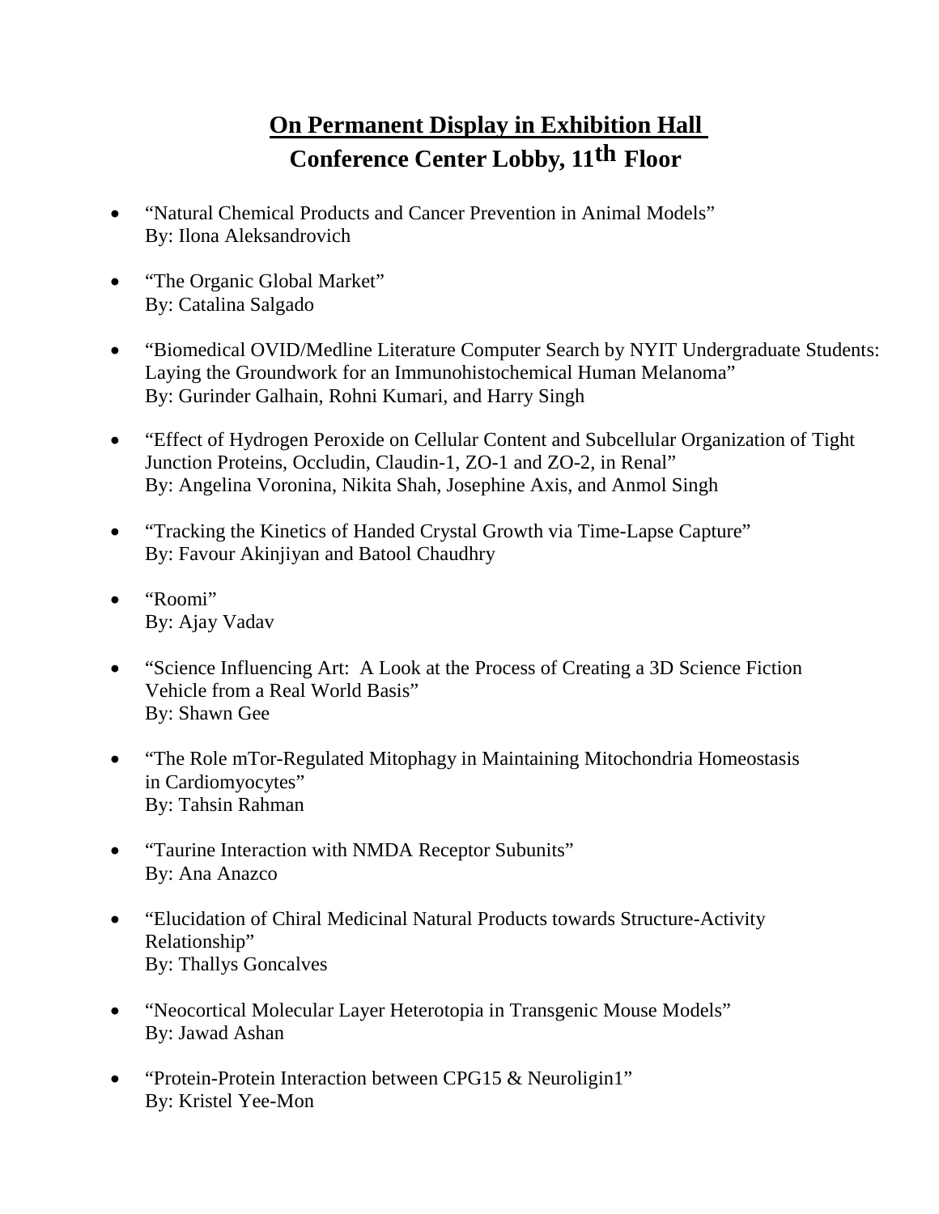## <u>On Permanent Display in Exhibition Hall</u>

## Conference Center Lobby, 11th Floor

- "Natural Chemical Products and Cancer Prevention in Animal Models"
  By: Ilona Aleksandrovich

- "The Organic Global Market"
  By: Catalina Salgado

- "Biomedical OVID/Medline Literature Computer Search by NYIT Undergraduate Students: Laying the Groundwork for an Immunohistochemical Human Melanoma"
  By: Gurinder Galhain, Rohni Kumari, and Harry Singh

- "Effect of Hydrogen Peroxide on Cellular Content and Subcellular Organization of Tight Junction Proteins, Occludin, Claudin-1, ZO-1 and ZO-2, in Renal"
  By: Angelina Voronina, Nikita Shah, Josephine Axis, and Anmol Singh

- "Tracking the Kinetics of Handed Crystal Growth via Time-Lapse Capture"
  By: Favour Akinjiyan and Batool Chaudhry

- "Roomi"
  By: Ajay Vadav

- "Science Influencing Art: A Look at the Process of Creating a 3D Science Fiction Vehicle from a Real World Basis"
  By: Shawn Gee

- "The Role mTor-Regulated Mitophagy in Maintaining Mitochondria Homeostasis in Cardiomyocytes"
  By: Tahsin Rahman

- "Taurine Interaction with NMDA Receptor Subunits"
  By: Ana Anazco

- "Elucidation of Chiral Medicinal Natural Products towards Structure-Activity Relationship"
  By: Thallys Goncalves

- "Neocortical Molecular Layer Heterotopia in Transgenic Mouse Models"
  By: Jawad Ashan

- "Protein-Protein Interaction between CPG15 & Neuroligin1"
  By: Kristel Yee-Mon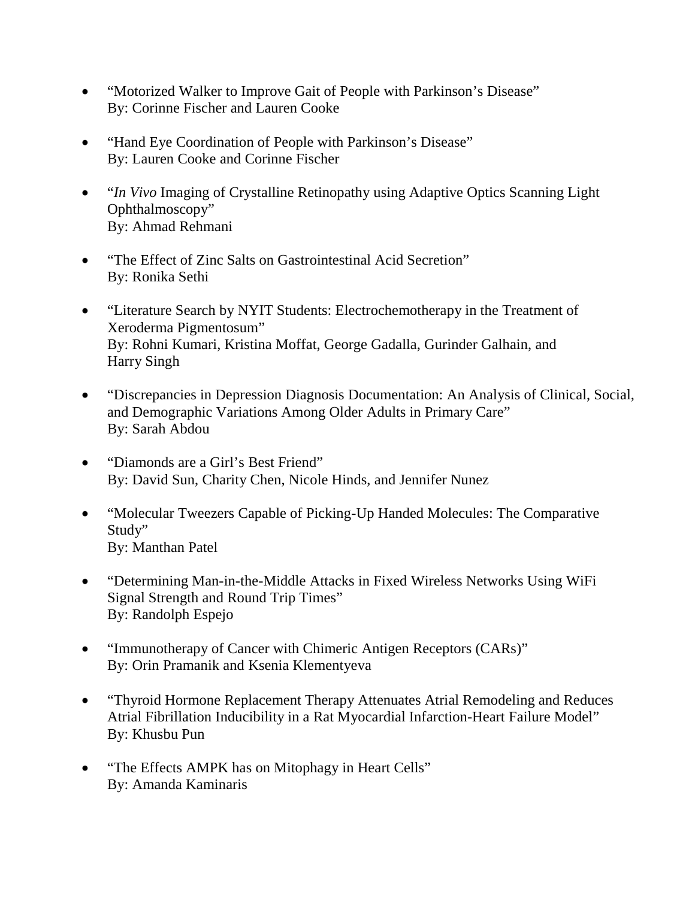- “Motorized Walker to Improve Gait of People with Parkinson’s Disease”
  By: Corinne Fischer and Lauren Cooke

- “Hand Eye Coordination of People with Parkinson’s Disease”
  By: Lauren Cooke and Corinne Fischer

- “*In Vivo* Imaging of Crystalline Retinopathy using Adaptive Optics Scanning Light Ophthalmoscopy”
  By: Ahmad Rehmani

- “The Effect of Zinc Salts on Gastrointestinal Acid Secretion”
  By: Ronika Sethi

- “Literature Search by NYIT Students: Electrochemotherapy in the Treatment of Xeroderma Pigmentosum”
  By: Rohni Kumari, Kristina Moffat, George Gadalla, Gurinder Galhain, and Harry Singh

- “Discrepancies in Depression Diagnosis Documentation: An Analysis of Clinical, Social, and Demographic Variations Among Older Adults in Primary Care”
  By: Sarah Abdou

- “Diamonds are a Girl’s Best Friend”
  By: David Sun, Charity Chen, Nicole Hinds, and Jennifer Nunez

- “Molecular Tweezers Capable of Picking-Up Handed Molecules: The Comparative Study”
  By: Manthan Patel

- “Determining Man-in-the-Middle Attacks in Fixed Wireless Networks Using WiFi Signal Strength and Round Trip Times”
  By: Randolph Espejo

- “Immunotherapy of Cancer with Chimeric Antigen Receptors (CARs)”
  By: Orin Pramanik and Ksenia Klementyeva

- “Thyroid Hormone Replacement Therapy Attenuates Atrial Remodeling and Reduces Atrial Fibrillation Inducibility in a Rat Myocardial Infarction-Heart Failure Model”
  By: Khusbu Pun

- “The Effects AMPK has on Mitophagy in Heart Cells”
  By: Amanda Kaminaris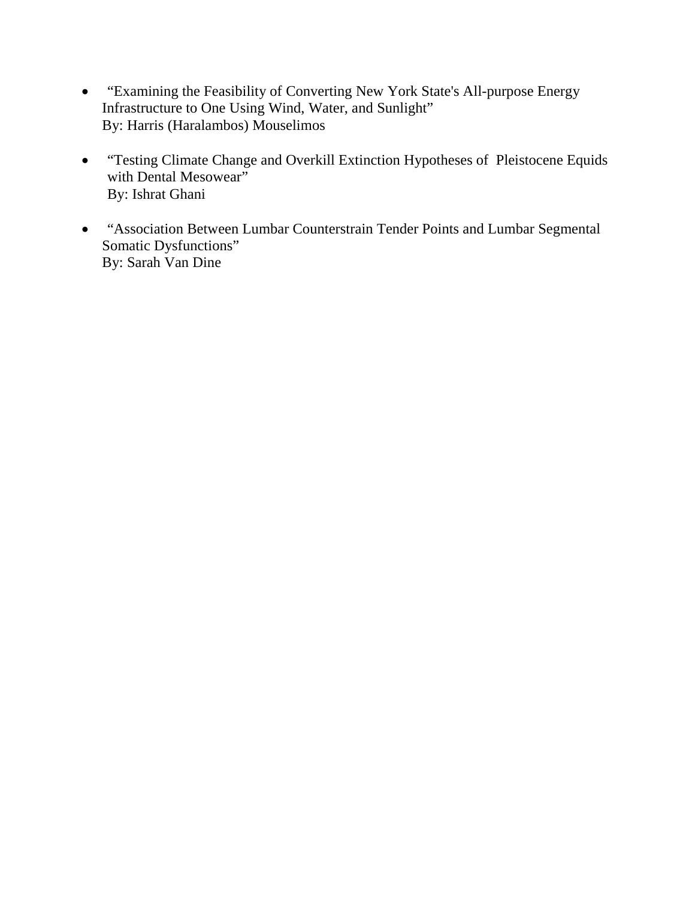- "Examining the Feasibility of Converting New York State's All-purpose Energy Infrastructure to One Using Wind, Water, and Sunlight"
  By: Harris (Haralambos) Mouselimos

- "Testing Climate Change and Overkill Extinction Hypotheses of Pleistocene Equids with Dental Mesowear"
  By: Ishrat Ghani

- "Association Between Lumbar Counterstrain Tender Points and Lumbar Segmental Somatic Dysfunctions"
  By: Sarah Van Dine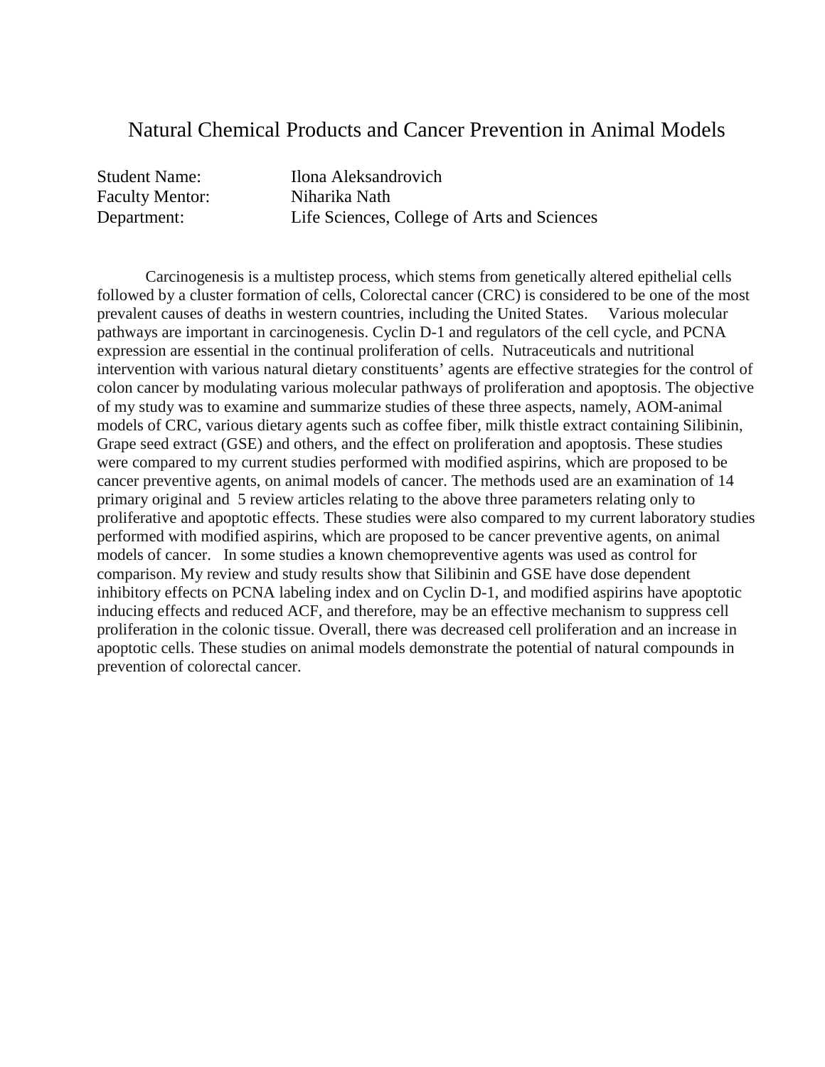# Natural Chemical Products and Cancer Prevention in Animal Models

Student Name: Ilona Aleksandrovich
Faculty Mentor: Niharika Nath
Department: Life Sciences, College of Arts and Sciences

Carcinogenesis is a multistep process, which stems from genetically altered epithelial cells followed by a cluster formation of cells, Colorectal cancer (CRC) is considered to be one of the most prevalent causes of deaths in western countries, including the United States. Various molecular pathways are important in carcinogenesis. Cyclin D-1 and regulators of the cell cycle, and PCNA expression are essential in the continual proliferation of cells. Nutraceuticals and nutritional intervention with various natural dietary constituents' agents are effective strategies for the control of colon cancer by modulating various molecular pathways of proliferation and apoptosis. The objective of my study was to examine and summarize studies of these three aspects, namely, AOM-animal models of CRC, various dietary agents such as coffee fiber, milk thistle extract containing Silibinin, Grape seed extract (GSE) and others, and the effect on proliferation and apoptosis. These studies were compared to my current studies performed with modified aspirins, which are proposed to be cancer preventive agents, on animal models of cancer. The methods used are an examination of 14 primary original and 5 review articles relating to the above three parameters relating only to proliferative and apoptotic effects. These studies were also compared to my current laboratory studies performed with modified aspirins, which are proposed to be cancer preventive agents, on animal models of cancer. In some studies a known chemopreventive agents was used as control for comparison. My review and study results show that Silibinin and GSE have dose dependent inhibitory effects on PCNA labeling index and on Cyclin D-1, and modified aspirins have apoptotic inducing effects and reduced ACF, and therefore, may be an effective mechanism to suppress cell proliferation in the colonic tissue. Overall, there was decreased cell proliferation and an increase in apoptotic cells. These studies on animal models demonstrate the potential of natural compounds in prevention of colorectal cancer.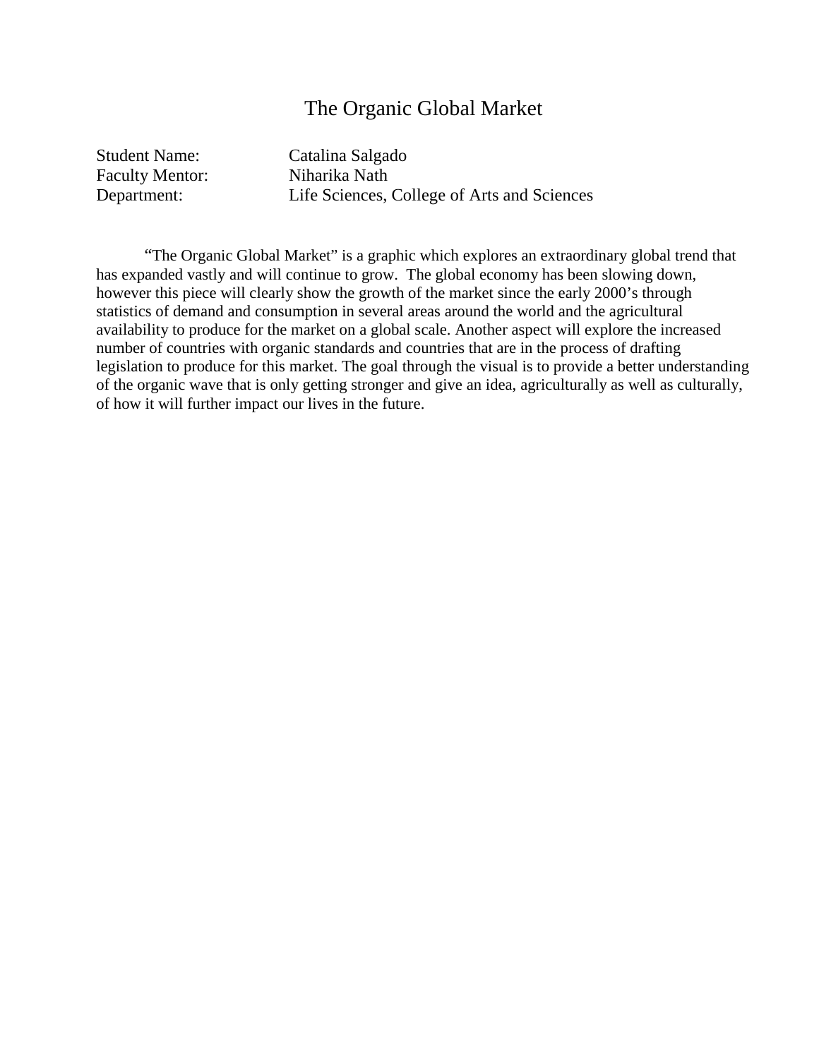# The Organic Global Market

Student Name: Catalina Salgado
Faculty Mentor: Niharika Nath
Department: Life Sciences, College of Arts and Sciences

"The Organic Global Market" is a graphic which explores an extraordinary global trend that has expanded vastly and will continue to grow. The global economy has been slowing down, however this piece will clearly show the growth of the market since the early 2000's through statistics of demand and consumption in several areas around the world and the agricultural availability to produce for the market on a global scale. Another aspect will explore the increased number of countries with organic standards and countries that are in the process of drafting legislation to produce for this market. The goal through the visual is to provide a better understanding of the organic wave that is only getting stronger and give an idea, agriculturally as well as culturally, of how it will further impact our lives in the future.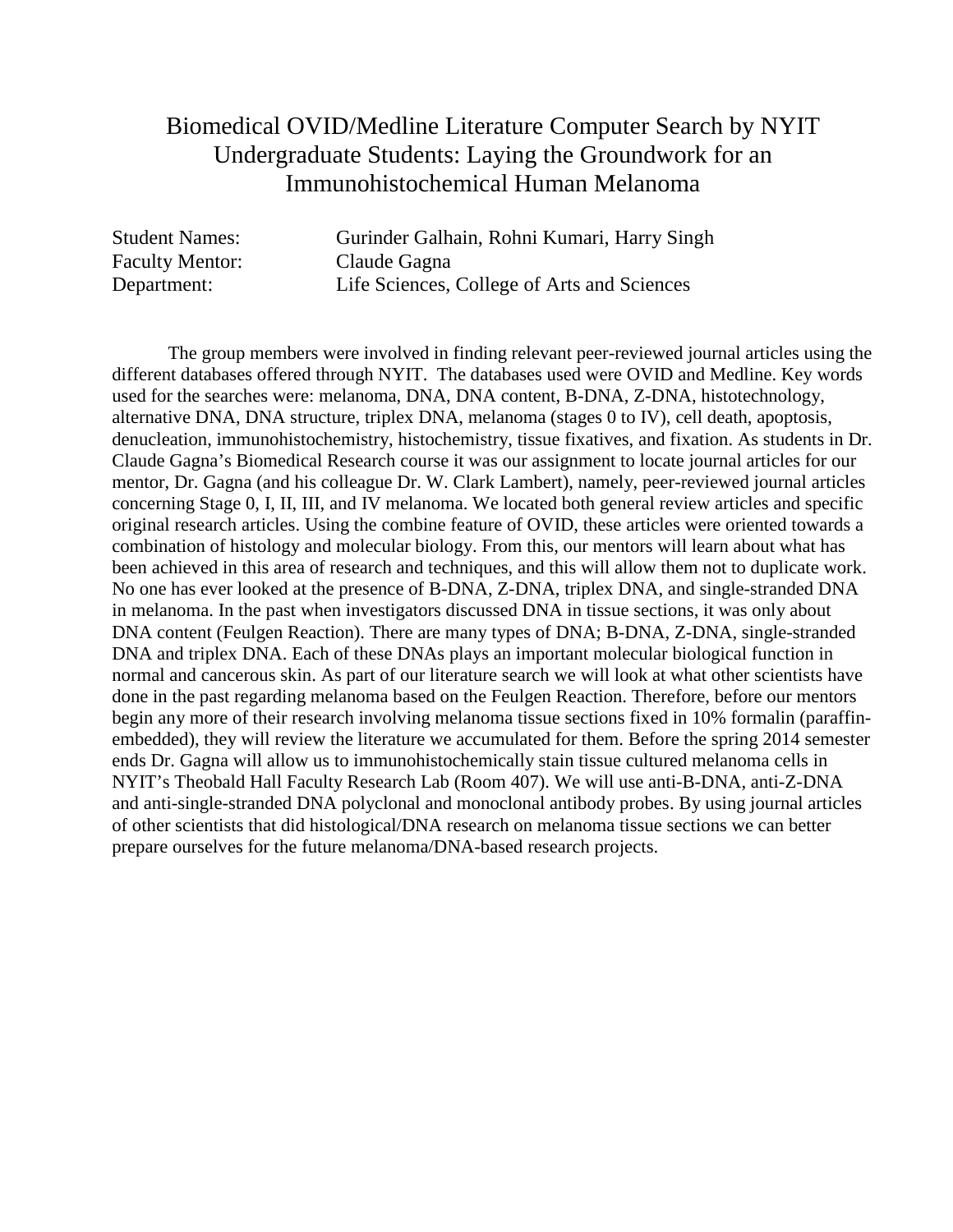# Biomedical OVID/Medline Literature Computer Search by NYIT Undergraduate Students: Laying the Groundwork for an Immunohistochemical Human Melanoma

Student Names: Gurinder Galhain, Rohni Kumari, Harry Singh
Faculty Mentor: Claude Gagna
Department: Life Sciences, College of Arts and Sciences

The group members were involved in finding relevant peer-reviewed journal articles using the different databases offered through NYIT. The databases used were OVID and Medline. Key words used for the searches were: melanoma, DNA, DNA content, B-DNA, Z-DNA, histotechnology, alternative DNA, DNA structure, triplex DNA, melanoma (stages 0 to IV), cell death, apoptosis, denucleation, immunohistochemistry, histochemistry, tissue fixatives, and fixation. As students in Dr. Claude Gagna's Biomedical Research course it was our assignment to locate journal articles for our mentor, Dr. Gagna (and his colleague Dr. W. Clark Lambert), namely, peer-reviewed journal articles concerning Stage 0, I, II, III, and IV melanoma. We located both general review articles and specific original research articles. Using the combine feature of OVID, these articles were oriented towards a combination of histology and molecular biology. From this, our mentors will learn about what has been achieved in this area of research and techniques, and this will allow them not to duplicate work. No one has ever looked at the presence of B-DNA, Z-DNA, triplex DNA, and single-stranded DNA in melanoma. In the past when investigators discussed DNA in tissue sections, it was only about DNA content (Feulgen Reaction). There are many types of DNA; B-DNA, Z-DNA, single-stranded DNA and triplex DNA. Each of these DNAs plays an important molecular biological function in normal and cancerous skin. As part of our literature search we will look at what other scientists have done in the past regarding melanoma based on the Feulgen Reaction. Therefore, before our mentors begin any more of their research involving melanoma tissue sections fixed in 10% formalin (paraffin-embedded), they will review the literature we accumulated for them. Before the spring 2014 semester ends Dr. Gagna will allow us to immunohistochemically stain tissue cultured melanoma cells in NYIT's Theobald Hall Faculty Research Lab (Room 407). We will use anti-B-DNA, anti-Z-DNA and anti-single-stranded DNA polyclonal and monoclonal antibody probes. By using journal articles of other scientists that did histological/DNA research on melanoma tissue sections we can better prepare ourselves for the future melanoma/DNA-based research projects.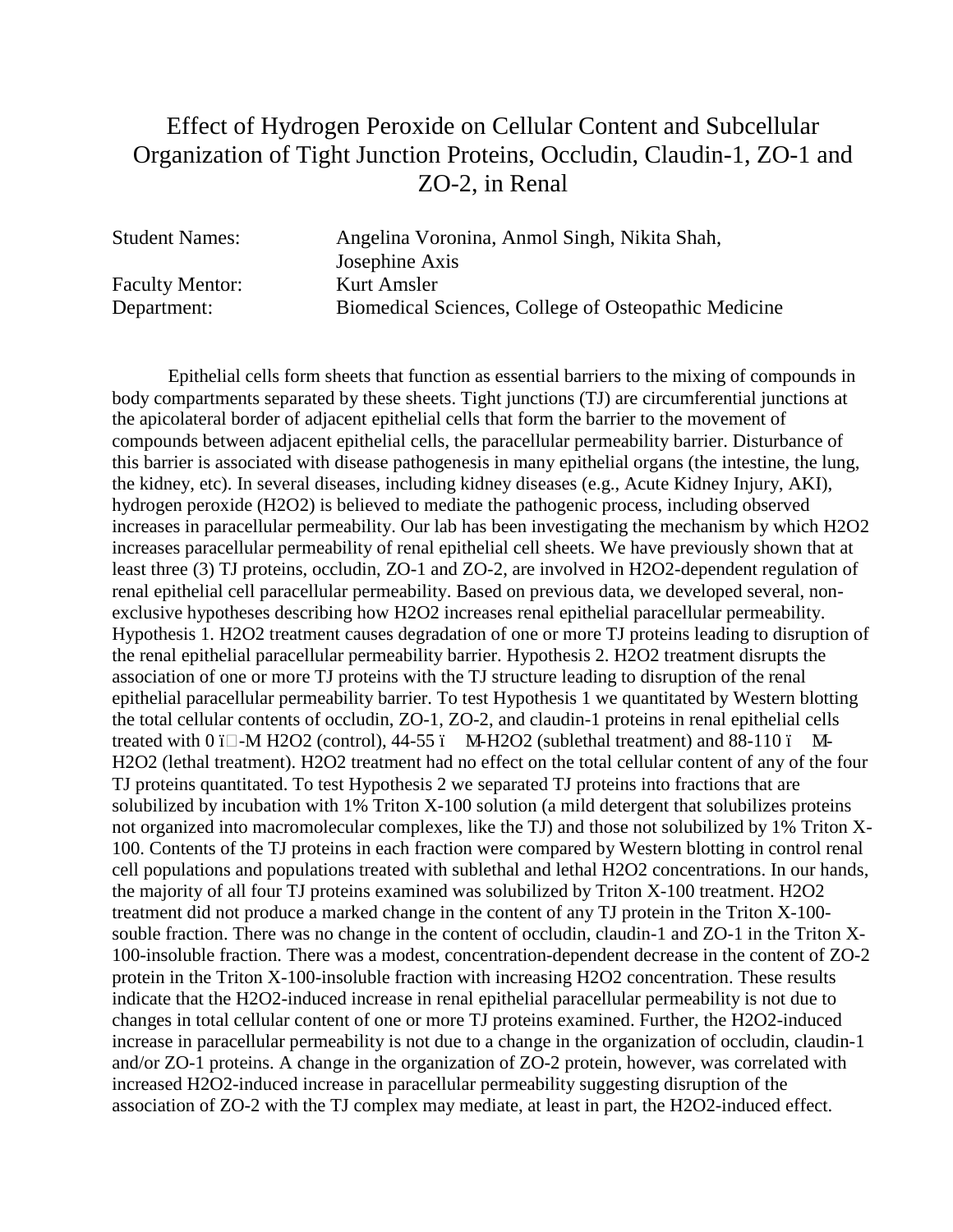# Effect of Hydrogen Peroxide on Cellular Content and Subcellular Organization of Tight Junction Proteins, Occludin, Claudin-1, ZO-1 and ZO-2, in Renal

| | |
|---|---|
| Student Names: | Angelina Voronina, Anmol Singh, Nikita Shah, Josephine Axis |
| Faculty Mentor: | Kurt Amsler |
| Department: | Biomedical Sciences, College of Osteopathic Medicine |

Epithelial cells form sheets that function as essential barriers to the mixing of compounds in body compartments separated by these sheets. Tight junctions (TJ) are circumferential junctions at the apicolateral border of adjacent epithelial cells that form the barrier to the movement of compounds between adjacent epithelial cells, the paracellular permeability barrier. Disturbance of this barrier is associated with disease pathogenesis in many epithelial organs (the intestine, the lung, the kidney, etc). In several diseases, including kidney diseases (e.g., Acute Kidney Injury, AKI), hydrogen peroxide ($H_2O_2$) is believed to mediate the pathogenic process, including observed increases in paracellular permeability. Our lab has been investigating the mechanism by which $H_2O_2$ increases paracellular permeability of renal epithelial cell sheets. We have previously shown that at least three (3) TJ proteins, occludin, ZO-1 and ZO-2, are involved in $H_2O_2$-dependent regulation of renal epithelial cell paracellular permeability. Based on previous data, we developed several, non-exclusive hypotheses describing how $H_2O_2$ increases renal epithelial paracellular permeability. Hypothesis 1. $H_2O_2$ treatment causes degradation of one or more TJ proteins leading to disruption of the renal epithelial paracellular permeability barrier. Hypothesis 2. $H_2O_2$ treatment disrupts the association of one or more TJ proteins with the TJ structure leading to disruption of the renal epithelial paracellular permeability barrier. To test Hypothesis 1 we quantitated by Western blotting the total cellular contents of occludin, ZO-1, ZO-2, and claudin-1 proteins in renal epithelial cells treated with 0 ï-M $H_2O_2$ (control), 44-55 ï M-$H_2O_2$ (sublethal treatment) and 88-110 ï M-$H_2O_2$ (lethal treatment). $H_2O_2$ treatment had no effect on the total cellular content of any of the four TJ proteins quantitated. To test Hypothesis 2 we separated TJ proteins into fractions that are solubilized by incubation with 1% Triton X-100 solution (a mild detergent that solubilizes proteins not organized into macromolecular complexes, like the TJ) and those not solubilized by 1% Triton X-100. Contents of the TJ proteins in each fraction were compared by Western blotting in control renal cell populations and populations treated with sublethal and lethal $H_2O_2$ concentrations. In our hands, the majority of all four TJ proteins examined was solubilized by Triton X-100 treatment. $H_2O_2$ treatment did not produce a marked change in the content of any TJ protein in the Triton X-100-souble fraction. There was no change in the content of occludin, claudin-1 and ZO-1 in the Triton X-100-insoluble fraction. There was a modest, concentration-dependent decrease in the content of ZO-2 protein in the Triton X-100-insoluble fraction with increasing $H_2O_2$ concentration. These results indicate that the $H_2O_2$-induced increase in renal epithelial paracellular permeability is not due to changes in total cellular content of one or more TJ proteins examined. Further, the $H_2O_2$-induced increase in paracellular permeability is not due to a change in the organization of occludin, claudin-1 and/or ZO-1 proteins. A change in the organization of ZO-2 protein, however, was correlated with increased $H_2O_2$-induced increase in paracellular permeability suggesting disruption of the association of ZO-2 with the TJ complex may mediate, at least in part, the $H_2O_2$-induced effect.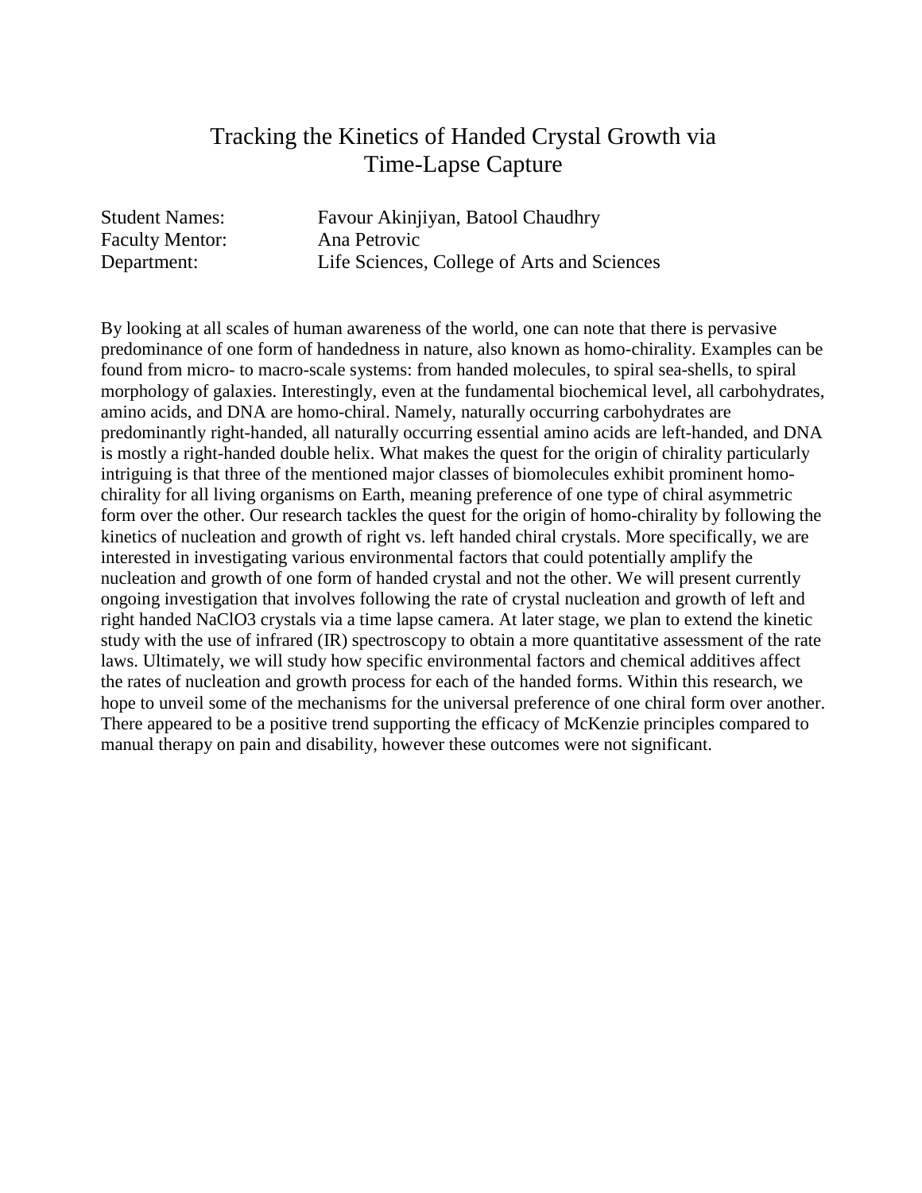# Tracking the Kinetics of Handed Crystal Growth via Time-Lapse Capture

Student Names: Favour Akinjiyan, Batool Chaudhry
Faculty Mentor: Ana Petrovic
Department: Life Sciences, College of Arts and Sciences

By looking at all scales of human awareness of the world, one can note that there is pervasive predominance of one form of handedness in nature, also known as homo-chirality. Examples can be found from micro- to macro-scale systems: from handed molecules, to spiral sea-shells, to spiral morphology of galaxies. Interestingly, even at the fundamental biochemical level, all carbohydrates, amino acids, and DNA are homo-chiral. Namely, naturally occurring carbohydrates are predominantly right-handed, all naturally occurring essential amino acids are left-handed, and DNA is mostly a right-handed double helix. What makes the quest for the origin of chirality particularly intriguing is that three of the mentioned major classes of biomolecules exhibit prominent homo-chirality for all living organisms on Earth, meaning preference of one type of chiral asymmetric form over the other. Our research tackles the quest for the origin of homo-chirality by following the kinetics of nucleation and growth of right vs. left handed chiral crystals. More specifically, we are interested in investigating various environmental factors that could potentially amplify the nucleation and growth of one form of handed crystal and not the other. We will present currently ongoing investigation that involves following the rate of crystal nucleation and growth of left and right handed $NaClO_3$ crystals via a time lapse camera. At later stage, we plan to extend the kinetic study with the use of infrared (IR) spectroscopy to obtain a more quantitative assessment of the rate laws. Ultimately, we will study how specific environmental factors and chemical additives affect the rates of nucleation and growth process for each of the handed forms. Within this research, we hope to unveil some of the mechanisms for the universal preference of one chiral form over another. There appeared to be a positive trend supporting the efficacy of McKenzie principles compared to manual therapy on pain and disability, however these outcomes were not significant.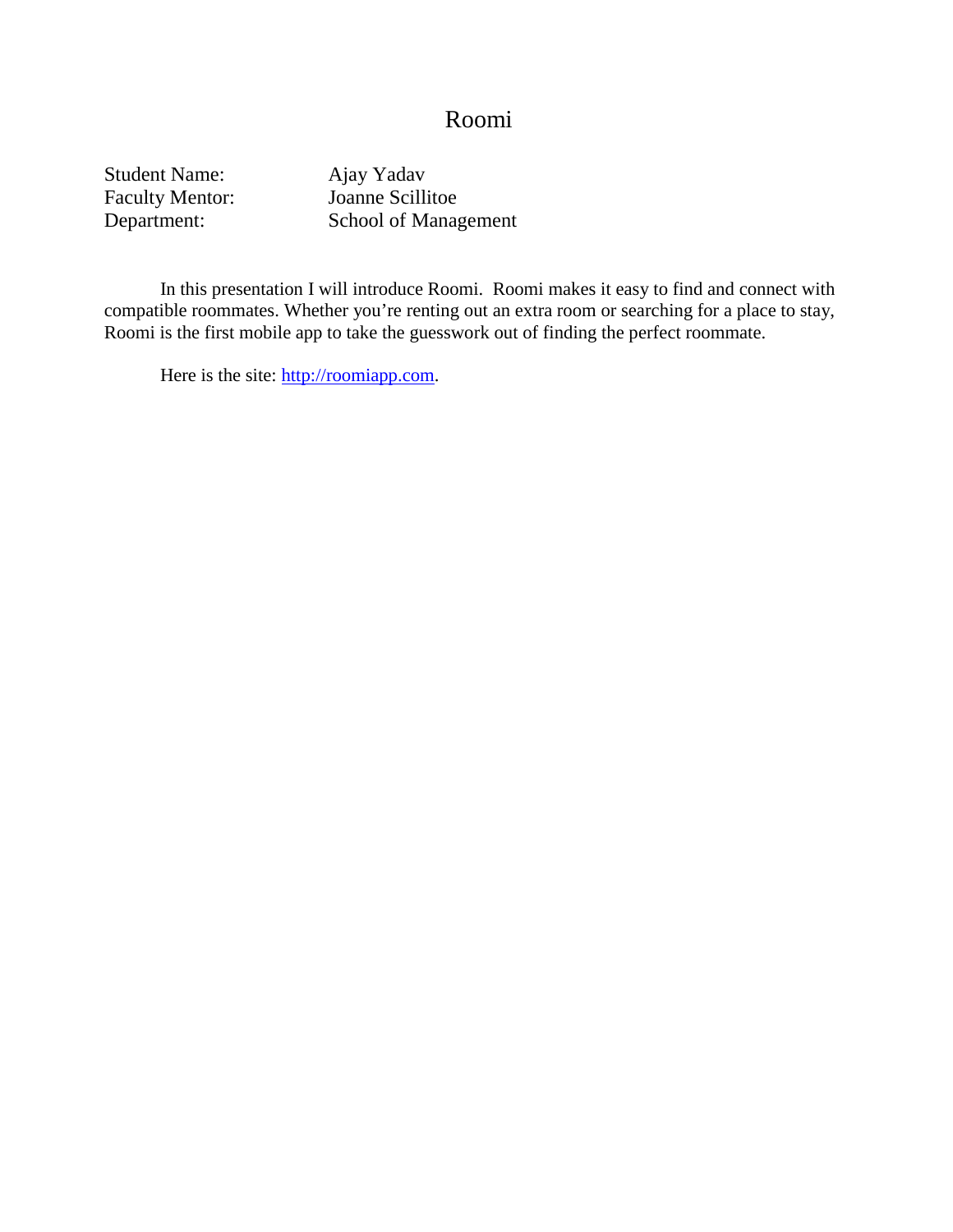# Roomi

Student Name: Ajay Yadav
Faculty Mentor: Joanne Scillitoe
Department: School of Management

In this presentation I will introduce Roomi. Roomi makes it easy to find and connect with compatible roommates. Whether you're renting out an extra room or searching for a place to stay, Roomi is the first mobile app to take the guesswork out of finding the perfect roommate.

Here is the site: [http://roomiapp.com](http://roomiapp.com).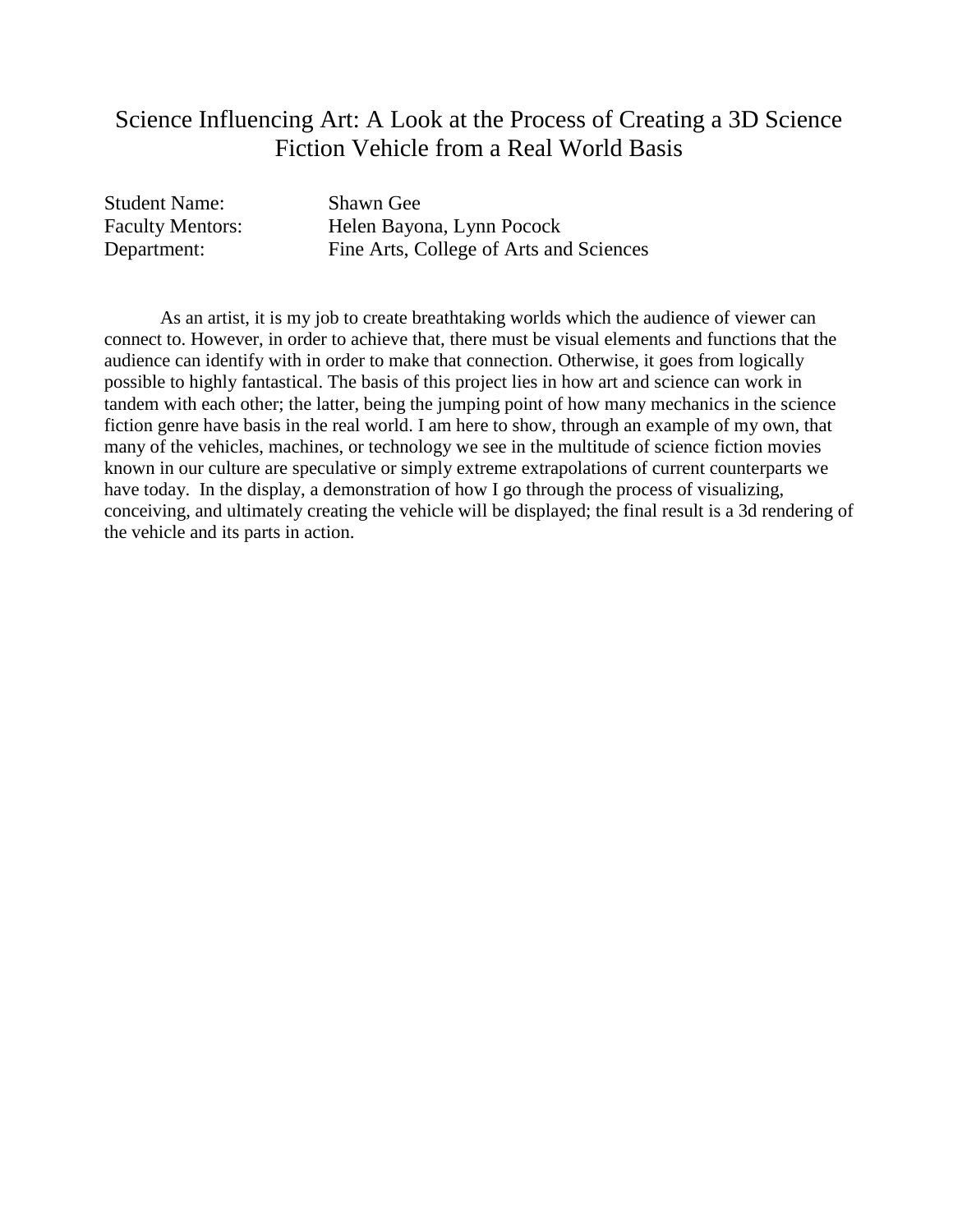# Science Influencing Art: A Look at the Process of Creating a 3D Science Fiction Vehicle from a Real World Basis

| | |
|---|---|
| Student Name: | Shawn Gee |
| Faculty Mentors: | Helen Bayona, Lynn Pocock |
| Department: | Fine Arts, College of Arts and Sciences |

As an artist, it is my job to create breathtaking worlds which the audience of viewer can connect to. However, in order to achieve that, there must be visual elements and functions that the audience can identify with in order to make that connection. Otherwise, it goes from logically possible to highly fantastical. The basis of this project lies in how art and science can work in tandem with each other; the latter, being the jumping point of how many mechanics in the science fiction genre have basis in the real world. I am here to show, through an example of my own, that many of the vehicles, machines, or technology we see in the multitude of science fiction movies known in our culture are speculative or simply extreme extrapolations of current counterparts we have today. In the display, a demonstration of how I go through the process of visualizing, conceiving, and ultimately creating the vehicle will be displayed; the final result is a 3d rendering of the vehicle and its parts in action.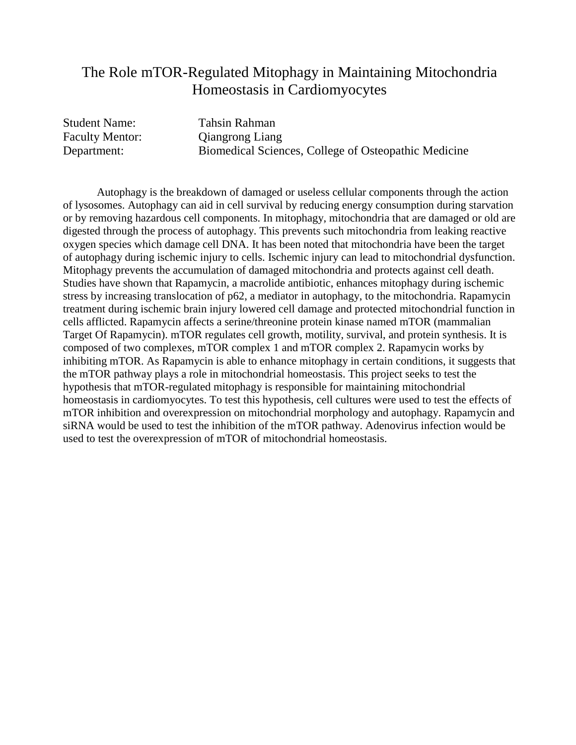# The Role mTOR-Regulated Mitophagy in Maintaining Mitochondria Homeostasis in Cardiomyocytes

Student Name: Tahsin Rahman
Faculty Mentor: Qiangrong Liang
Department: Biomedical Sciences, College of Osteopathic Medicine

Autophagy is the breakdown of damaged or useless cellular components through the action of lysosomes. Autophagy can aid in cell survival by reducing energy consumption during starvation or by removing hazardous cell components. In mitophagy, mitochondria that are damaged or old are digested through the process of autophagy. This prevents such mitochondria from leaking reactive oxygen species which damage cell DNA. It has been noted that mitochondria have been the target of autophagy during ischemic injury to cells. Ischemic injury can lead to mitochondrial dysfunction. Mitophagy prevents the accumulation of damaged mitochondria and protects against cell death. Studies have shown that Rapamycin, a macrolide antibiotic, enhances mitophagy during ischemic stress by increasing translocation of p62, a mediator in autophagy, to the mitochondria. Rapamycin treatment during ischemic brain injury lowered cell damage and protected mitochondrial function in cells afflicted. Rapamycin affects a serine/threonine protein kinase named mTOR (mammalian Target Of Rapamycin). mTOR regulates cell growth, motility, survival, and protein synthesis. It is composed of two complexes, mTOR complex 1 and mTOR complex 2. Rapamycin works by inhibiting mTOR. As Rapamycin is able to enhance mitophagy in certain conditions, it suggests that the mTOR pathway plays a role in mitochondrial homeostasis. This project seeks to test the hypothesis that mTOR-regulated mitophagy is responsible for maintaining mitochondrial homeostasis in cardiomyocytes. To test this hypothesis, cell cultures were used to test the effects of mTOR inhibition and overexpression on mitochondrial morphology and autophagy. Rapamycin and siRNA would be used to test the inhibition of the mTOR pathway. Adenovirus infection would be used to test the overexpression of mTOR of mitochondrial homeostasis.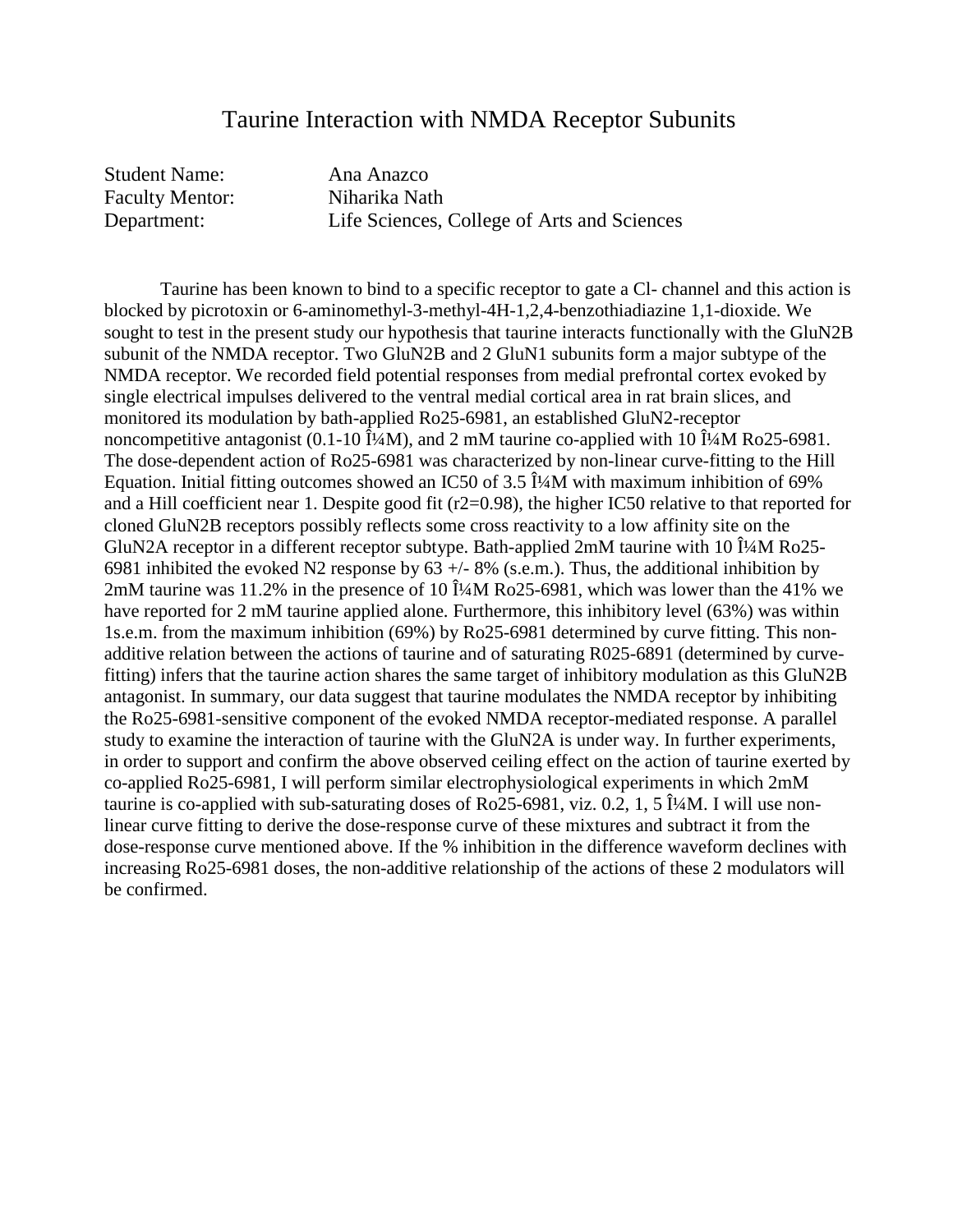# Taurine Interaction with NMDA Receptor Subunits

Student Name: Ana Anazco
Faculty Mentor: Niharika Nath
Department: Life Sciences, College of Arts and Sciences

Taurine has been known to bind to a specific receptor to gate a Cl- channel and this action is blocked by picrotoxin or 6-aminomethyl-3-methyl-4H-1,2,4-benzothiadiazine 1,1-dioxide. We sought to test in the present study our hypothesis that taurine interacts functionally with the GluN2B subunit of the NMDA receptor. Two GluN2B and 2 GluN1 subunits form a major subtype of the NMDA receptor. We recorded field potential responses from medial prefrontal cortex evoked by single electrical impulses delivered to the ventral medial cortical area in rat brain slices, and monitored its modulation by bath-applied Ro25-6981, an established GluN2-receptor noncompetitive antagonist (0.1-10 Î¼M), and 2 mM taurine co-applied with 10 Î¼M Ro25-6981. The dose-dependent action of Ro25-6981 was characterized by non-linear curve-fitting to the Hill Equation. Initial fitting outcomes showed an IC50 of 3.5 Î¼M with maximum inhibition of 69% and a Hill coefficient near 1. Despite good fit ($r2=0.98$), the higher IC50 relative to that reported for cloned GluN2B receptors possibly reflects some cross reactivity to a low affinity site on the GluN2A receptor in a different receptor subtype. Bath-applied 2mM taurine with 10 Î¼M Ro25-6981 inhibited the evoked N2 response by 63 +/- 8% (s.e.m.). Thus, the additional inhibition by 2mM taurine was 11.2% in the presence of 10 Î¼M Ro25-6981, which was lower than the 41% we have reported for 2 mM taurine applied alone. Furthermore, this inhibitory level (63%) was within 1s.e.m. from the maximum inhibition (69%) by Ro25-6981 determined by curve fitting. This non-additive relation between the actions of taurine and of saturating R025-6891 (determined by curve-fitting) infers that the taurine action shares the same target of inhibitory modulation as this GluN2B antagonist. In summary, our data suggest that taurine modulates the NMDA receptor by inhibiting the Ro25-6981-sensitive component of the evoked NMDA receptor-mediated response. A parallel study to examine the interaction of taurine with the GluN2A is under way. In further experiments, in order to support and confirm the above observed ceiling effect on the action of taurine exerted by co-applied Ro25-6981, I will perform similar electrophysiological experiments in which 2mM taurine is co-applied with sub-saturating doses of Ro25-6981, viz. 0.2, 1, 5 Î¼M. I will use non-linear curve fitting to derive the dose-response curve of these mixtures and subtract it from the dose-response curve mentioned above. If the % inhibition in the difference waveform declines with increasing Ro25-6981 doses, the non-additive relationship of the actions of these 2 modulators will be confirmed.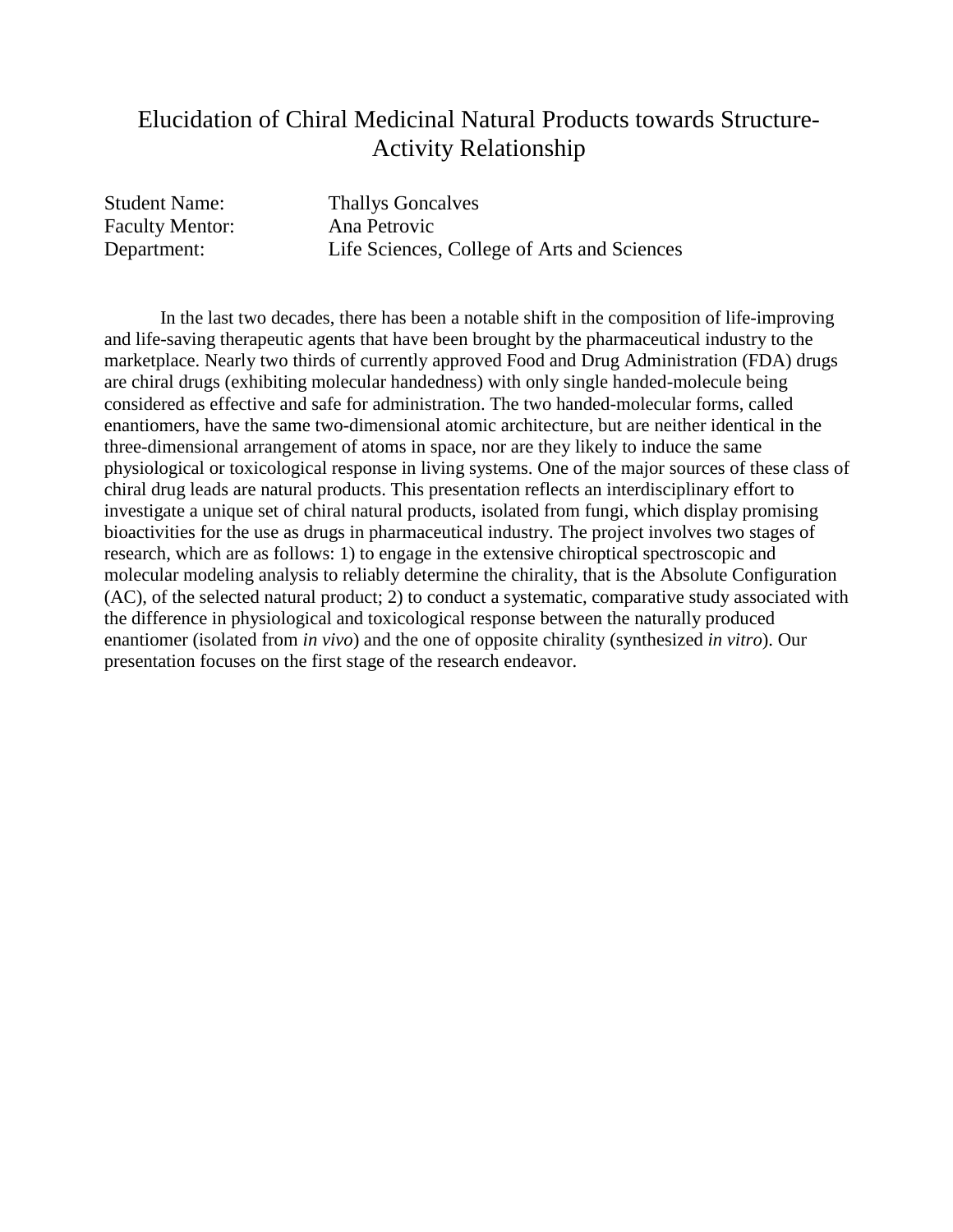# Elucidation of Chiral Medicinal Natural Products towards Structure-Activity Relationship

Student Name: Thallys Goncalves
Faculty Mentor: Ana Petrovic
Department: Life Sciences, College of Arts and Sciences

In the last two decades, there has been a notable shift in the composition of life-improving and life-saving therapeutic agents that have been brought by the pharmaceutical industry to the marketplace. Nearly two thirds of currently approved Food and Drug Administration (FDA) drugs are chiral drugs (exhibiting molecular handedness) with only single handed-molecule being considered as effective and safe for administration. The two handed-molecular forms, called enantiomers, have the same two-dimensional atomic architecture, but are neither identical in the three-dimensional arrangement of atoms in space, nor are they likely to induce the same physiological or toxicological response in living systems. One of the major sources of these class of chiral drug leads are natural products. This presentation reflects an interdisciplinary effort to investigate a unique set of chiral natural products, isolated from fungi, which display promising bioactivities for the use as drugs in pharmaceutical industry. The project involves two stages of research, which are as follows: 1) to engage in the extensive chiroptical spectroscopic and molecular modeling analysis to reliably determine the chirality, that is the Absolute Configuration (AC), of the selected natural product; 2) to conduct a systematic, comparative study associated with the difference in physiological and toxicological response between the naturally produced enantiomer (isolated from *in vivo*) and the one of opposite chirality (synthesized *in vitro*). Our presentation focuses on the first stage of the research endeavor.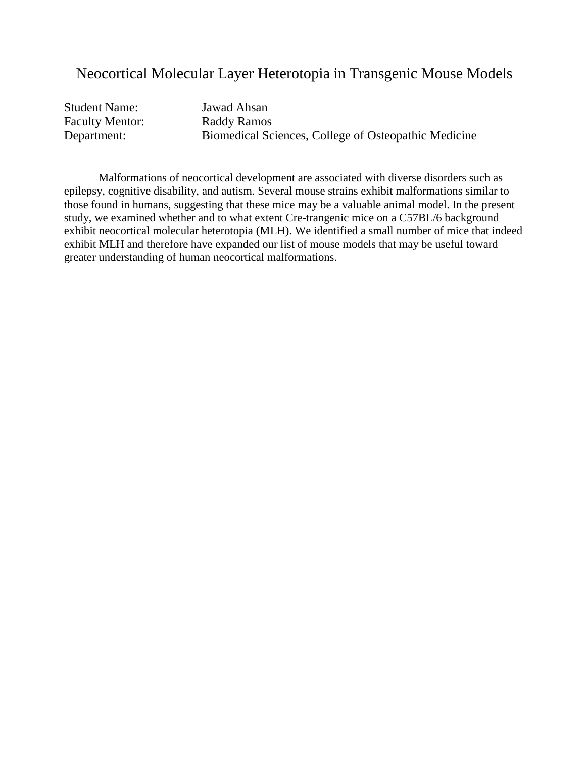# Neocortical Molecular Layer Heterotopia in Transgenic Mouse Models

Student Name: Jawad Ahsan  
Faculty Mentor: Raddy Ramos  
Department: Biomedical Sciences, College of Osteopathic Medicine

Malformations of neocortical development are associated with diverse disorders such as epilepsy, cognitive disability, and autism. Several mouse strains exhibit malformations similar to those found in humans, suggesting that these mice may be a valuable animal model. In the present study, we examined whether and to what extent Cre-trangenic mice on a C57BL/6 background exhibit neocortical molecular heterotopia (MLH). We identified a small number of mice that indeed exhibit MLH and therefore have expanded our list of mouse models that may be useful toward greater understanding of human neocortical malformations.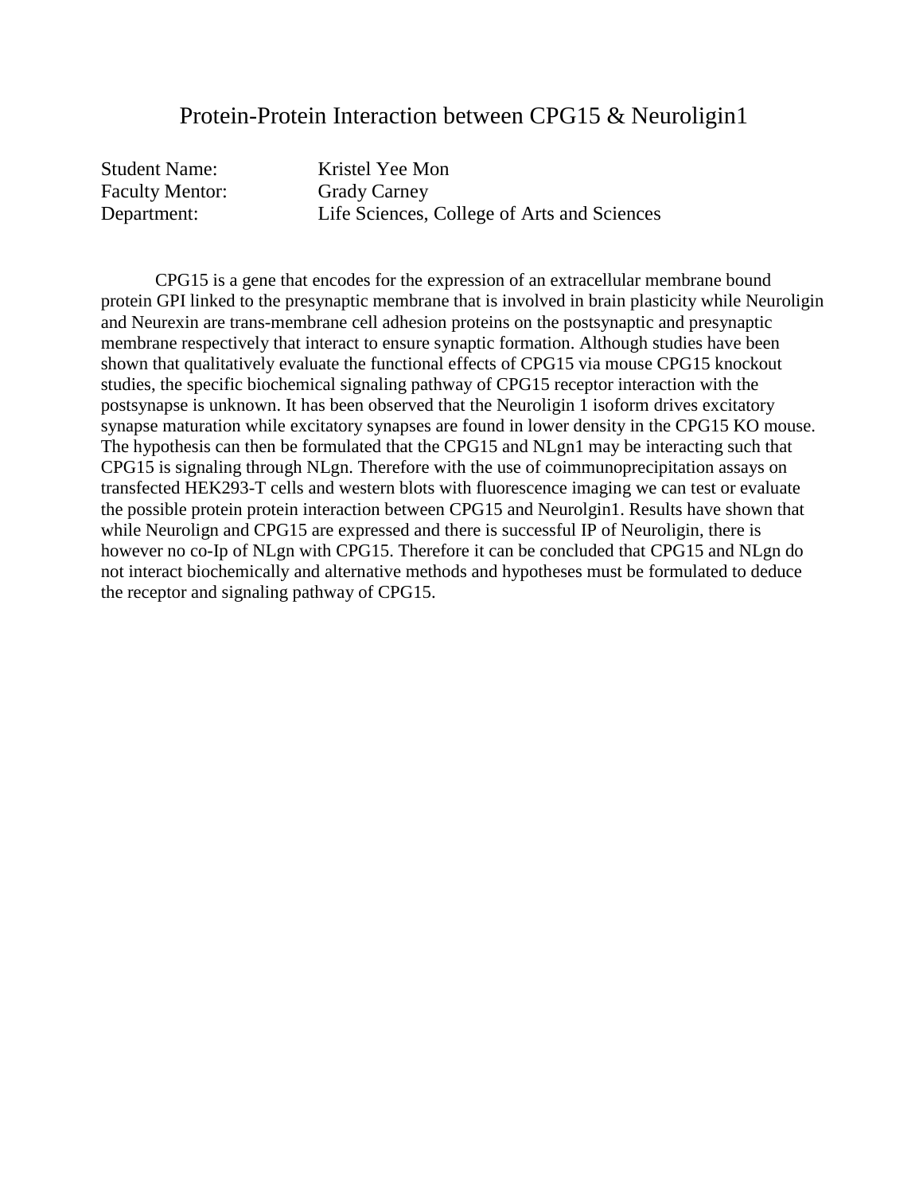# Protein-Protein Interaction between CPG15 & Neuroligin1

Student Name: Kristel Yee Mon
Faculty Mentor: Grady Carney
Department: Life Sciences, College of Arts and Sciences

CPG15 is a gene that encodes for the expression of an extracellular membrane bound protein GPI linked to the presynaptic membrane that is involved in brain plasticity while Neuroligin and Neurexin are trans-membrane cell adhesion proteins on the postsynaptic and presynaptic membrane respectively that interact to ensure synaptic formation. Although studies have been shown that qualitatively evaluate the functional effects of CPG15 via mouse CPG15 knockout studies, the specific biochemical signaling pathway of CPG15 receptor interaction with the postsynapse is unknown. It has been observed that the Neuroligin 1 isoform drives excitatory synapse maturation while excitatory synapses are found in lower density in the CPG15 KO mouse. The hypothesis can then be formulated that the CPG15 and NLgn1 may be interacting such that CPG15 is signaling through NLgn. Therefore with the use of coimmunoprecipitation assays on transfected HEK293-T cells and western blots with fluorescence imaging we can test or evaluate the possible protein protein interaction between CPG15 and Neurolgin1. Results have shown that while Neurolign and CPG15 are expressed and there is successful IP of Neuroligin, there is however no co-Ip of NLgn with CPG15. Therefore it can be concluded that CPG15 and NLgn do not interact biochemically and alternative methods and hypotheses must be formulated to deduce the receptor and signaling pathway of CPG15.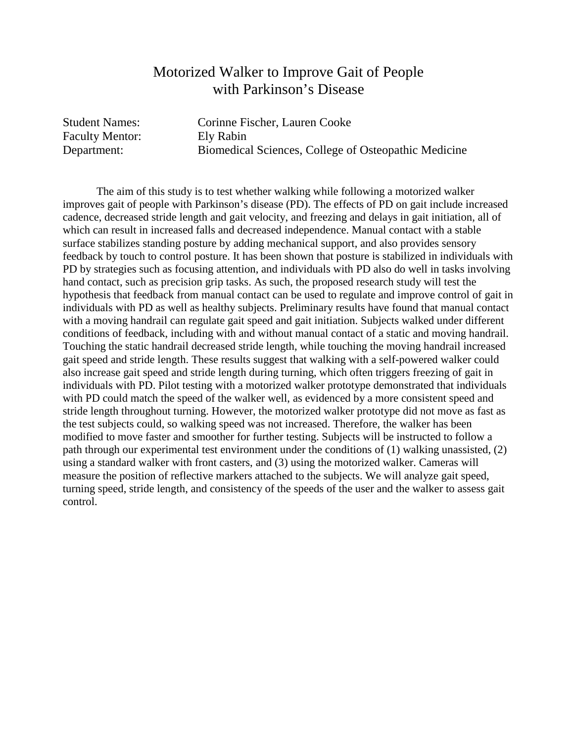# Motorized Walker to Improve Gait of People with Parkinson's Disease

Student Names: Corinne Fischer, Lauren Cooke
Faculty Mentor: Ely Rabin
Department: Biomedical Sciences, College of Osteopathic Medicine

The aim of this study is to test whether walking while following a motorized walker improves gait of people with Parkinson's disease (PD). The effects of PD on gait include increased cadence, decreased stride length and gait velocity, and freezing and delays in gait initiation, all of which can result in increased falls and decreased independence. Manual contact with a stable surface stabilizes standing posture by adding mechanical support, and also provides sensory feedback by touch to control posture. It has been shown that posture is stabilized in individuals with PD by strategies such as focusing attention, and individuals with PD also do well in tasks involving hand contact, such as precision grip tasks. As such, the proposed research study will test the hypothesis that feedback from manual contact can be used to regulate and improve control of gait in individuals with PD as well as healthy subjects. Preliminary results have found that manual contact with a moving handrail can regulate gait speed and gait initiation. Subjects walked under different conditions of feedback, including with and without manual contact of a static and moving handrail. Touching the static handrail decreased stride length, while touching the moving handrail increased gait speed and stride length. These results suggest that walking with a self-powered walker could also increase gait speed and stride length during turning, which often triggers freezing of gait in individuals with PD. Pilot testing with a motorized walker prototype demonstrated that individuals with PD could match the speed of the walker well, as evidenced by a more consistent speed and stride length throughout turning. However, the motorized walker prototype did not move as fast as the test subjects could, so walking speed was not increased. Therefore, the walker has been modified to move faster and smoother for further testing. Subjects will be instructed to follow a path through our experimental test environment under the conditions of (1) walking unassisted, (2) using a standard walker with front casters, and (3) using the motorized walker. Cameras will measure the position of reflective markers attached to the subjects. We will analyze gait speed, turning speed, stride length, and consistency of the speeds of the user and the walker to assess gait control.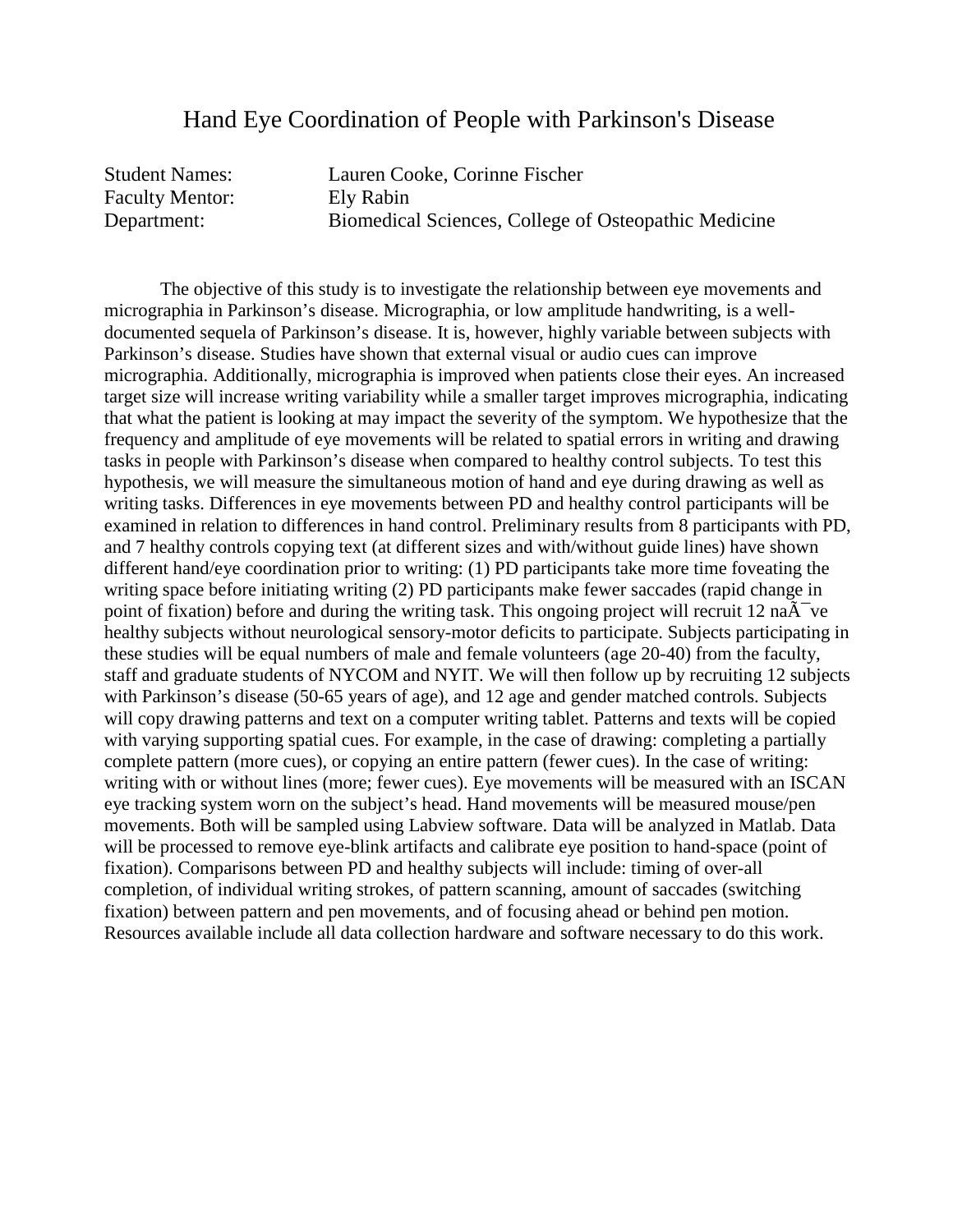# Hand Eye Coordination of People with Parkinson's Disease

Student Names: Lauren Cooke, Corinne Fischer
Faculty Mentor: Ely Rabin
Department: Biomedical Sciences, College of Osteopathic Medicine

The objective of this study is to investigate the relationship between eye movements and micrographia in Parkinson's disease. Micrographia, or low amplitude handwriting, is a well-documented sequela of Parkinson's disease. It is, however, highly variable between subjects with Parkinson's disease. Studies have shown that external visual or audio cues can improve micrographia. Additionally, micrographia is improved when patients close their eyes. An increased target size will increase writing variability while a smaller target improves micrographia, indicating that what the patient is looking at may impact the severity of the symptom. We hypothesize that the frequency and amplitude of eye movements will be related to spatial errors in writing and drawing tasks in people with Parkinson's disease when compared to healthy control subjects. To test this hypothesis, we will measure the simultaneous motion of hand and eye during drawing as well as writing tasks. Differences in eye movements between PD and healthy control participants will be examined in relation to differences in hand control. Preliminary results from 8 participants with PD, and 7 healthy controls copying text (at different sizes and with/without guide lines) have shown different hand/eye coordination prior to writing: (1) PD participants take more time foveating the writing space before initiating writing (2) PD participants make fewer saccades (rapid change in point of fixation) before and during the writing task. This ongoing project will recruit 12 naÃ¯ve healthy subjects without neurological sensory-motor deficits to participate. Subjects participating in these studies will be equal numbers of male and female volunteers (age 20-40) from the faculty, staff and graduate students of NYCOM and NYIT. We will then follow up by recruiting 12 subjects with Parkinson's disease (50-65 years of age), and 12 age and gender matched controls. Subjects will copy drawing patterns and text on a computer writing tablet. Patterns and texts will be copied with varying supporting spatial cues. For example, in the case of drawing: completing a partially complete pattern (more cues), or copying an entire pattern (fewer cues). In the case of writing: writing with or without lines (more; fewer cues). Eye movements will be measured with an ISCAN eye tracking system worn on the subject's head. Hand movements will be measured mouse/pen movements. Both will be sampled using Labview software. Data will be analyzed in Matlab. Data will be processed to remove eye-blink artifacts and calibrate eye position to hand-space (point of fixation). Comparisons between PD and healthy subjects will include: timing of over-all completion, of individual writing strokes, of pattern scanning, amount of saccades (switching fixation) between pattern and pen movements, and of focusing ahead or behind pen motion. Resources available include all data collection hardware and software necessary to do this work.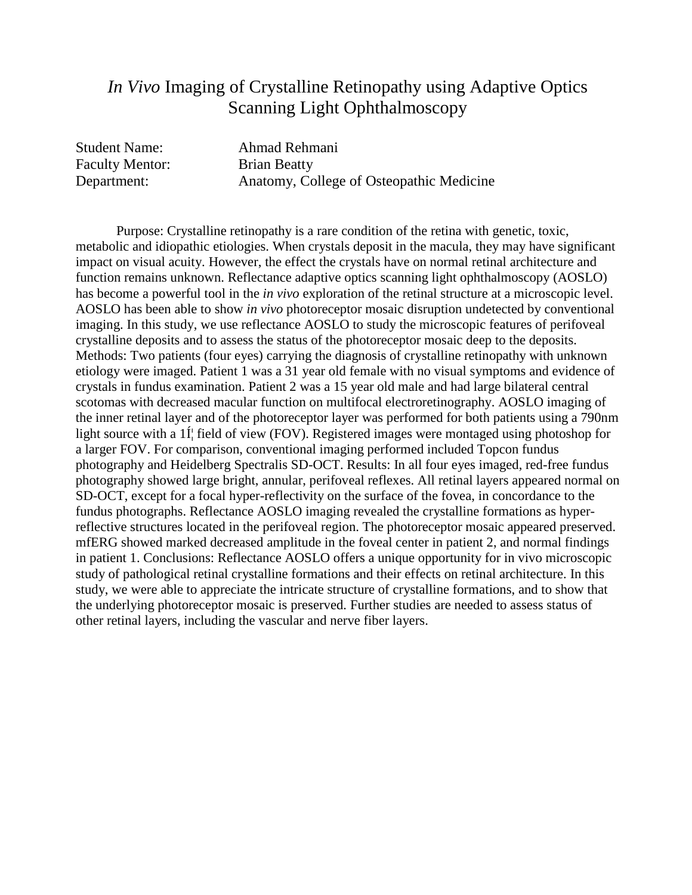# *In Vivo* Imaging of Crystalline Retinopathy using Adaptive Optics Scanning Light Ophthalmoscopy

Student Name: Ahmad Rehmani
Faculty Mentor: Brian Beatty
Department: Anatomy, College of Osteopathic Medicine

Purpose: Crystalline retinopathy is a rare condition of the retina with genetic, toxic, metabolic and idiopathic etiologies. When crystals deposit in the macula, they may have significant impact on visual acuity. However, the effect the crystals have on normal retinal architecture and function remains unknown. Reflectance adaptive optics scanning light ophthalmoscopy (AOSLO) has become a powerful tool in the *in vivo* exploration of the retinal structure at a microscopic level. AOSLO has been able to show *in vivo* photoreceptor mosaic disruption undetected by conventional imaging. In this study, we use reflectance AOSLO to study the microscopic features of perifoveal crystalline deposits and to assess the status of the photoreceptor mosaic deep to the deposits. Methods: Two patients (four eyes) carrying the diagnosis of crystalline retinopathy with unknown etiology were imaged. Patient 1 was a 31 year old female with no visual symptoms and evidence of crystals in fundus examination. Patient 2 was a 15 year old male and had large bilateral central scotomas with decreased macular function on multifocal electroretinography. AOSLO imaging of the inner retinal layer and of the photoreceptor layer was performed for both patients using a 790nm light source with a 1Í¦ field of view (FOV). Registered images were montaged using photoshop for a larger FOV. For comparison, conventional imaging performed included Topcon fundus photography and Heidelberg Spectralis SD-OCT. Results: In all four eyes imaged, red-free fundus photography showed large bright, annular, perifoveal reflexes. All retinal layers appeared normal on SD-OCT, except for a focal hyper-reflectivity on the surface of the fovea, in concordance to the fundus photographs. Reflectance AOSLO imaging revealed the crystalline formations as hyper-reflective structures located in the perifoveal region. The photoreceptor mosaic appeared preserved. mfERG showed marked decreased amplitude in the foveal center in patient 2, and normal findings in patient 1. Conclusions: Reflectance AOSLO offers a unique opportunity for in vivo microscopic study of pathological retinal crystalline formations and their effects on retinal architecture. In this study, we were able to appreciate the intricate structure of crystalline formations, and to show that the underlying photoreceptor mosaic is preserved. Further studies are needed to assess status of other retinal layers, including the vascular and nerve fiber layers.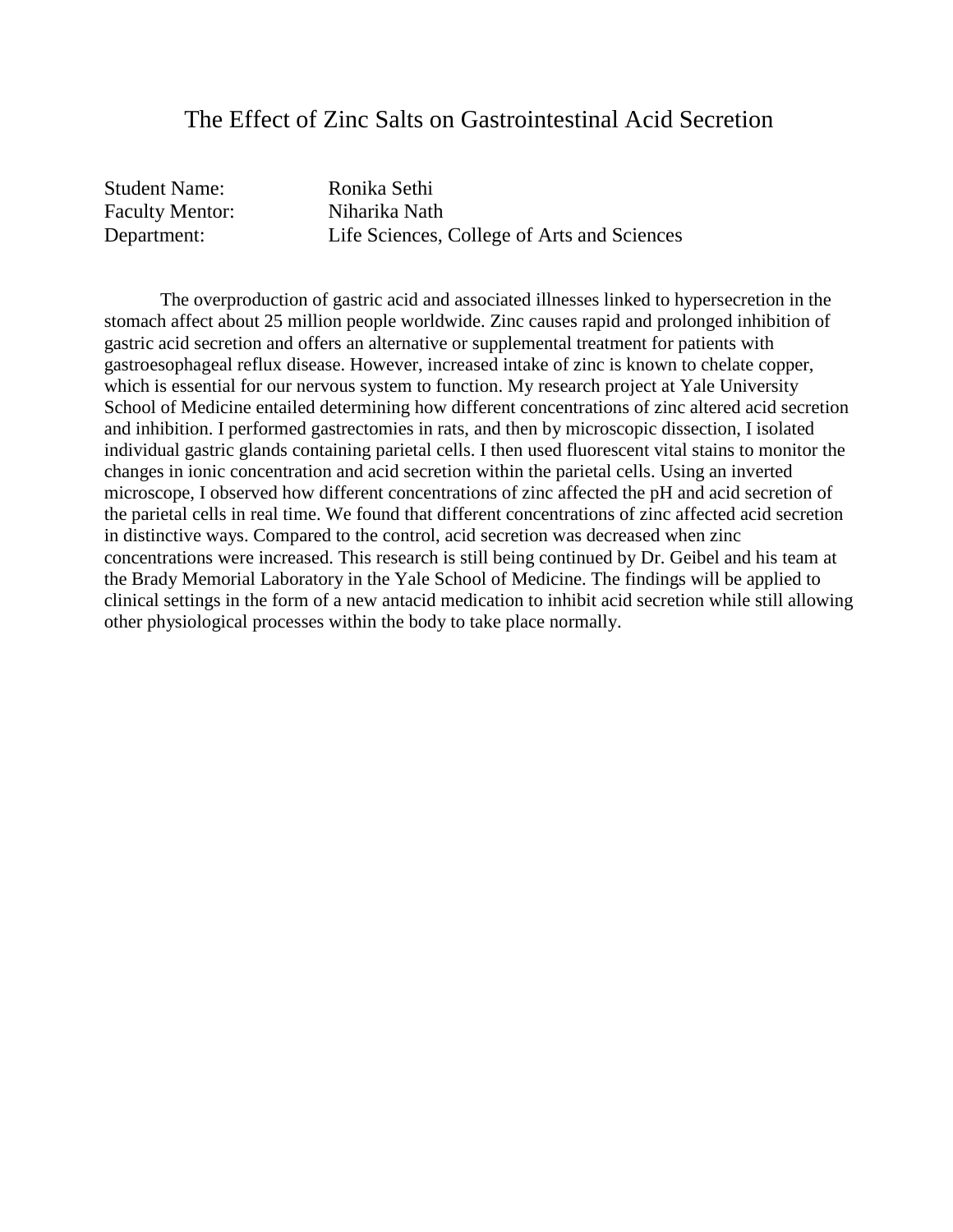# The Effect of Zinc Salts on Gastrointestinal Acid Secretion

Student Name: Ronika Sethi
Faculty Mentor: Niharika Nath
Department: Life Sciences, College of Arts and Sciences

The overproduction of gastric acid and associated illnesses linked to hypersecretion in the stomach affect about 25 million people worldwide. Zinc causes rapid and prolonged inhibition of gastric acid secretion and offers an alternative or supplemental treatment for patients with gastroesophageal reflux disease. However, increased intake of zinc is known to chelate copper, which is essential for our nervous system to function. My research project at Yale University School of Medicine entailed determining how different concentrations of zinc altered acid secretion and inhibition. I performed gastrectomies in rats, and then by microscopic dissection, I isolated individual gastric glands containing parietal cells. I then used fluorescent vital stains to monitor the changes in ionic concentration and acid secretion within the parietal cells. Using an inverted microscope, I observed how different concentrations of zinc affected the pH and acid secretion of the parietal cells in real time. We found that different concentrations of zinc affected acid secretion in distinctive ways. Compared to the control, acid secretion was decreased when zinc concentrations were increased. This research is still being continued by Dr. Geibel and his team at the Brady Memorial Laboratory in the Yale School of Medicine. The findings will be applied to clinical settings in the form of a new antacid medication to inhibit acid secretion while still allowing other physiological processes within the body to take place normally.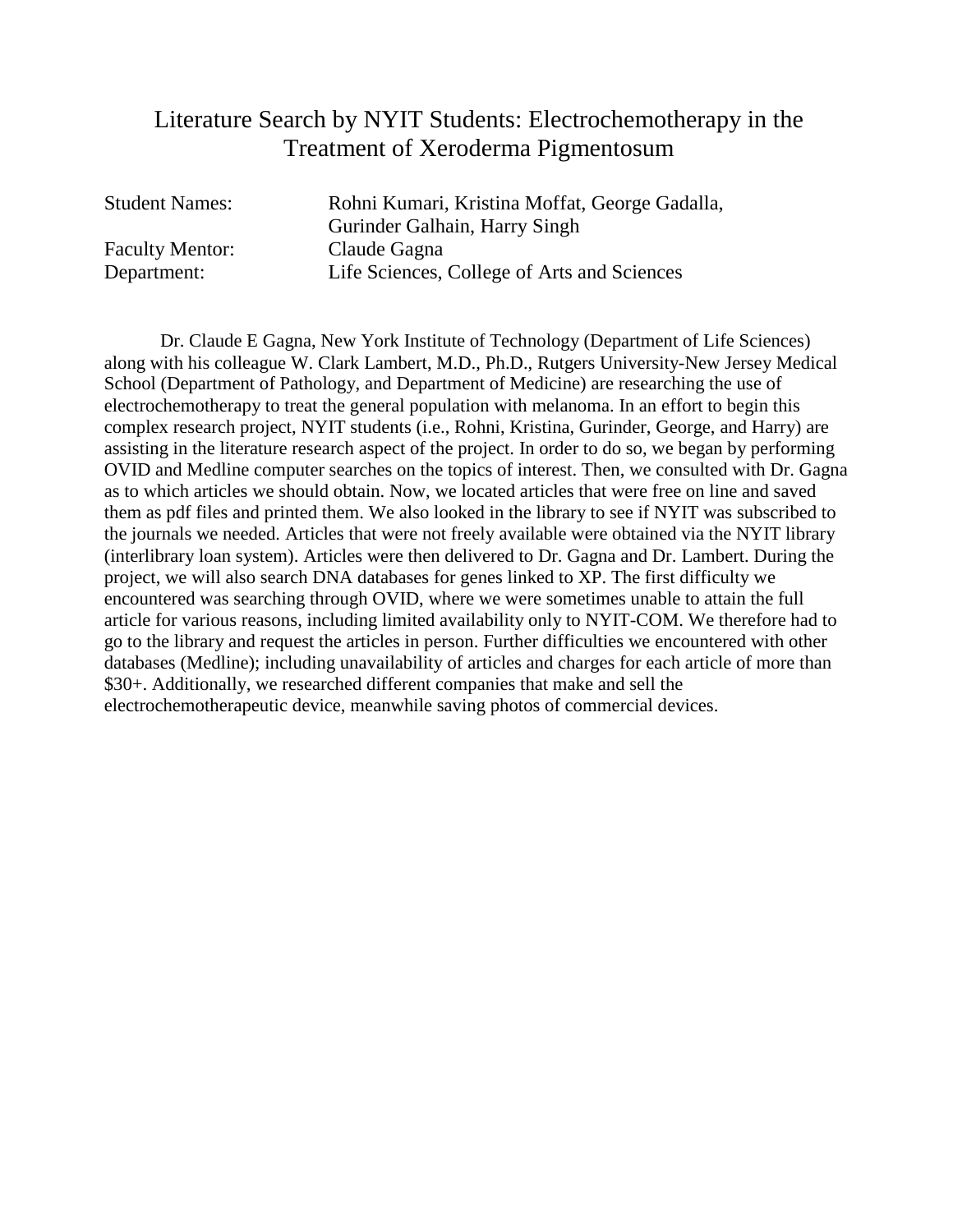# Literature Search by NYIT Students: Electrochemotherapy in the Treatment of Xeroderma Pigmentosum

| | |
|---|---|
| Student Names: | Rohni Kumari, Kristina Moffat, George Gadalla, Gurinder Galhain, Harry Singh |
| Faculty Mentor: | Claude Gagna |
| Department: | Life Sciences, College of Arts and Sciences |

Dr. Claude E Gagna, New York Institute of Technology (Department of Life Sciences) along with his colleague W. Clark Lambert, M.D., Ph.D., Rutgers University-New Jersey Medical School (Department of Pathology, and Department of Medicine) are researching the use of electrochemotherapy to treat the general population with melanoma. In an effort to begin this complex research project, NYIT students (i.e., Rohni, Kristina, Gurinder, George, and Harry) are assisting in the literature research aspect of the project. In order to do so, we began by performing OVID and Medline computer searches on the topics of interest. Then, we consulted with Dr. Gagna as to which articles we should obtain. Now, we located articles that were free on line and saved them as pdf files and printed them. We also looked in the library to see if NYIT was subscribed to the journals we needed. Articles that were not freely available were obtained via the NYIT library (interlibrary loan system). Articles were then delivered to Dr. Gagna and Dr. Lambert. During the project, we will also search DNA databases for genes linked to XP. The first difficulty we encountered was searching through OVID, where we were sometimes unable to attain the full article for various reasons, including limited availability only to NYIT-COM. We therefore had to go to the library and request the articles in person. Further difficulties we encountered with other databases (Medline); including unavailability of articles and charges for each article of more than $30+. Additionally, we researched different companies that make and sell the electrochemotherapeutic device, meanwhile saving photos of commercial devices.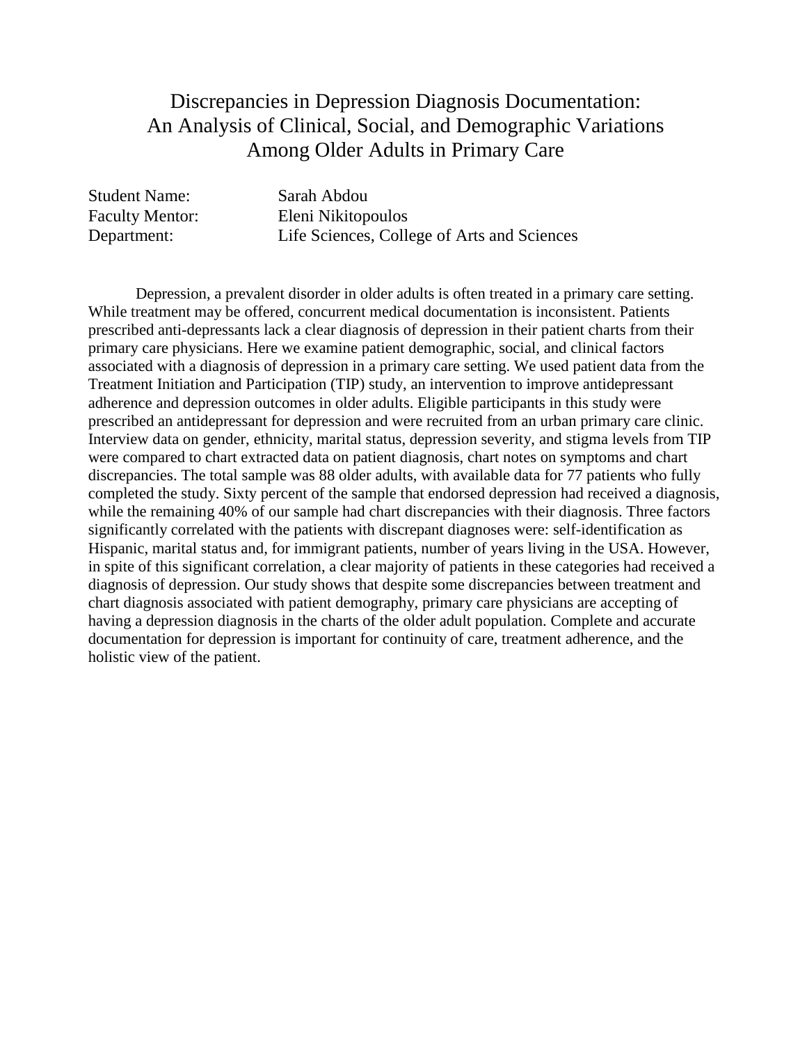# Discrepancies in Depression Diagnosis Documentation: An Analysis of Clinical, Social, and Demographic Variations Among Older Adults in Primary Care

Student Name: Sarah Abdou
Faculty Mentor: Eleni Nikitopoulos
Department: Life Sciences, College of Arts and Sciences

Depression, a prevalent disorder in older adults is often treated in a primary care setting. While treatment may be offered, concurrent medical documentation is inconsistent. Patients prescribed anti-depressants lack a clear diagnosis of depression in their patient charts from their primary care physicians. Here we examine patient demographic, social, and clinical factors associated with a diagnosis of depression in a primary care setting. We used patient data from the Treatment Initiation and Participation (TIP) study, an intervention to improve antidepressant adherence and depression outcomes in older adults. Eligible participants in this study were prescribed an antidepressant for depression and were recruited from an urban primary care clinic. Interview data on gender, ethnicity, marital status, depression severity, and stigma levels from TIP were compared to chart extracted data on patient diagnosis, chart notes on symptoms and chart discrepancies. The total sample was 88 older adults, with available data for 77 patients who fully completed the study. Sixty percent of the sample that endorsed depression had received a diagnosis, while the remaining 40% of our sample had chart discrepancies with their diagnosis. Three factors significantly correlated with the patients with discrepant diagnoses were: self-identification as Hispanic, marital status and, for immigrant patients, number of years living in the USA. However, in spite of this significant correlation, a clear majority of patients in these categories had received a diagnosis of depression. Our study shows that despite some discrepancies between treatment and chart diagnosis associated with patient demography, primary care physicians are accepting of having a depression diagnosis in the charts of the older adult population. Complete and accurate documentation for depression is important for continuity of care, treatment adherence, and the holistic view of the patient.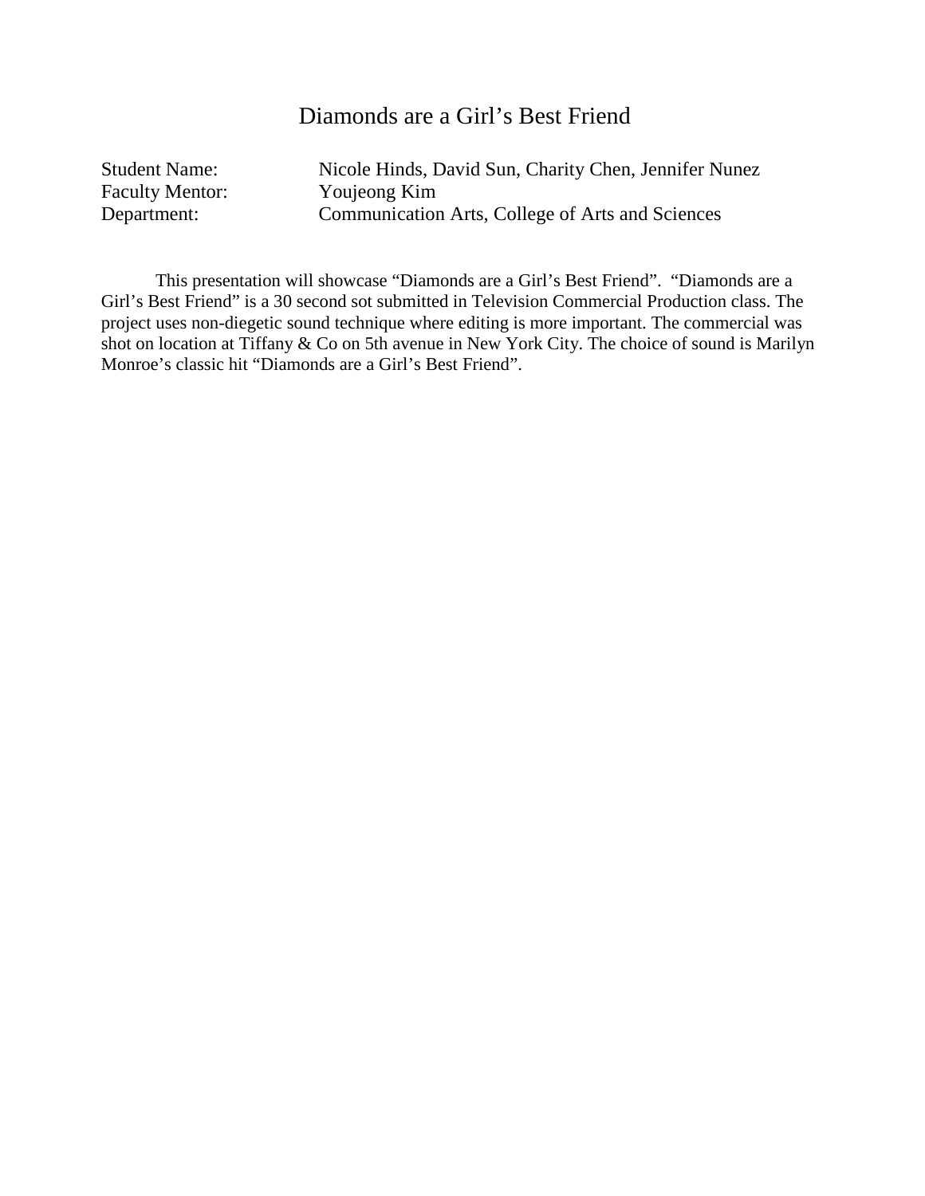# Diamonds are a Girl's Best Friend

Student Name: Nicole Hinds, David Sun, Charity Chen, Jennifer Nunez
Faculty Mentor: Youjeong Kim
Department: Communication Arts, College of Arts and Sciences

This presentation will showcase "Diamonds are a Girl's Best Friend". "Diamonds are a Girl's Best Friend" is a 30 second sot submitted in Television Commercial Production class. The project uses non-diegetic sound technique where editing is more important. The commercial was shot on location at Tiffany & Co on 5th avenue in New York City. The choice of sound is Marilyn Monroe's classic hit "Diamonds are a Girl's Best Friend".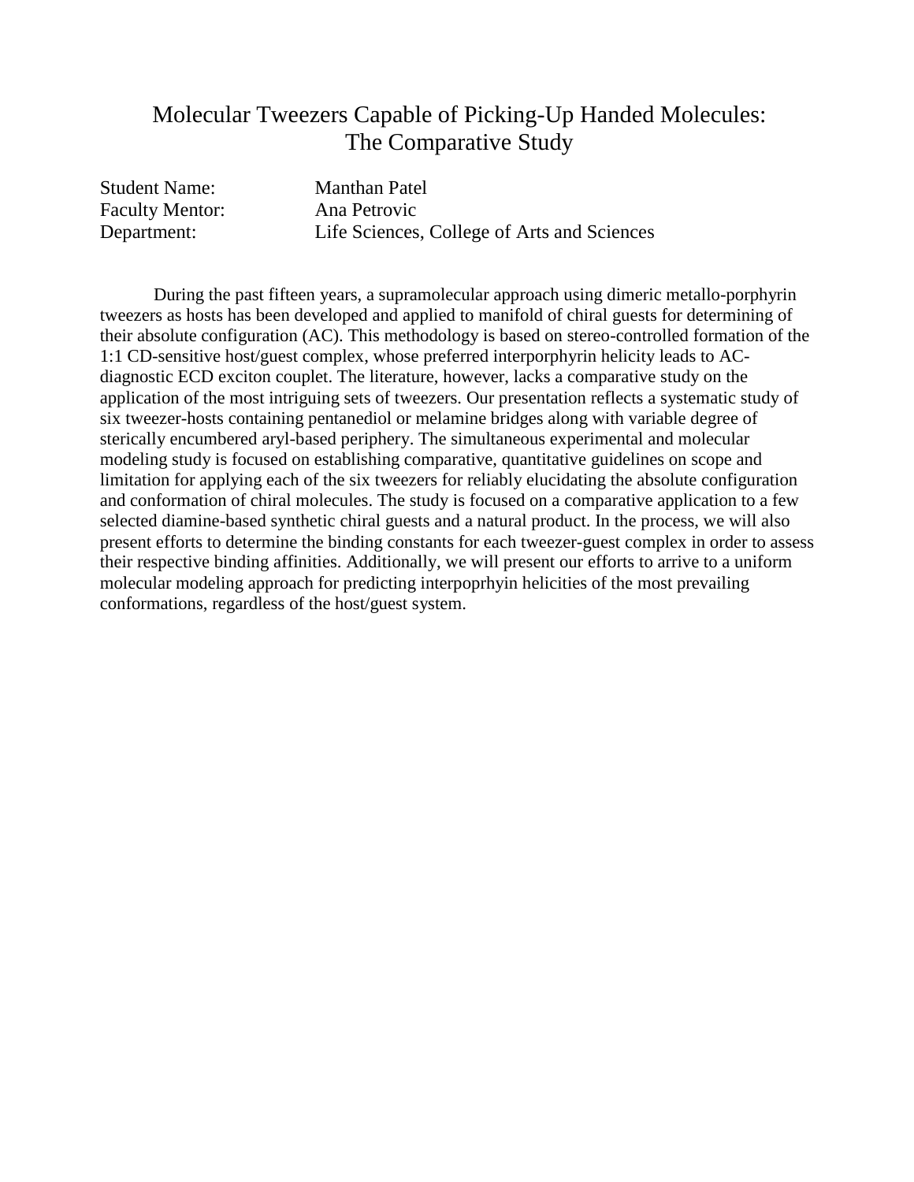# Molecular Tweezers Capable of Picking-Up Handed Molecules: The Comparative Study

Student Name: Manthan Patel
Faculty Mentor: Ana Petrovic
Department: Life Sciences, College of Arts and Sciences

During the past fifteen years, a supramolecular approach using dimeric metallo-porphyrin tweezers as hosts has been developed and applied to manifold of chiral guests for determining of their absolute configuration (AC). This methodology is based on stereo-controlled formation of the 1:1 CD-sensitive host/guest complex, whose preferred interporphyrin helicity leads to AC-diagnostic ECD exciton couplet. The literature, however, lacks a comparative study on the application of the most intriguing sets of tweezers. Our presentation reflects a systematic study of six tweezer-hosts containing pentanediol or melamine bridges along with variable degree of sterically encumbered aryl-based periphery. The simultaneous experimental and molecular modeling study is focused on establishing comparative, quantitative guidelines on scope and limitation for applying each of the six tweezers for reliably elucidating the absolute configuration and conformation of chiral molecules. The study is focused on a comparative application to a few selected diamine-based synthetic chiral guests and a natural product. In the process, we will also present efforts to determine the binding constants for each tweezer-guest complex in order to assess their respective binding affinities. Additionally, we will present our efforts to arrive to a uniform molecular modeling approach for predicting interpoprhyin helicities of the most prevailing conformations, regardless of the host/guest system.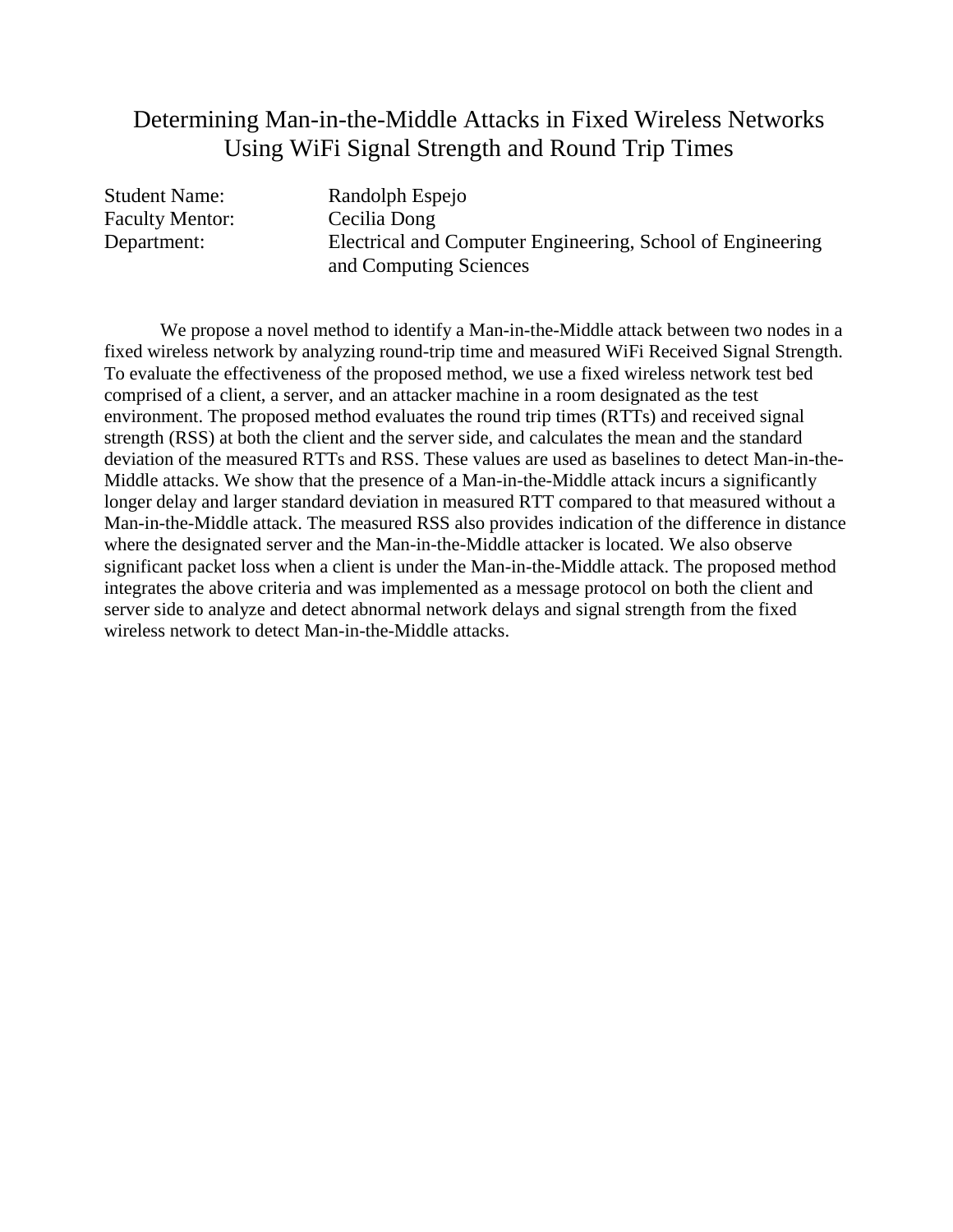# Determining Man-in-the-Middle Attacks in Fixed Wireless Networks Using WiFi Signal Strength and Round Trip Times

Student Name: Randolph Espejo
Faculty Mentor: Cecilia Dong
Department: Electrical and Computer Engineering, School of Engineering and Computing Sciences

We propose a novel method to identify a Man-in-the-Middle attack between two nodes in a fixed wireless network by analyzing round-trip time and measured WiFi Received Signal Strength. To evaluate the effectiveness of the proposed method, we use a fixed wireless network test bed comprised of a client, a server, and an attacker machine in a room designated as the test environment. The proposed method evaluates the round trip times (RTTs) and received signal strength (RSS) at both the client and the server side, and calculates the mean and the standard deviation of the measured RTTs and RSS. These values are used as baselines to detect Man-in-the-Middle attacks. We show that the presence of a Man-in-the-Middle attack incurs a significantly longer delay and larger standard deviation in measured RTT compared to that measured without a Man-in-the-Middle attack. The measured RSS also provides indication of the difference in distance where the designated server and the Man-in-the-Middle attacker is located. We also observe significant packet loss when a client is under the Man-in-the-Middle attack. The proposed method integrates the above criteria and was implemented as a message protocol on both the client and server side to analyze and detect abnormal network delays and signal strength from the fixed wireless network to detect Man-in-the-Middle attacks.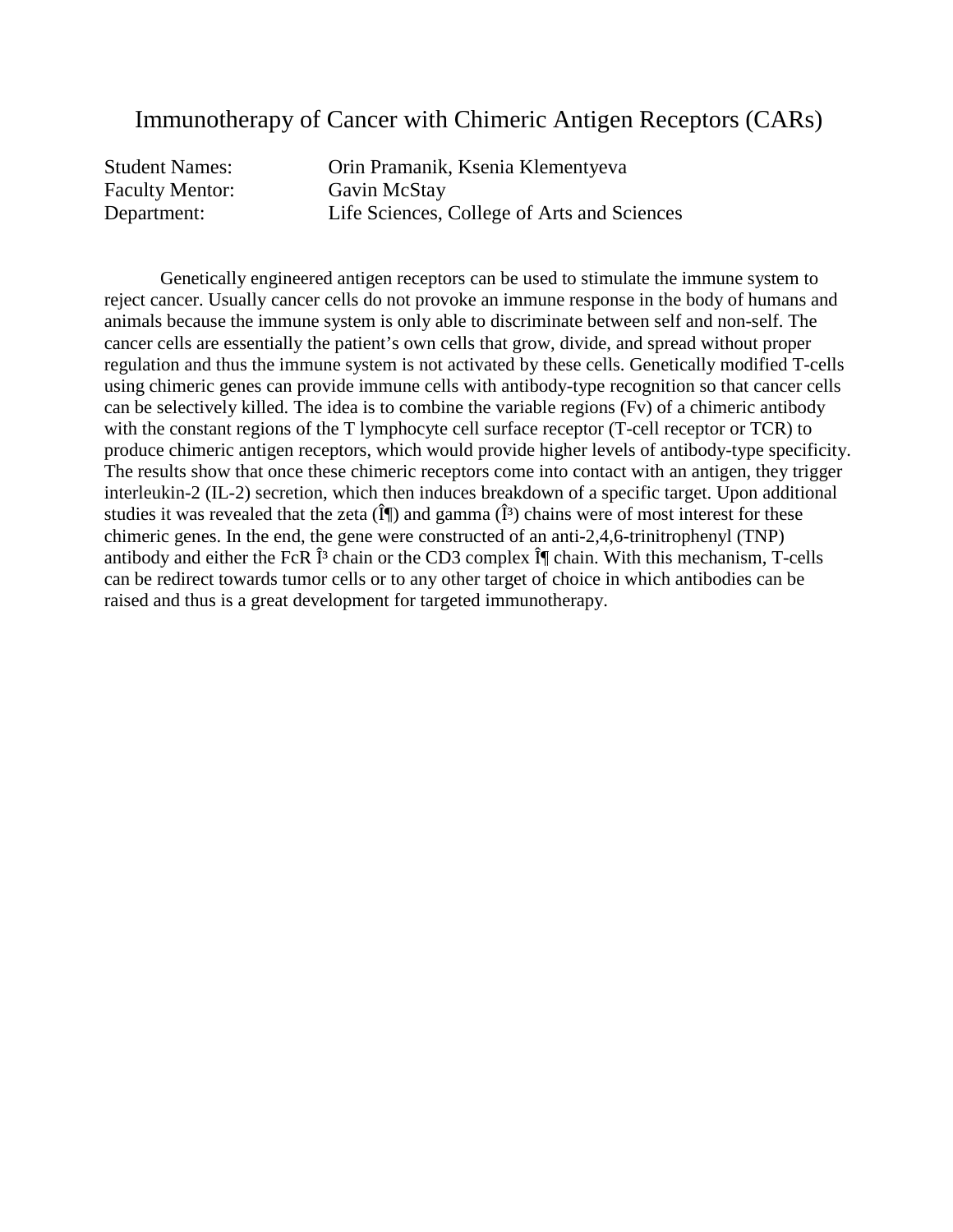# Immunotherapy of Cancer with Chimeric Antigen Receptors (CARs)

Student Names: Orin Pramanik, Ksenia Klementyeva
Faculty Mentor: Gavin McStay
Department: Life Sciences, College of Arts and Sciences

Genetically engineered antigen receptors can be used to stimulate the immune system to reject cancer. Usually cancer cells do not provoke an immune response in the body of humans and animals because the immune system is only able to discriminate between self and non-self. The cancer cells are essentially the patient's own cells that grow, divide, and spread without proper regulation and thus the immune system is not activated by these cells. Genetically modified T-cells using chimeric genes can provide immune cells with antibody-type recognition so that cancer cells can be selectively killed. The idea is to combine the variable regions (Fv) of a chimeric antibody with the constant regions of the T lymphocyte cell surface receptor (T-cell receptor or TCR) to produce chimeric antigen receptors, which would provide higher levels of antibody-type specificity. The results show that once these chimeric receptors come into contact with an antigen, they trigger interleukin-2 (IL-2) secretion, which then induces breakdown of a specific target. Upon additional studies it was revealed that the zeta (Î¶) and gamma (Î³) chains were of most interest for these chimeric genes. In the end, the gene were constructed of an anti-2,4,6-trinitrophenyl (TNP) antibody and either the FcR Î³ chain or the CD3 complex Î¶ chain. With this mechanism, T-cells can be redirect towards tumor cells or to any other target of choice in which antibodies can be raised and thus is a great development for targeted immunotherapy.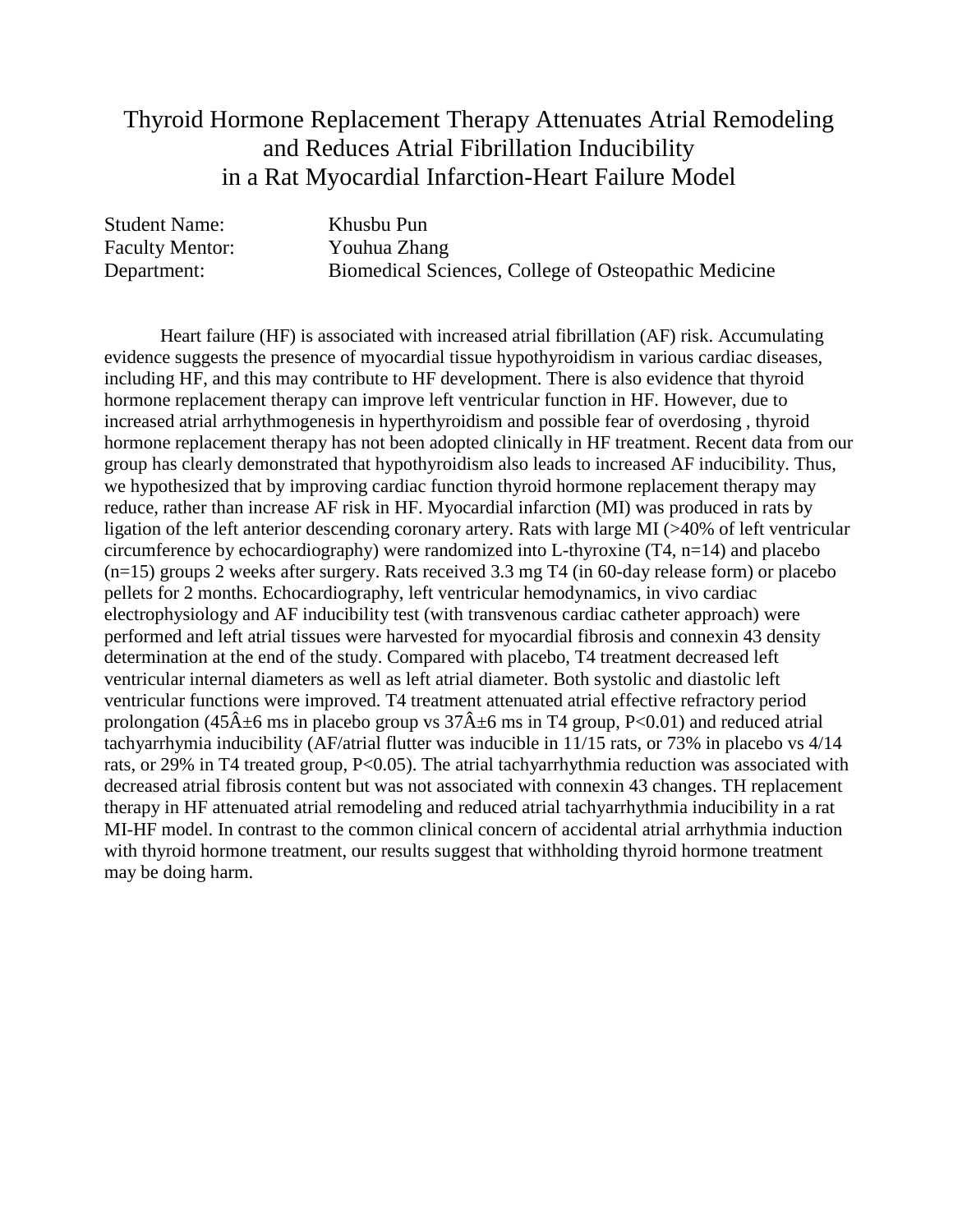# Thyroid Hormone Replacement Therapy Attenuates Atrial Remodeling and Reduces Atrial Fibrillation Inducibility in a Rat Myocardial Infarction-Heart Failure Model

Student Name: Khusbu Pun
Faculty Mentor: Youhua Zhang
Department: Biomedical Sciences, College of Osteopathic Medicine

Heart failure (HF) is associated with increased atrial fibrillation (AF) risk. Accumulating evidence suggests the presence of myocardial tissue hypothyroidism in various cardiac diseases, including HF, and this may contribute to HF development. There is also evidence that thyroid hormone replacement therapy can improve left ventricular function in HF. However, due to increased atrial arrhythmogenesis in hyperthyroidism and possible fear of overdosing , thyroid hormone replacement therapy has not been adopted clinically in HF treatment. Recent data from our group has clearly demonstrated that hypothyroidism also leads to increased AF inducibility. Thus, we hypothesized that by improving cardiac function thyroid hormone replacement therapy may reduce, rather than increase AF risk in HF. Myocardial infarction (MI) was produced in rats by ligation of the left anterior descending coronary artery. Rats with large MI (>40% of left ventricular circumference by echocardiography) were randomized into L-thyroxine (T4, n=14) and placebo (n=15) groups 2 weeks after surgery. Rats received 3.3 mg T4 (in 60-day release form) or placebo pellets for 2 months. Echocardiography, left ventricular hemodynamics, in vivo cardiac electrophysiology and AF inducibility test (with transvenous cardiac catheter approach) were performed and left atrial tissues were harvested for myocardial fibrosis and connexin 43 density determination at the end of the study. Compared with placebo, T4 treatment decreased left ventricular internal diameters as well as left atrial diameter. Both systolic and diastolic left ventricular functions were improved. T4 treatment attenuated atrial effective refractory period prolongation (45Â±6 ms in placebo group vs 37Â±6 ms in T4 group, P<0.01) and reduced atrial tachyarrhymia inducibility (AF/atrial flutter was inducible in 11/15 rats, or 73% in placebo vs 4/14 rats, or 29% in T4 treated group, P<0.05). The atrial tachyarrhythmia reduction was associated with decreased atrial fibrosis content but was not associated with connexin 43 changes. TH replacement therapy in HF attenuated atrial remodeling and reduced atrial tachyarrhythmia inducibility in a rat MI-HF model. In contrast to the common clinical concern of accidental atrial arrhythmia induction with thyroid hormone treatment, our results suggest that withholding thyroid hormone treatment may be doing harm.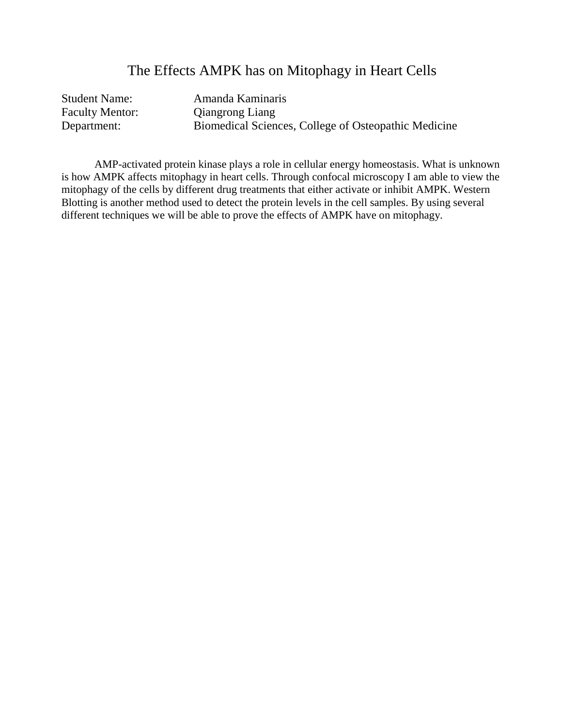# The Effects AMPK has on Mitophagy in Heart Cells

Student Name: Amanda Kaminaris
Faculty Mentor: Qiangrong Liang
Department: Biomedical Sciences, College of Osteopathic Medicine

AMP-activated protein kinase plays a role in cellular energy homeostasis. What is unknown is how AMPK affects mitophagy in heart cells. Through confocal microscopy I am able to view the mitophagy of the cells by different drug treatments that either activate or inhibit AMPK. Western Blotting is another method used to detect the protein levels in the cell samples. By using several different techniques we will be able to prove the effects of AMPK have on mitophagy.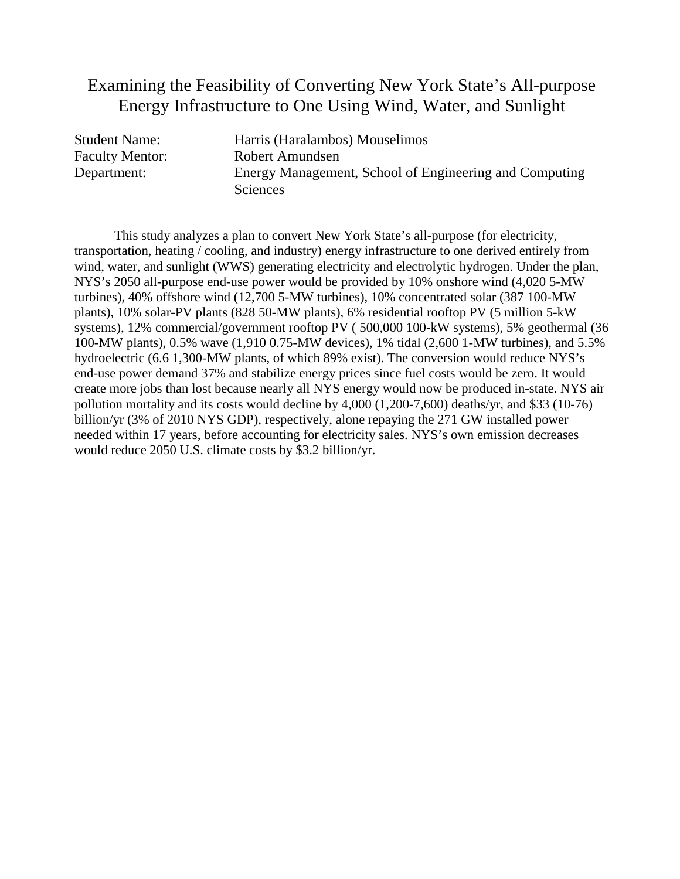# Examining the Feasibility of Converting New York State's All-purpose Energy Infrastructure to One Using Wind, Water, and Sunlight

Student Name: Harris (Haralambos) Mouselimos
Faculty Mentor: Robert Amundsen
Department: Energy Management, School of Engineering and Computing Sciences

This study analyzes a plan to convert New York State's all-purpose (for electricity, transportation, heating / cooling, and industry) energy infrastructure to one derived entirely from wind, water, and sunlight (WWS) generating electricity and electrolytic hydrogen. Under the plan, NYS's 2050 all-purpose end-use power would be provided by 10% onshore wind (4,020 5-MW turbines), 40% offshore wind (12,700 5-MW turbines), 10% concentrated solar (387 100-MW plants), 10% solar-PV plants (828 50-MW plants), 6% residential rooftop PV (5 million 5-kW systems), 12% commercial/government rooftop PV ( 500,000 100-kW systems), 5% geothermal (36 100-MW plants), 0.5% wave (1,910 0.75-MW devices), 1% tidal (2,600 1-MW turbines), and 5.5% hydroelectric (6.6 1,300-MW plants, of which 89% exist). The conversion would reduce NYS's end-use power demand 37% and stabilize energy prices since fuel costs would be zero. It would create more jobs than lost because nearly all NYS energy would now be produced in-state. NYS air pollution mortality and its costs would decline by 4,000 (1,200-7,600) deaths/yr, and $33 (10-76) billion/yr (3% of 2010 NYS GDP), respectively, alone repaying the 271 GW installed power needed within 17 years, before accounting for electricity sales. NYS's own emission decreases would reduce 2050 U.S. climate costs by $3.2 billion/yr.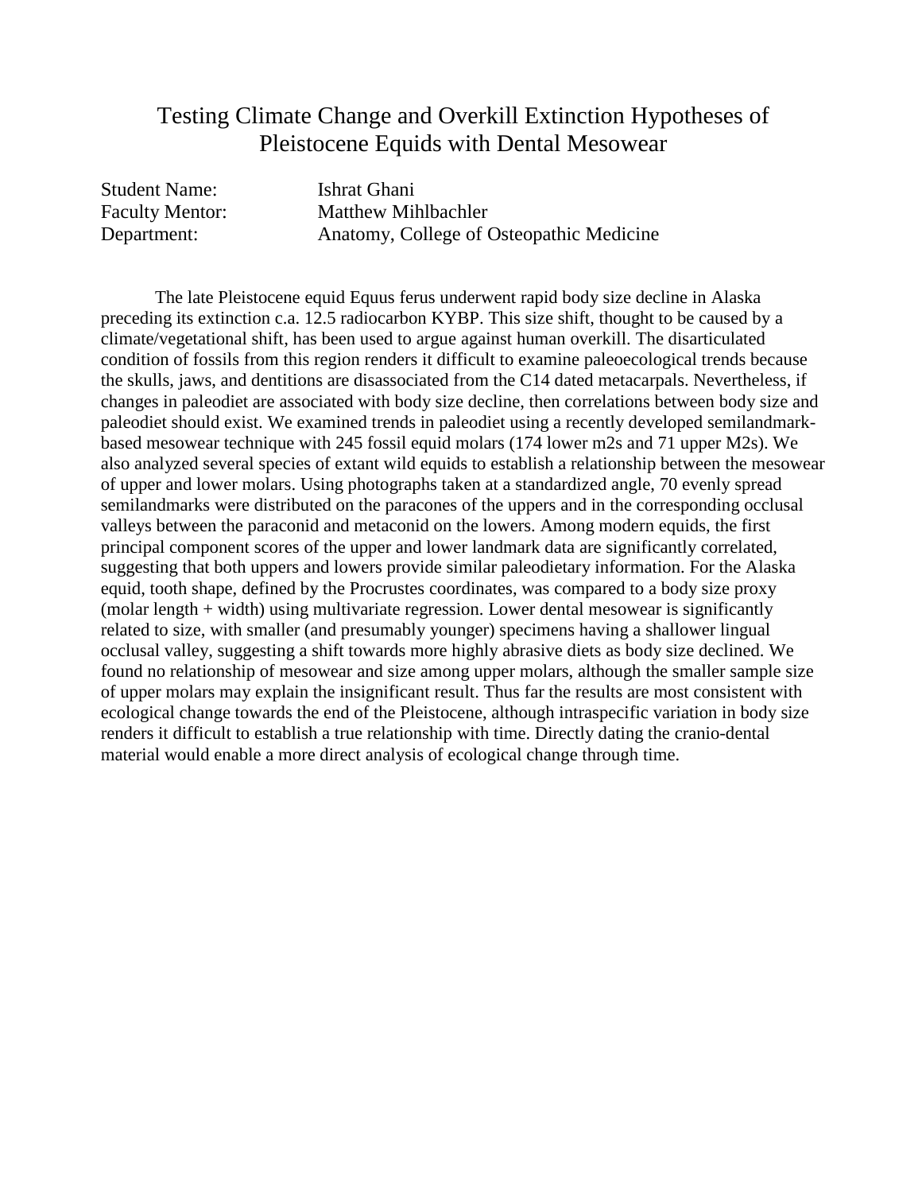# Testing Climate Change and Overkill Extinction Hypotheses of Pleistocene Equids with Dental Mesowear

| | |
|---|---|
| Student Name: | Ishrat Ghani |
| Faculty Mentor: | Matthew Mihlbachler |
| Department: | Anatomy, College of Osteopathic Medicine |

The late Pleistocene equid Equus ferus underwent rapid body size decline in Alaska preceding its extinction c.a. 12.5 radiocarbon KYBP. This size shift, thought to be caused by a climate/vegetational shift, has been used to argue against human overkill. The disarticulated condition of fossils from this region renders it difficult to examine paleoecological trends because the skulls, jaws, and dentitions are disassociated from the C14 dated metacarpals. Nevertheless, if changes in paleodiet are associated with body size decline, then correlations between body size and paleodiet should exist. We examined trends in paleodiet using a recently developed semilandmark-based mesowear technique with 245 fossil equid molars (174 lower m2s and 71 upper M2s). We also analyzed several species of extant wild equids to establish a relationship between the mesowear of upper and lower molars. Using photographs taken at a standardized angle, 70 evenly spread semilandmarks were distributed on the paracones of the uppers and in the corresponding occlusal valleys between the paraconid and metaconid on the lowers. Among modern equids, the first principal component scores of the upper and lower landmark data are significantly correlated, suggesting that both uppers and lowers provide similar paleodietary information. For the Alaska equid, tooth shape, defined by the Procrustes coordinates, was compared to a body size proxy (molar length + width) using multivariate regression. Lower dental mesowear is significantly related to size, with smaller (and presumably younger) specimens having a shallower lingual occlusal valley, suggesting a shift towards more highly abrasive diets as body size declined. We found no relationship of mesowear and size among upper molars, although the smaller sample size of upper molars may explain the insignificant result. Thus far the results are most consistent with ecological change towards the end of the Pleistocene, although intraspecific variation in body size renders it difficult to establish a true relationship with time. Directly dating the cranio-dental material would enable a more direct analysis of ecological change through time.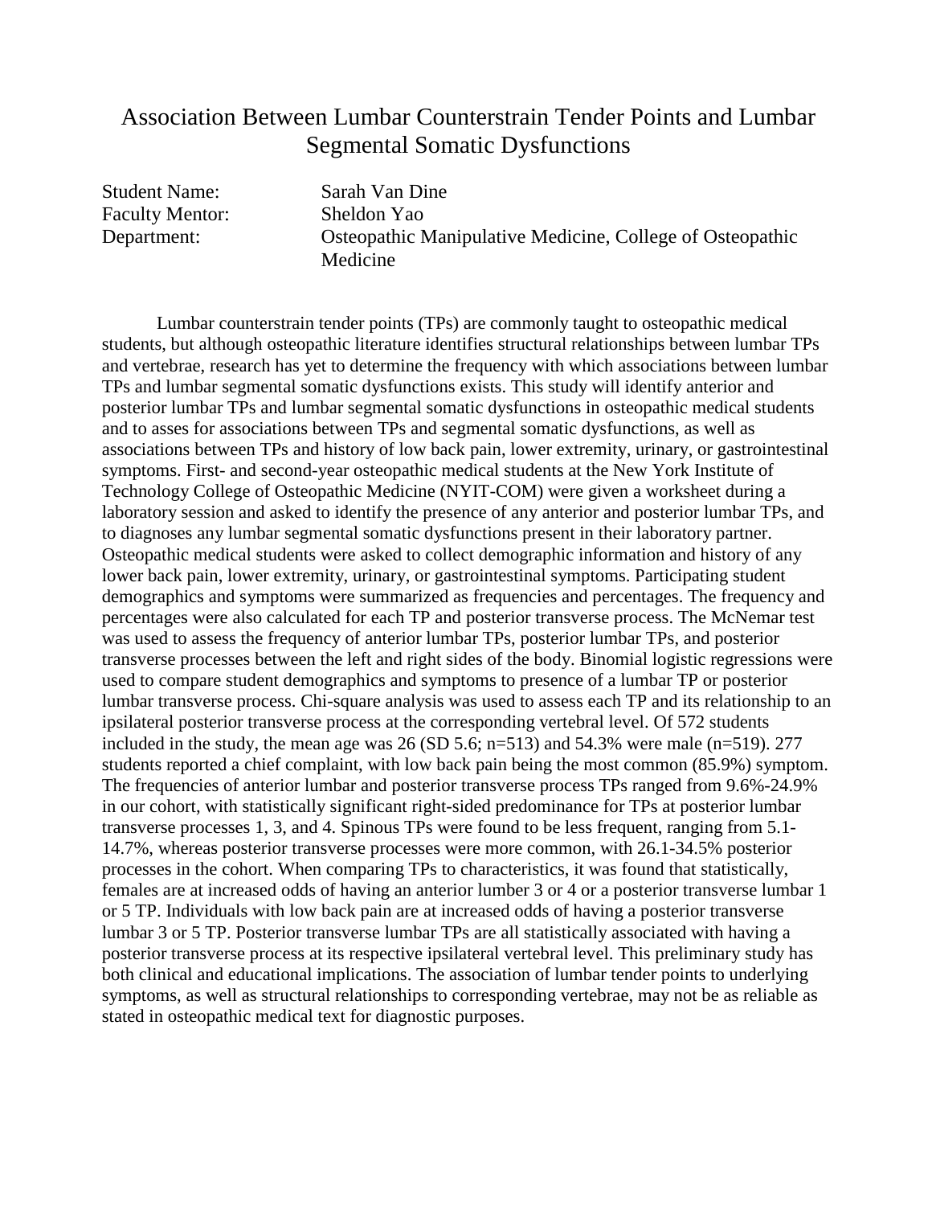# Association Between Lumbar Counterstrain Tender Points and Lumbar Segmental Somatic Dysfunctions

Student Name: Sarah Van Dine
Faculty Mentor: Sheldon Yao
Department: Osteopathic Manipulative Medicine, College of Osteopathic Medicine

Lumbar counterstrain tender points (TPs) are commonly taught to osteopathic medical students, but although osteopathic literature identifies structural relationships between lumbar TPs and vertebrae, research has yet to determine the frequency with which associations between lumbar TPs and lumbar segmental somatic dysfunctions exists. This study will identify anterior and posterior lumbar TPs and lumbar segmental somatic dysfunctions in osteopathic medical students and to asses for associations between TPs and segmental somatic dysfunctions, as well as associations between TPs and history of low back pain, lower extremity, urinary, or gastrointestinal symptoms. First- and second-year osteopathic medical students at the New York Institute of Technology College of Osteopathic Medicine (NYIT-COM) were given a worksheet during a laboratory session and asked to identify the presence of any anterior and posterior lumbar TPs, and to diagnoses any lumbar segmental somatic dysfunctions present in their laboratory partner. Osteopathic medical students were asked to collect demographic information and history of any lower back pain, lower extremity, urinary, or gastrointestinal symptoms. Participating student demographics and symptoms were summarized as frequencies and percentages. The frequency and percentages were also calculated for each TP and posterior transverse process. The McNemar test was used to assess the frequency of anterior lumbar TPs, posterior lumbar TPs, and posterior transverse processes between the left and right sides of the body. Binomial logistic regressions were used to compare student demographics and symptoms to presence of a lumbar TP or posterior lumbar transverse process. Chi-square analysis was used to assess each TP and its relationship to an ipsilateral posterior transverse process at the corresponding vertebral level. Of 572 students included in the study, the mean age was 26 (SD 5.6; n=513) and 54.3% were male (n=519). 277 students reported a chief complaint, with low back pain being the most common (85.9%) symptom. The frequencies of anterior lumbar and posterior transverse process TPs ranged from 9.6%-24.9% in our cohort, with statistically significant right-sided predominance for TPs at posterior lumbar transverse processes 1, 3, and 4. Spinous TPs were found to be less frequent, ranging from 5.1-14.7%, whereas posterior transverse processes were more common, with 26.1-34.5% posterior processes in the cohort. When comparing TPs to characteristics, it was found that statistically, females are at increased odds of having an anterior lumber 3 or 4 or a posterior transverse lumbar 1 or 5 TP. Individuals with low back pain are at increased odds of having a posterior transverse lumbar 3 or 5 TP. Posterior transverse lumbar TPs are all statistically associated with having a posterior transverse process at its respective ipsilateral vertebral level. This preliminary study has both clinical and educational implications. The association of lumbar tender points to underlying symptoms, as well as structural relationships to corresponding vertebrae, may not be as reliable as stated in osteopathic medical text for diagnostic purposes.